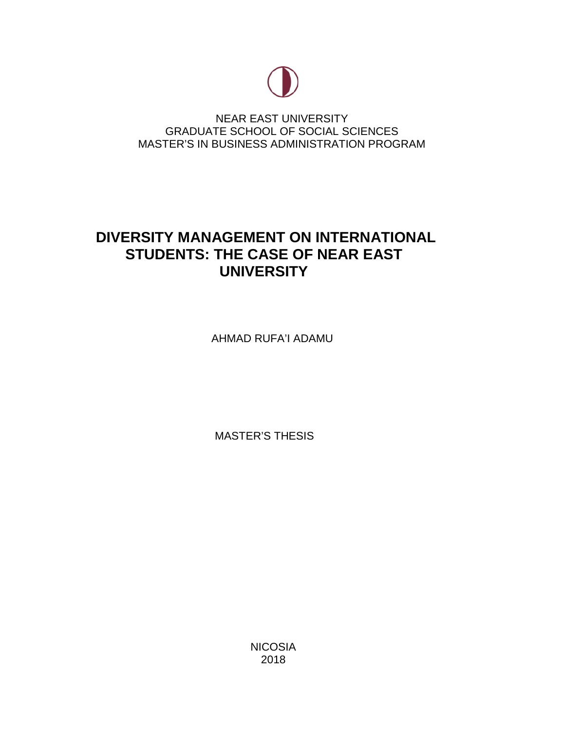NEAR EAST UNIVERSITY
GRADUATE SCHOOL OF SOCIAL SCIENCES
MASTER'S IN BUSINESS ADMINISTRATION PROGRAM

# DIVERSITY MANAGEMENT ON INTERNATIONAL STUDENTS: THE CASE OF NEAR EAST UNIVERSITY

AHMAD RUFA'I ADAMU

MASTER'S THESIS

NICOSIA
2018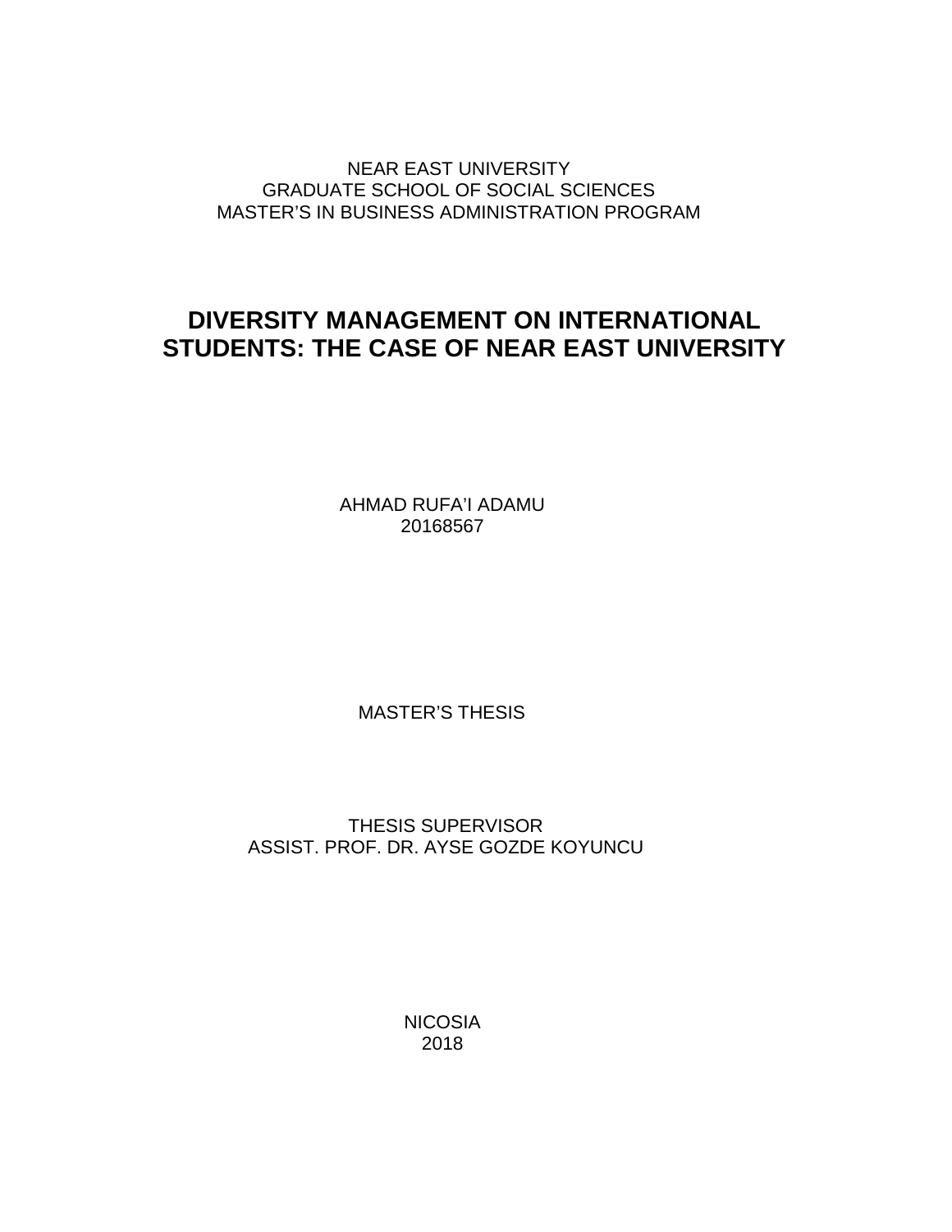NEAR EAST UNIVERSITY
GRADUATE SCHOOL OF SOCIAL SCIENCES
MASTER'S IN BUSINESS ADMINISTRATION PROGRAM

# DIVERSITY MANAGEMENT ON INTERNATIONAL STUDENTS: THE CASE OF NEAR EAST UNIVERSITY

AHMAD RUFA'I ADAMU
20168567

MASTER'S THESIS

THESIS SUPERVISOR
ASSIST. PROF. DR. AYSE GOZDE KOYUNCU

NICOSIA
2018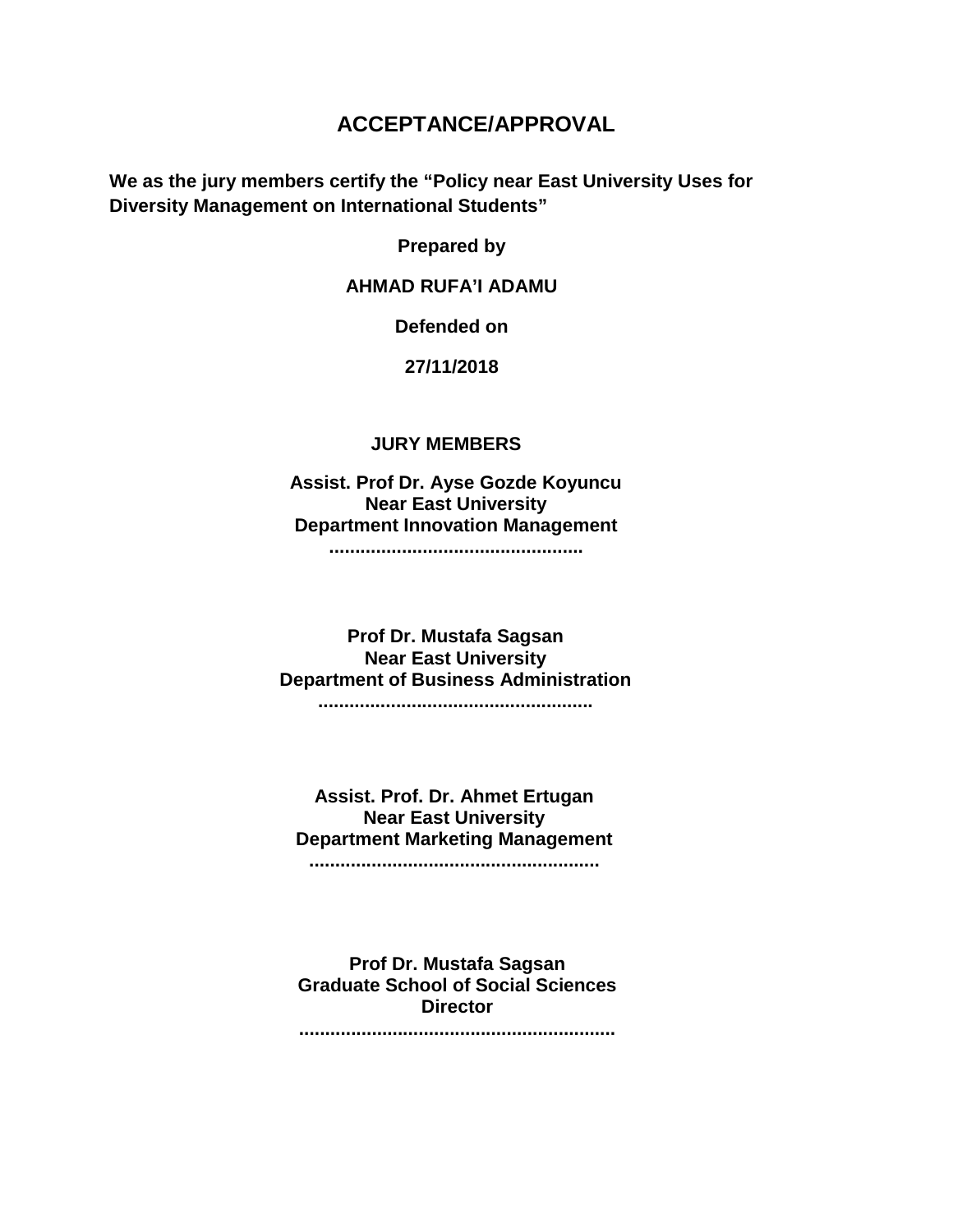# ACCEPTANCE/APPROVAL

**We as the jury members certify the "Policy near East University Uses for Diversity Management on International Students"**

**Prepared by**

**AHMAD RUFA'I ADAMU**

**Defended on**

**27/11/2018**

**JURY MEMBERS**

**Assist. Prof Dr. Ayse Gozde Koyuncu**
**Near East University**
**Department Innovation Management**
**................................................**

**Prof Dr. Mustafa Sagsan**
**Near East University**
**Department of Business Administration**
**....................................................**

**Assist. Prof. Dr. Ahmet Ertugan**
**Near East University**
**Department Marketing Management**
**.......................................................**

**Prof Dr. Mustafa Sagsan**
**Graduate School of Social Sciences**
**Director**
**............................................................**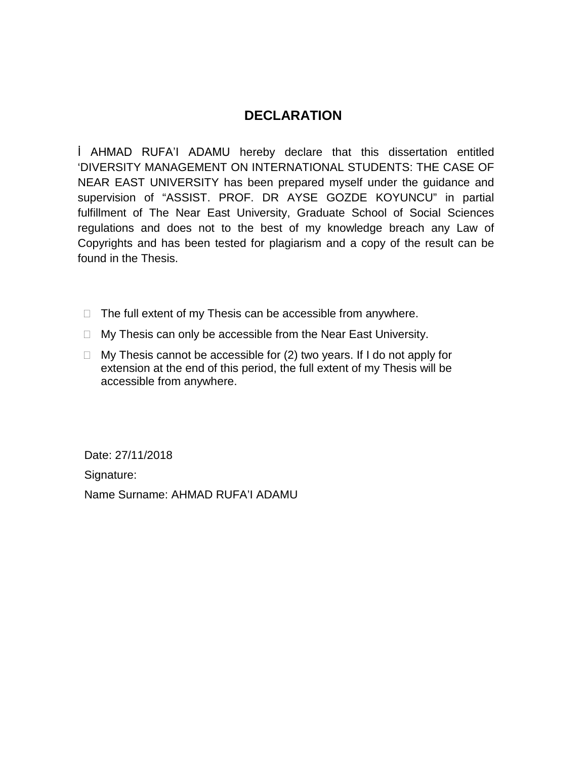# DECLARATION

İ AHMAD RUFA'I ADAMU hereby declare that this dissertation entitled 'DIVERSITY MANAGEMENT ON INTERNATIONAL STUDENTS: THE CASE OF NEAR EAST UNIVERSITY has been prepared myself under the guidance and supervision of "ASSIST. PROF. DR AYSE GOZDE KOYUNCU" in partial fulfillment of The Near East University, Graduate School of Social Sciences regulations and does not to the best of my knowledge breach any Law of Copyrights and has been tested for plagiarism and a copy of the result can be found in the Thesis.

- The full extent of my Thesis can be accessible from anywhere.
- My Thesis can only be accessible from the Near East University.
- My Thesis cannot be accessible for (2) two years. If I do not apply for extension at the end of this period, the full extent of my Thesis will be accessible from anywhere.

Date: 27/11/2018

Signature:

Name Surname: AHMAD RUFA'I ADAMU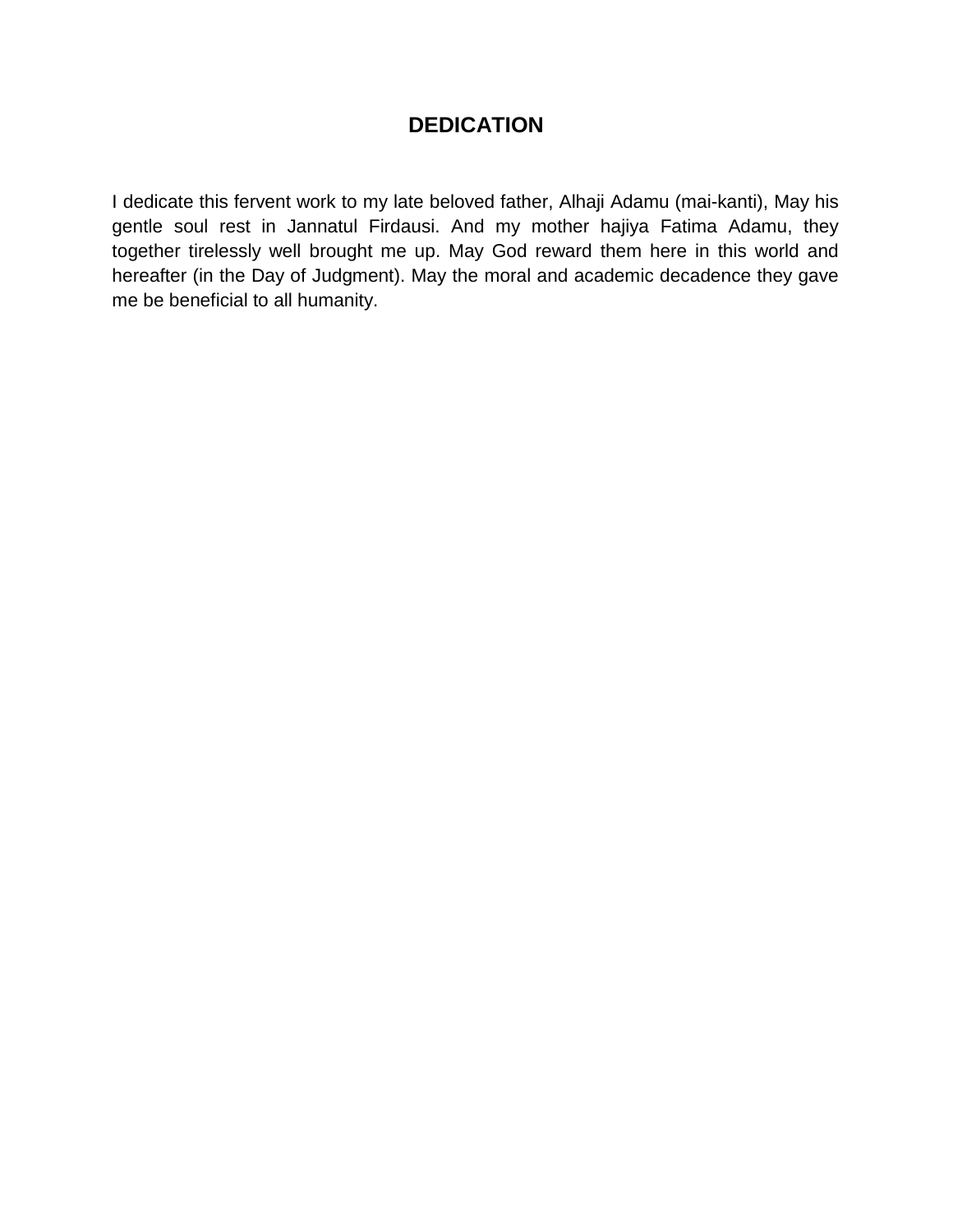# DEDICATION

I dedicate this fervent work to my late beloved father, Alhaji Adamu (mai-kanti), May his gentle soul rest in Jannatul Firdausi. And my mother hajiya Fatima Adamu, they together tirelessly well brought me up. May God reward them here in this world and hereafter (in the Day of Judgment). May the moral and academic decadence they gave me be beneficial to all humanity.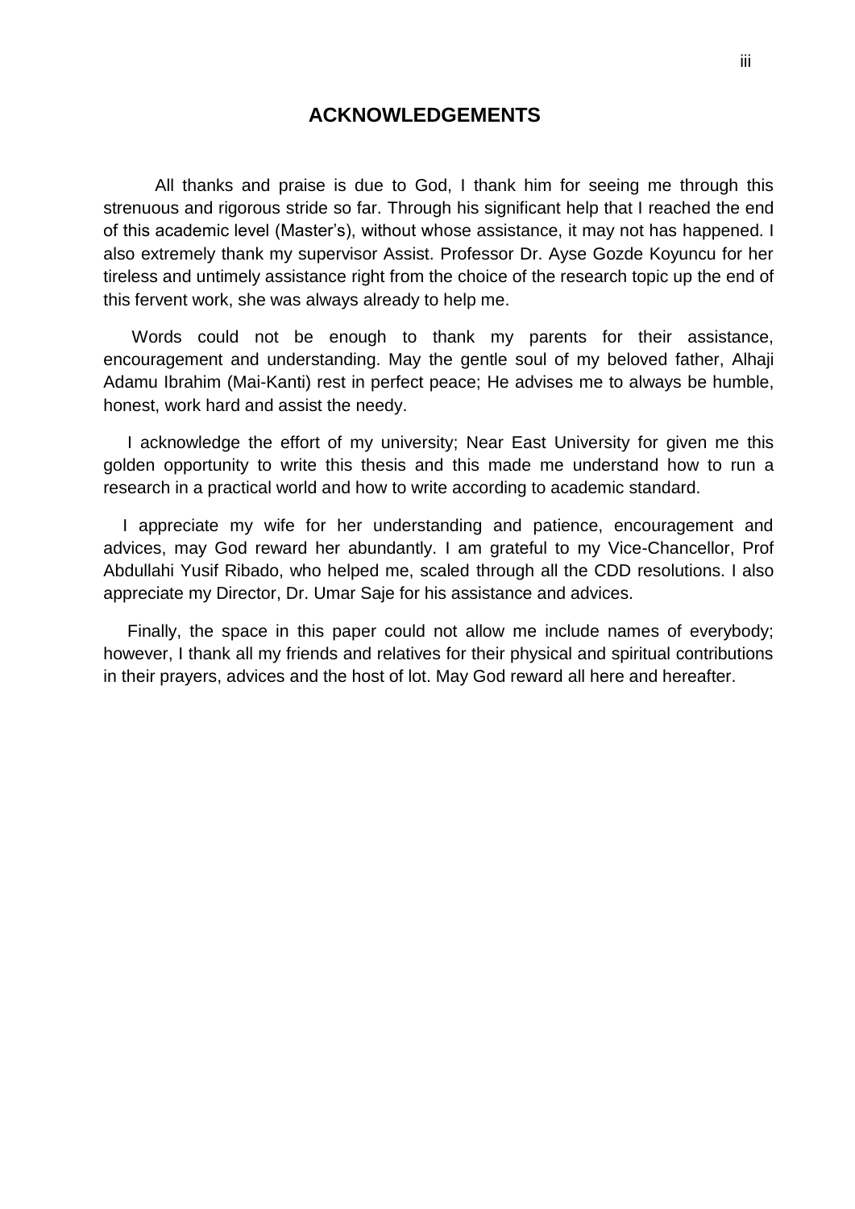# ACKNOWLEDGEMENTS

All thanks and praise is due to God, I thank him for seeing me through this strenuous and rigorous stride so far. Through his significant help that I reached the end of this academic level (Master's), without whose assistance, it may not has happened. I also extremely thank my supervisor Assist. Professor Dr. Ayse Gozde Koyuncu for her tireless and untimely assistance right from the choice of the research topic up the end of this fervent work, she was always already to help me.

Words could not be enough to thank my parents for their assistance, encouragement and understanding. May the gentle soul of my beloved father, Alhaji Adamu Ibrahim (Mai-Kanti) rest in perfect peace; He advises me to always be humble, honest, work hard and assist the needy.

I acknowledge the effort of my university; Near East University for given me this golden opportunity to write this thesis and this made me understand how to run a research in a practical world and how to write according to academic standard.

I appreciate my wife for her understanding and patience, encouragement and advices, may God reward her abundantly. I am grateful to my Vice-Chancellor, Prof Abdullahi Yusif Ribado, who helped me, scaled through all the CDD resolutions. I also appreciate my Director, Dr. Umar Saje for his assistance and advices.

Finally, the space in this paper could not allow me include names of everybody; however, I thank all my friends and relatives for their physical and spiritual contributions in their prayers, advices and the host of lot. May God reward all here and hereafter.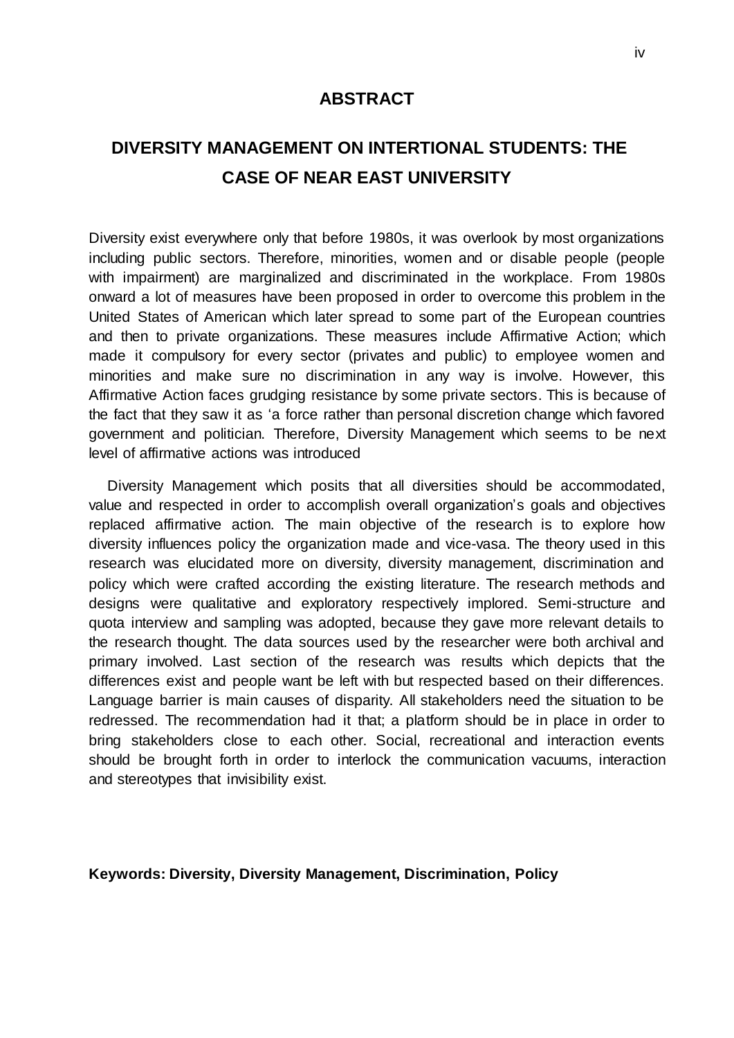# ABSTRACT

## DIVERSITY MANAGEMENT ON INTERTIONAL STUDENTS: THE CASE OF NEAR EAST UNIVERSITY

Diversity exist everywhere only that before 1980s, it was overlook by most organizations including public sectors. Therefore, minorities, women and or disable people (people with impairment) are marginalized and discriminated in the workplace. From 1980s onward a lot of measures have been proposed in order to overcome this problem in the United States of American which later spread to some part of the European countries and then to private organizations. These measures include Affirmative Action; which made it compulsory for every sector (privates and public) to employee women and minorities and make sure no discrimination in any way is involve. However, this Affirmative Action faces grudging resistance by some private sectors. This is because of the fact that they saw it as 'a force rather than personal discretion change which favored government and politician. Therefore, Diversity Management which seems to be next level of affirmative actions was introduced

Diversity Management which posits that all diversities should be accommodated, value and respected in order to accomplish overall organization's goals and objectives replaced affirmative action. The main objective of the research is to explore how diversity influences policy the organization made and vice-vasa. The theory used in this research was elucidated more on diversity, diversity management, discrimination and policy which were crafted according the existing literature. The research methods and designs were qualitative and exploratory respectively implored. Semi-structure and quota interview and sampling was adopted, because they gave more relevant details to the research thought. The data sources used by the researcher were both archival and primary involved. Last section of the research was results which depicts that the differences exist and people want be left with but respected based on their differences. Language barrier is main causes of disparity. All stakeholders need the situation to be redressed. The recommendation had it that; a platform should be in place in order to bring stakeholders close to each other. Social, recreational and interaction events should be brought forth in order to interlock the communication vacuums, interaction and stereotypes that invisibility exist.

**Keywords: Diversity, Diversity Management, Discrimination, Policy**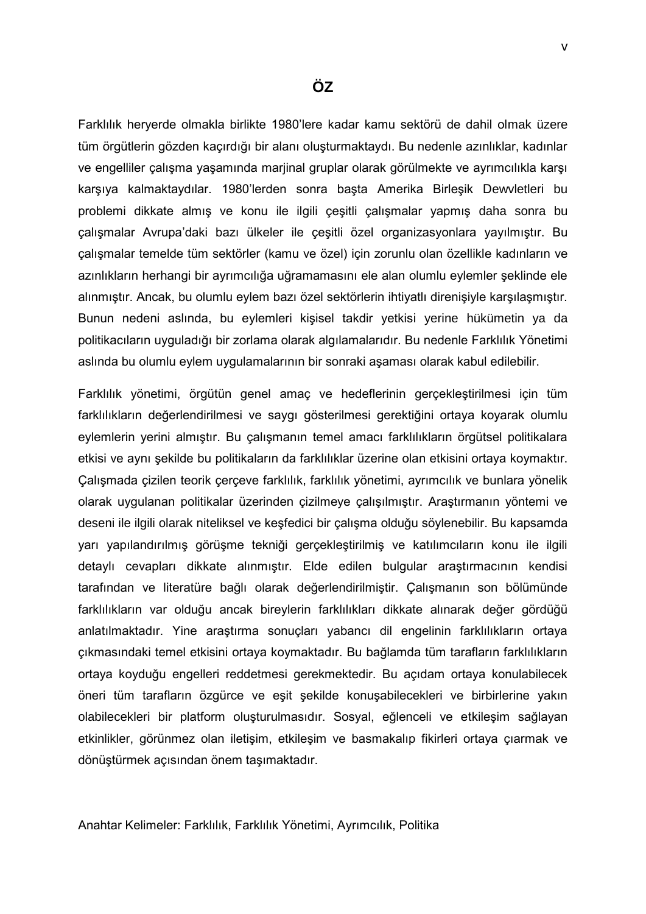# ÖZ

Farklılık heryerde olmakla birlikte 1980'lere kadar kamu sektörü de dahil olmak üzere tüm örgütlerin gözden kaçırdığı bir alanı oluşturmaktaydı. Bu nedenle azınlıklar, kadınlar ve engelliler çalışma yaşamında marjinal gruplar olarak görülmekte ve ayrımcılıkla karşı karşıya kalmaktaydılar. 1980'lerden sonra başta Amerika Birleşik Dewvletleri bu problemi dikkate almış ve konu ile ilgili çeşitli çalışmalar yapmış daha sonra bu çalışmalar Avrupa'daki bazı ülkeler ile çeşitli özel organizasyonlara yayılmıştır. Bu çalışmalar temelde tüm sektörler (kamu ve özel) için zorunlu olan özellikle kadınların ve azınlıkların herhangi bir ayrımcılığa uğramamasını ele alan olumlu eylemler şeklinde ele alınmıştır. Ancak, bu olumlu eylem bazı özel sektörlerin ihtiyatlı direnişiyle karşılaşmıştır. Bunun nedeni aslında, bu eylemleri kişisel takdir yetkisi yerine hükümetin ya da politikacıların uyguladığı bir zorlama olarak algılamalarıdır. Bu nedenle Farklılık Yönetimi aslında bu olumlu eylem uygulamalarının bir sonraki aşaması olarak kabul edilebilir.

Farklılık yönetimi, örgütün genel amaç ve hedeflerinin gerçekleştirilmesi için tüm farklılıkların değerlendirilmesi ve saygı gösterilmesi gerektiğini ortaya koyarak olumlu eylemlerin yerini almıştır. Bu çalışmanın temel amacı farklılıkların örgütsel politikalara etkisi ve aynı şekilde bu politikaların da farklılıklar üzerine olan etkisini ortaya koymaktır. Çalışmada çizilen teorik çerçeve farklılık, farklılık yönetimi, ayrımcılık ve bunlara yönelik olarak uygulanan politikalar üzerinden çizilmeye çalışılmıştır. Araştırmanın yöntemi ve deseni ile ilgili olarak niteliksel ve keşfedici bir çalışma olduğu söylenebilir. Bu kapsamda yarı yapılandırılmış görüşme tekniği gerçekleştirilmiş ve katılımcıların konu ile ilgili detaylı cevapları dikkate alınmıştır. Elde edilen bulgular araştırmacının kendisi tarafından ve literatüre bağlı olarak değerlendirilmiştir. Çalışmanın son bölümünde farklılıkların var olduğu ancak bireylerin farklılıkları dikkate alınarak değer gördüğü anlatılmaktadır. Yine araştırma sonuçları yabancı dil engelinin farklılıkların ortaya çıkmasındaki temel etkisini ortaya koymaktadır. Bu bağlamda tüm tarafların farklılıkların ortaya koyduğu engelleri reddetmesi gerekmektedir. Bu açıdam ortaya konulabilecek öneri tüm tarafların özgürce ve eşit şekilde konuşabilecekleri ve birbirlerine yakın olabilecekleri bir platform oluşturulmasıdır. Sosyal, eğlenceli ve etkileşim sağlayan etkinlikler, görünmez olan iletişim, etkileşim ve basmakalıp fikirleri ortaya çıarmak ve dönüştürmek açısından önem taşımaktadır.

Anahtar Kelimeler: Farklılık, Farklılık Yönetimi, Ayrımcılık, Politika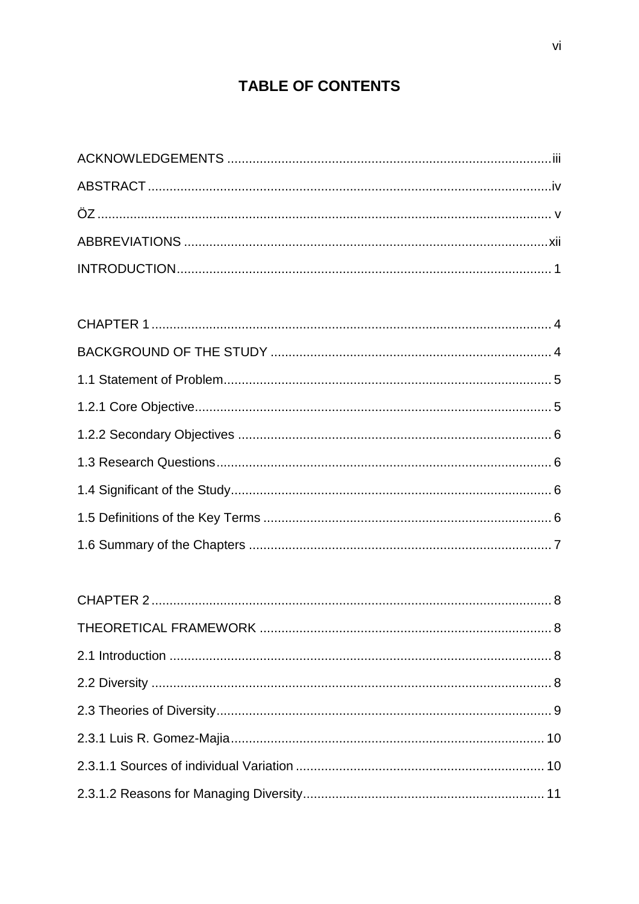# TABLE OF CONTENTS

ACKNOWLEDGEMENTS .......... iii

ABSTRACT .......... iv

ÖZ .......... v

ABBREVIATIONS .......... xii

INTRODUCTION .......... 1

CHAPTER 1 .......... 4

BACKGROUND OF THE STUDY .......... 4

1.1 Statement of Problem .......... 5

1.2.1 Core Objective .......... 5

1.2.2 Secondary Objectives .......... 6

1.3 Research Questions .......... 6

1.4 Significant of the Study .......... 6

1.5 Definitions of the Key Terms .......... 6

1.6 Summary of the Chapters .......... 7

CHAPTER 2 .......... 8

THEORETICAL FRAMEWORK .......... 8

2.1 Introduction .......... 8

2.2 Diversity .......... 8

2.3 Theories of Diversity .......... 9

2.3.1 Luis R. Gomez-Majia .......... 10

2.3.1.1 Sources of individual Variation .......... 10

2.3.1.2 Reasons for Managing Diversity .......... 11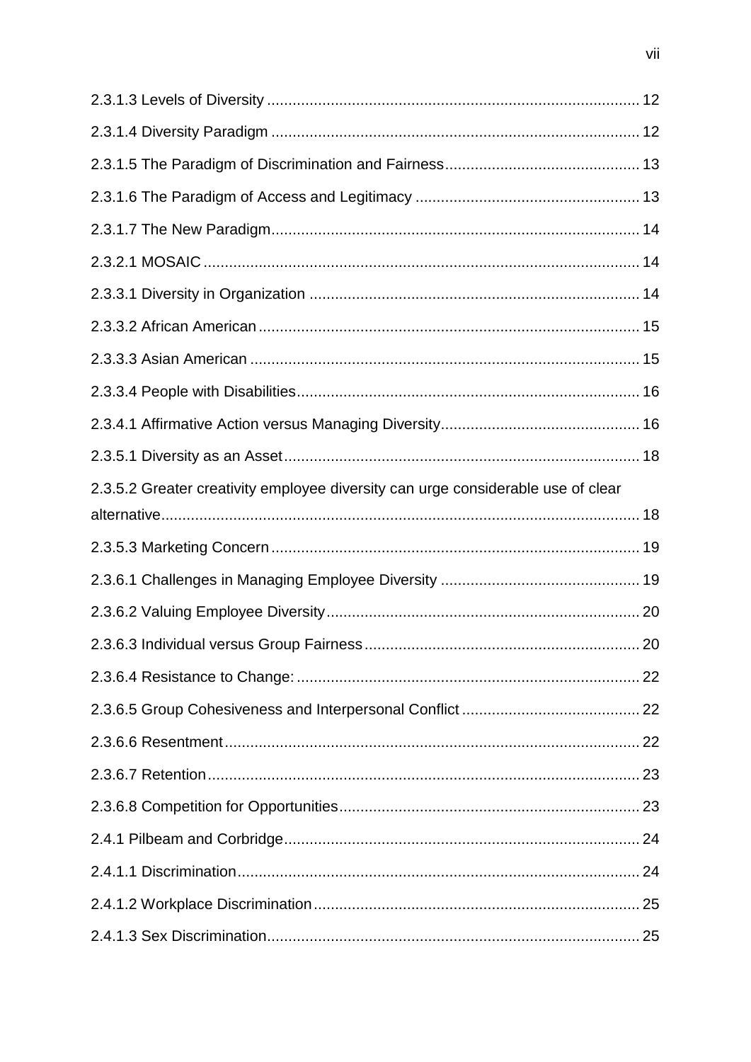2.3.1.3 Levels of Diversity ........................................................................................ 12

2.3.1.4 Diversity Paradigm ....................................................................................... 12

2.3.1.5 The Paradigm of Discrimination and Fairness.............................................. 13

2.3.1.6 The Paradigm of Access and Legitimacy ..................................................... 13

2.3.1.7 The New Paradigm....................................................................................... 14

2.3.2.1 MOSAIC ....................................................................................................... 14

2.3.3.1 Diversity in Organization .............................................................................. 14

2.3.3.2 African American .......................................................................................... 15

2.3.3.3 Asian American ............................................................................................ 15

2.3.3.4 People with Disabilities................................................................................. 16

2.3.4.1 Affirmative Action versus Managing Diversity............................................... 16

2.3.5.1 Diversity as an Asset.................................................................................... 18

2.3.5.2 Greater creativity employee diversity can urge considerable use of clear alternative................................................................................................................. 18

2.3.5.3 Marketing Concern ....................................................................................... 19

2.3.6.1 Challenges in Managing Employee Diversity ............................................... 19

2.3.6.2 Valuing Employee Diversity.......................................................................... 20

2.3.6.3 Individual versus Group Fairness................................................................. 20

2.3.6.4 Resistance to Change: ................................................................................. 22

2.3.6.5 Group Cohesiveness and Interpersonal Conflict .......................................... 22

2.3.6.6 Resentment.................................................................................................. 22

2.3.6.7 Retention...................................................................................................... 23

2.3.6.8 Competition for Opportunities....................................................................... 23

2.4.1 Pilbeam and Corbridge.................................................................................... 24

2.4.1.1 Discrimination............................................................................................... 24

2.4.1.2 Workplace Discrimination............................................................................. 25

2.4.1.3 Sex Discrimination........................................................................................ 25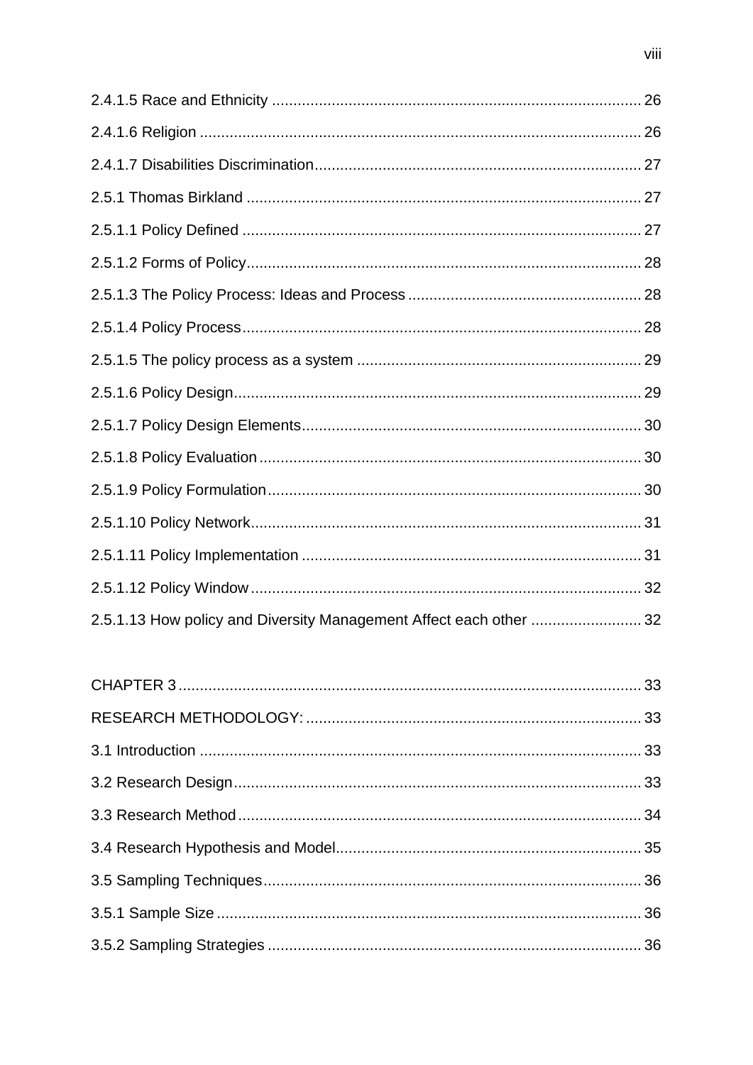2.4.1.5 Race and Ethnicity ..................................................................................... 26

2.4.1.6 Religion ...................................................................................................... 26

2.4.1.7 Disabilities Discrimination........................................................................... 27

2.5.1 Thomas Birkland ........................................................................................... 27

2.5.1.1 Policy Defined ............................................................................................ 27

2.5.1.2 Forms of Policy........................................................................................... 28

2.5.1.3 The Policy Process: Ideas and Process ...................................................... 28

2.5.1.4 Policy Process............................................................................................ 28

2.5.1.5 The policy process as a system .................................................................. 29

2.5.1.6 Policy Design.............................................................................................. 29

2.5.1.7 Policy Design Elements.............................................................................. 30

2.5.1.8 Policy Evaluation ........................................................................................ 30

2.5.1.9 Policy Formulation...................................................................................... 30

2.5.1.10 Policy Network.......................................................................................... 31

2.5.1.11 Policy Implementation .............................................................................. 31

2.5.1.12 Policy Window .......................................................................................... 32

2.5.1.13 How policy and Diversity Management Affect each other ......................... 32

CHAPTER 3 ........................................................................................................... 33

RESEARCH METHODOLOGY: .............................................................................. 33

3.1 Introduction ....................................................................................................... 33

3.2 Research Design............................................................................................... 33

3.3 Research Method ............................................................................................. 34

3.4 Research Hypothesis and Model....................................................................... 35

3.5 Sampling Techniques........................................................................................ 36

3.5.1 Sample Size .................................................................................................. 36

3.5.2 Sampling Strategies ....................................................................................... 36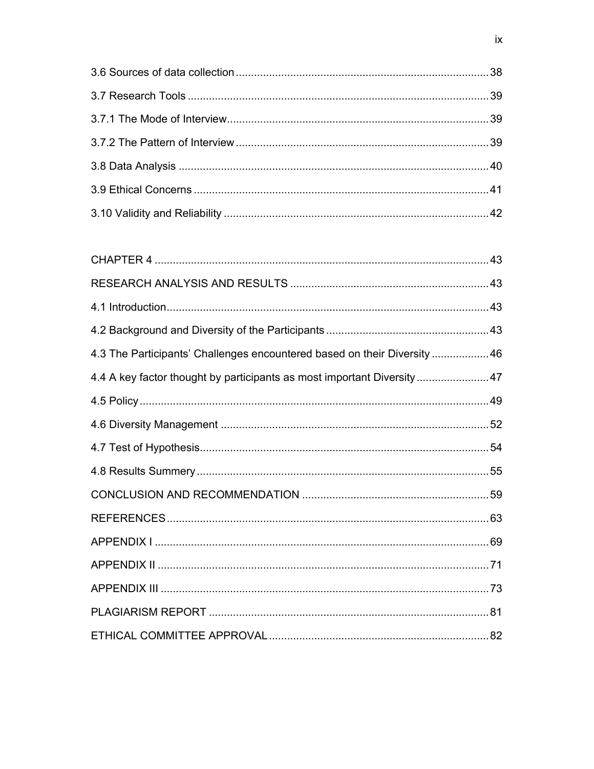3.6 Sources of data collection ........................................................................ 38

3.7 Research Tools ........................................................................................ 39

3.7.1 The Mode of Interview.......................................................................... 39

3.7.2 The Pattern of Interview ....................................................................... 39

3.8 Data Analysis .......................................................................................... 40

3.9 Ethical Concerns ..................................................................................... 41

3.10 Validity and Reliability ........................................................................... 42

CHAPTER 4 .................................................................................................. 43

RESEARCH ANALYSIS AND RESULTS ..................................................... 43

4.1 Introduction.............................................................................................. 43

4.2 Background and Diversity of the Participants ........................................ 43

4.3 The Participants' Challenges encountered based on their Diversity ..................46

4.4 A key factor thought by participants as most important Diversity ........................47

4.5 Policy ....................................................................................................... 49

4.6 Diversity Management ............................................................................ 52

4.7 Test of Hypothesis................................................................................... 54

4.8 Results Summery .................................................................................... 55

CONCLUSION AND RECOMMENDATION .................................................. 59

REFERENCES ............................................................................................... 63

APPENDIX I .................................................................................................. 69

APPENDIX II ................................................................................................. 71

APPENDIX III ................................................................................................ 73

PLAGIARISM REPORT ................................................................................ 81

ETHICAL COMMITTEE APPROVAL ............................................................ 82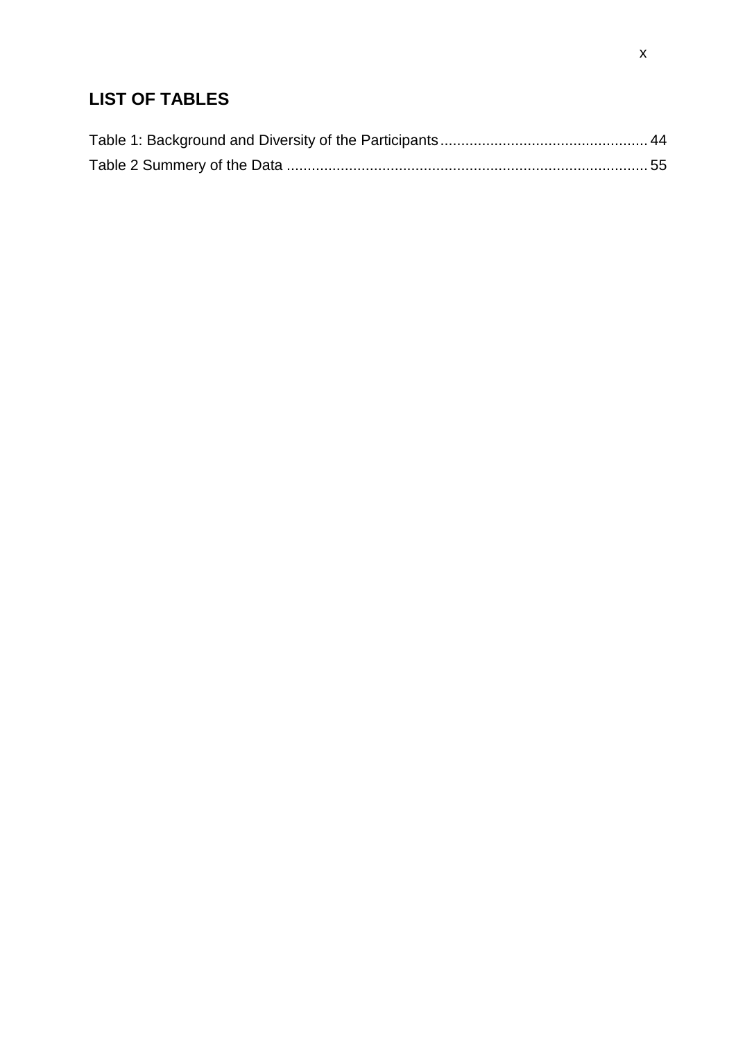## LIST OF TABLES

Table 1: Background and Diversity of the Participants .................................................. 44

Table 2 Summery of the Data ....................................................................................... 55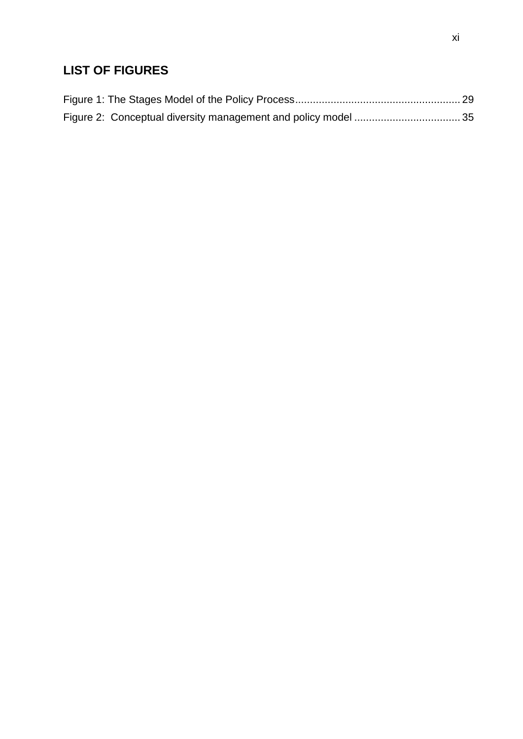## LIST OF FIGURES

Figure 1: The Stages Model of the Policy Process........................................................ 29
Figure 2: Conceptual diversity management and policy model .................................... 35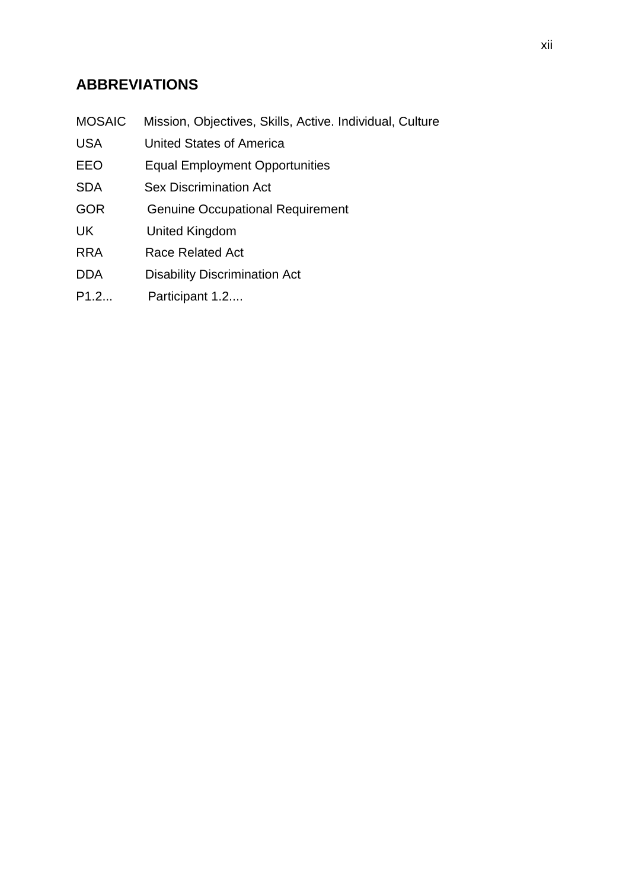## ABBREVIATIONS

| | |
|---|---|
| MOSAIC | Mission, Objectives, Skills, Active. Individual, Culture |
| USA | United States of America |
| EEO | Equal Employment Opportunities |
| SDA | Sex Discrimination Act |
| GOR | Genuine Occupational Requirement |
| UK | United Kingdom |
| RRA | Race Related Act |
| DDA | Disability Discrimination Act |
| P1.2... | Participant 1.2.... |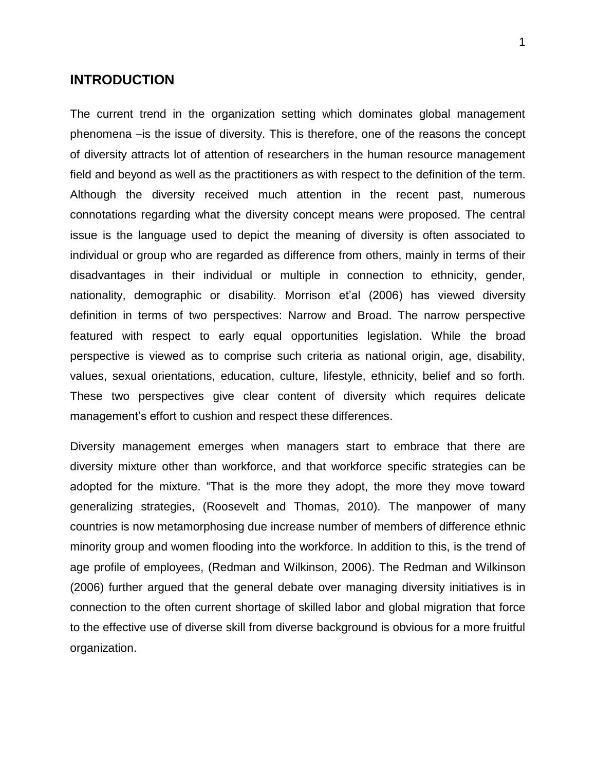## INTRODUCTION

The current trend in the organization setting which dominates global management phenomena –is the issue of diversity. This is therefore, one of the reasons the concept of diversity attracts lot of attention of researchers in the human resource management field and beyond as well as the practitioners as with respect to the definition of the term. Although the diversity received much attention in the recent past, numerous connotations regarding what the diversity concept means were proposed. The central issue is the language used to depict the meaning of diversity is often associated to individual or group who are regarded as difference from others, mainly in terms of their disadvantages in their individual or multiple in connection to ethnicity, gender, nationality, demographic or disability. Morrison et'al (2006) has viewed diversity definition in terms of two perspectives: Narrow and Broad. The narrow perspective featured with respect to early equal opportunities legislation. While the broad perspective is viewed as to comprise such criteria as national origin, age, disability, values, sexual orientations, education, culture, lifestyle, ethnicity, belief and so forth. These two perspectives give clear content of diversity which requires delicate management's effort to cushion and respect these differences.

Diversity management emerges when managers start to embrace that there are diversity mixture other than workforce, and that workforce specific strategies can be adopted for the mixture. "That is the more they adopt, the more they move toward generalizing strategies, (Roosevelt and Thomas, 2010). The manpower of many countries is now metamorphosing due increase number of members of difference ethnic minority group and women flooding into the workforce. In addition to this, is the trend of age profile of employees, (Redman and Wilkinson, 2006). The Redman and Wilkinson (2006) further argued that the general debate over managing diversity initiatives is in connection to the often current shortage of skilled labor and global migration that force to the effective use of diverse skill from diverse background is obvious for a more fruitful organization.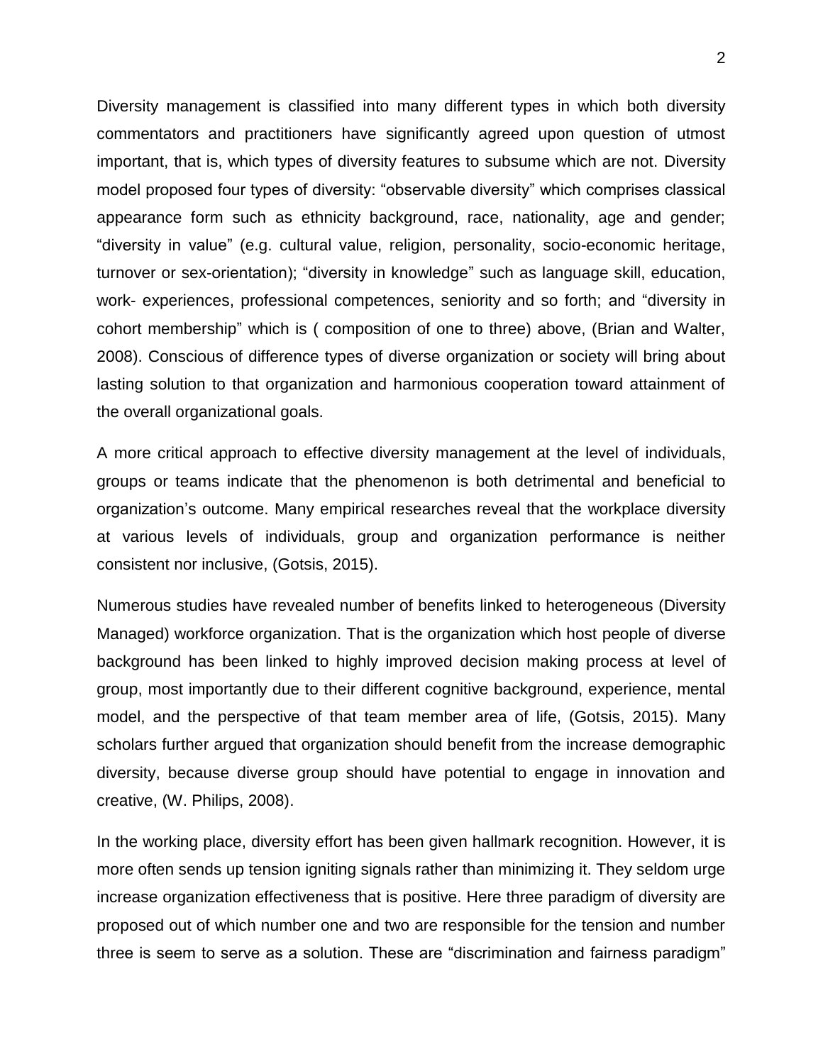Diversity management is classified into many different types in which both diversity commentators and practitioners have significantly agreed upon question of utmost important, that is, which types of diversity features to subsume which are not. Diversity model proposed four types of diversity: “observable diversity” which comprises classical appearance form such as ethnicity background, race, nationality, age and gender; “diversity in value” (e.g. cultural value, religion, personality, socio-economic heritage, turnover or sex-orientation); “diversity in knowledge” such as language skill, education, work- experiences, professional competences, seniority and so forth; and “diversity in cohort membership” which is ( composition of one to three) above, (Brian and Walter, 2008). Conscious of difference types of diverse organization or society will bring about lasting solution to that organization and harmonious cooperation toward attainment of the overall organizational goals.

A more critical approach to effective diversity management at the level of individuals, groups or teams indicate that the phenomenon is both detrimental and beneficial to organization’s outcome. Many empirical researches reveal that the workplace diversity at various levels of individuals, group and organization performance is neither consistent nor inclusive, (Gotsis, 2015).

Numerous studies have revealed number of benefits linked to heterogeneous (Diversity Managed) workforce organization. That is the organization which host people of diverse background has been linked to highly improved decision making process at level of group, most importantly due to their different cognitive background, experience, mental model, and the perspective of that team member area of life, (Gotsis, 2015). Many scholars further argued that organization should benefit from the increase demographic diversity, because diverse group should have potential to engage in innovation and creative, (W. Philips, 2008).

In the working place, diversity effort has been given hallmark recognition. However, it is more often sends up tension igniting signals rather than minimizing it. They seldom urge increase organization effectiveness that is positive. Here three paradigm of diversity are proposed out of which number one and two are responsible for the tension and number three is seem to serve as a solution. These are “discrimination and fairness paradigm”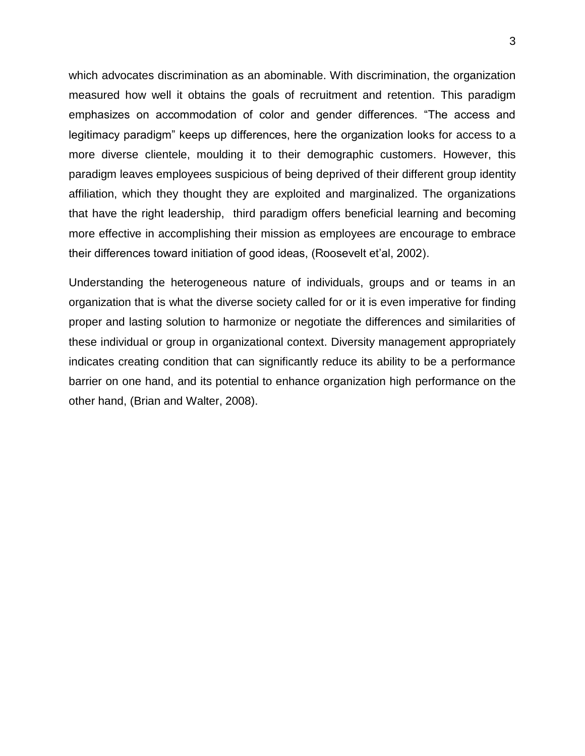which advocates discrimination as an abominable. With discrimination, the organization measured how well it obtains the goals of recruitment and retention. This paradigm emphasizes on accommodation of color and gender differences. "The access and legitimacy paradigm" keeps up differences, here the organization looks for access to a more diverse clientele, moulding it to their demographic customers. However, this paradigm leaves employees suspicious of being deprived of their different group identity affiliation, which they thought they are exploited and marginalized. The organizations that have the right leadership, third paradigm offers beneficial learning and becoming more effective in accomplishing their mission as employees are encourage to embrace their differences toward initiation of good ideas, (Roosevelt et'al, 2002).

Understanding the heterogeneous nature of individuals, groups and or teams in an organization that is what the diverse society called for or it is even imperative for finding proper and lasting solution to harmonize or negotiate the differences and similarities of these individual or group in organizational context. Diversity management appropriately indicates creating condition that can significantly reduce its ability to be a performance barrier on one hand, and its potential to enhance organization high performance on the other hand, (Brian and Walter, 2008).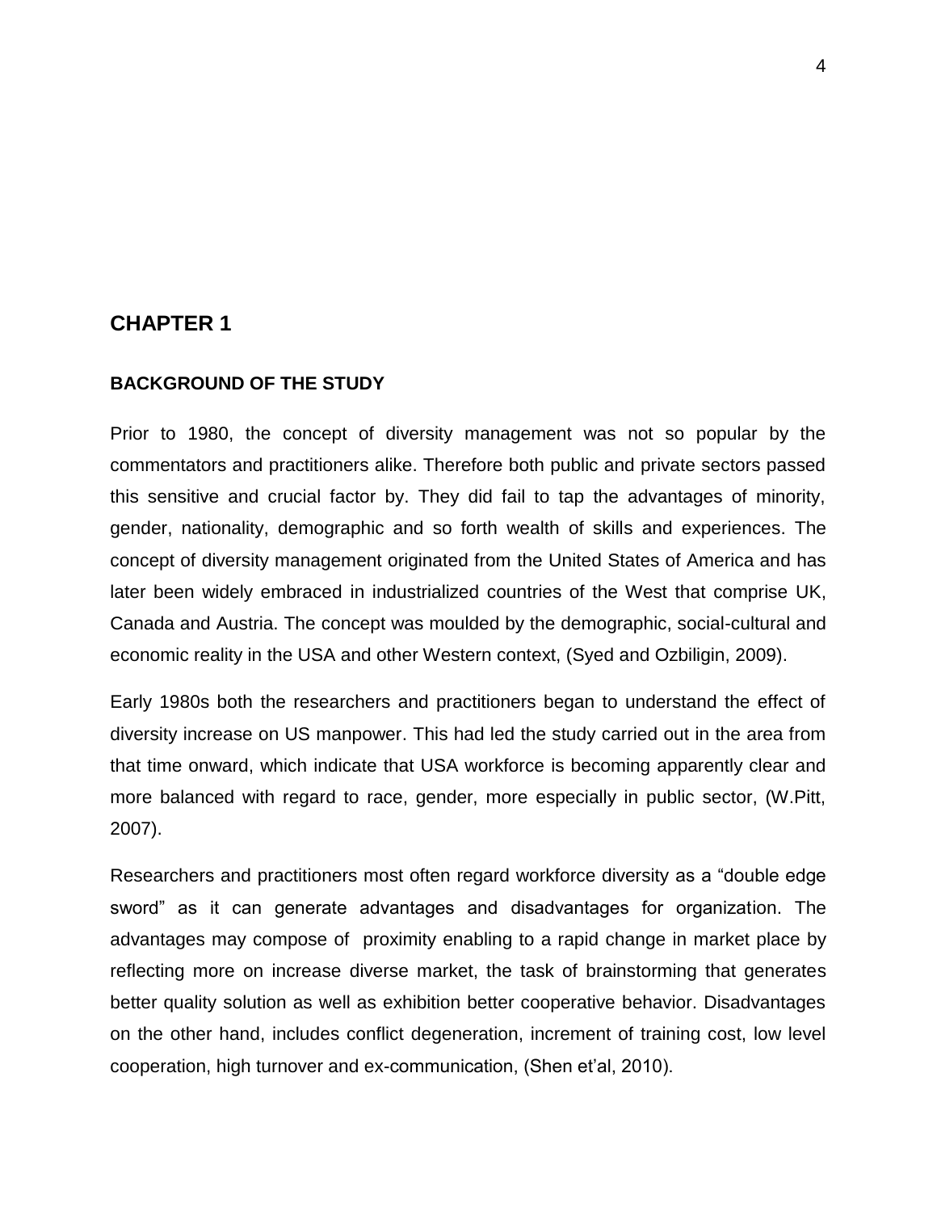# CHAPTER 1

## BACKGROUND OF THE STUDY

Prior to 1980, the concept of diversity management was not so popular by the commentators and practitioners alike. Therefore both public and private sectors passed this sensitive and crucial factor by. They did fail to tap the advantages of minority, gender, nationality, demographic and so forth wealth of skills and experiences. The concept of diversity management originated from the United States of America and has later been widely embraced in industrialized countries of the West that comprise UK, Canada and Austria. The concept was moulded by the demographic, social-cultural and economic reality in the USA and other Western context, (Syed and Ozbiligin, 2009).

Early 1980s both the researchers and practitioners began to understand the effect of diversity increase on US manpower. This had led the study carried out in the area from that time onward, which indicate that USA workforce is becoming apparently clear and more balanced with regard to race, gender, more especially in public sector, (W.Pitt, 2007).

Researchers and practitioners most often regard workforce diversity as a "double edge sword" as it can generate advantages and disadvantages for organization. The advantages may compose of proximity enabling to a rapid change in market place by reflecting more on increase diverse market, the task of brainstorming that generates better quality solution as well as exhibition better cooperative behavior. Disadvantages on the other hand, includes conflict degeneration, increment of training cost, low level cooperation, high turnover and ex-communication, (Shen et'al, 2010).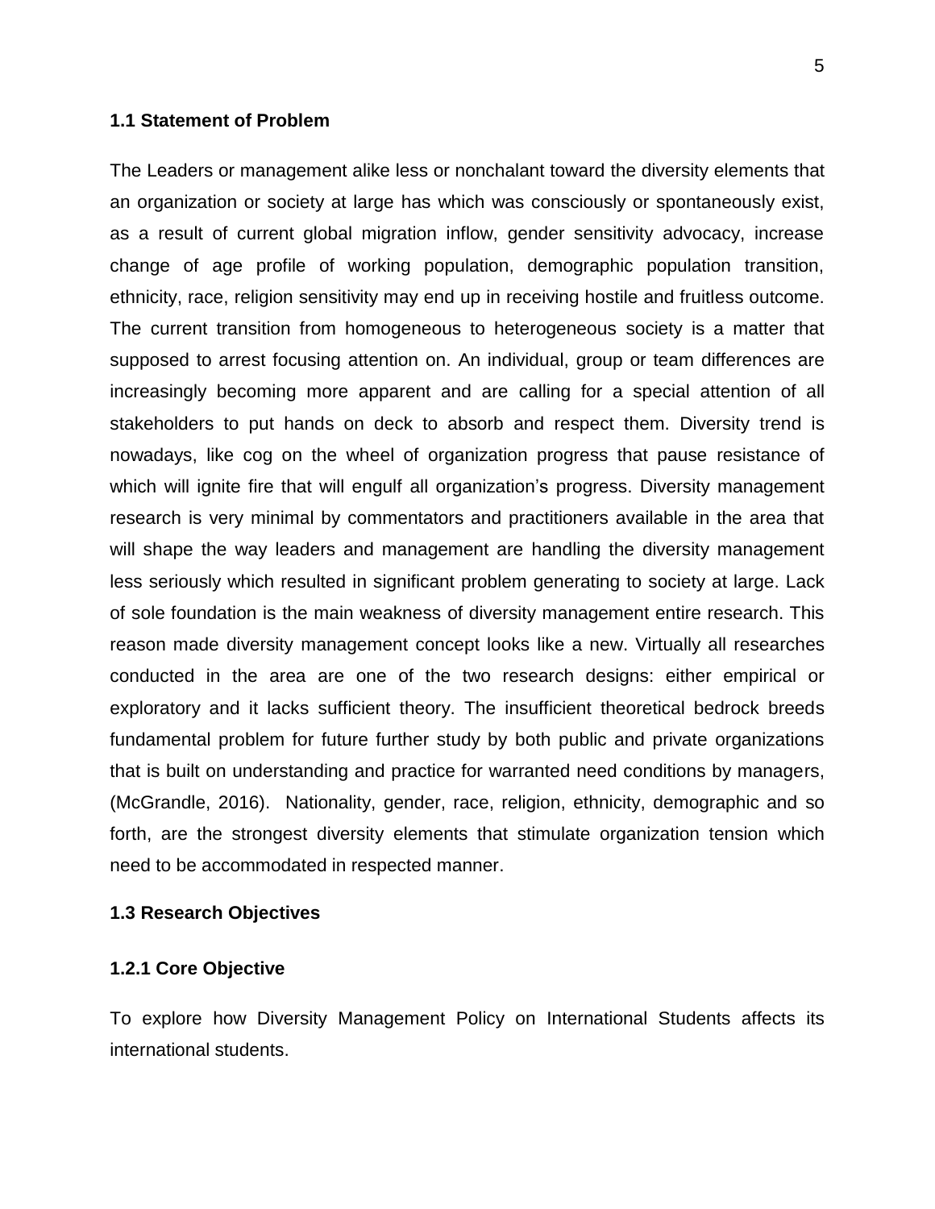### 1.1 Statement of Problem

The Leaders or management alike less or nonchalant toward the diversity elements that an organization or society at large has which was consciously or spontaneously exist, as a result of current global migration inflow, gender sensitivity advocacy, increase change of age profile of working population, demographic population transition, ethnicity, race, religion sensitivity may end up in receiving hostile and fruitless outcome. The current transition from homogeneous to heterogeneous society is a matter that supposed to arrest focusing attention on. An individual, group or team differences are increasingly becoming more apparent and are calling for a special attention of all stakeholders to put hands on deck to absorb and respect them. Diversity trend is nowadays, like cog on the wheel of organization progress that pause resistance of which will ignite fire that will engulf all organization's progress. Diversity management research is very minimal by commentators and practitioners available in the area that will shape the way leaders and management are handling the diversity management less seriously which resulted in significant problem generating to society at large. Lack of sole foundation is the main weakness of diversity management entire research. This reason made diversity management concept looks like a new. Virtually all researches conducted in the area are one of the two research designs: either empirical or exploratory and it lacks sufficient theory. The insufficient theoretical bedrock breeds fundamental problem for future further study by both public and private organizations that is built on understanding and practice for warranted need conditions by managers, (McGrandle, 2016). Nationality, gender, race, religion, ethnicity, demographic and so forth, are the strongest diversity elements that stimulate organization tension which need to be accommodated in respected manner.

### 1.3 Research Objectives

#### 1.2.1 Core Objective

To explore how Diversity Management Policy on International Students affects its international students.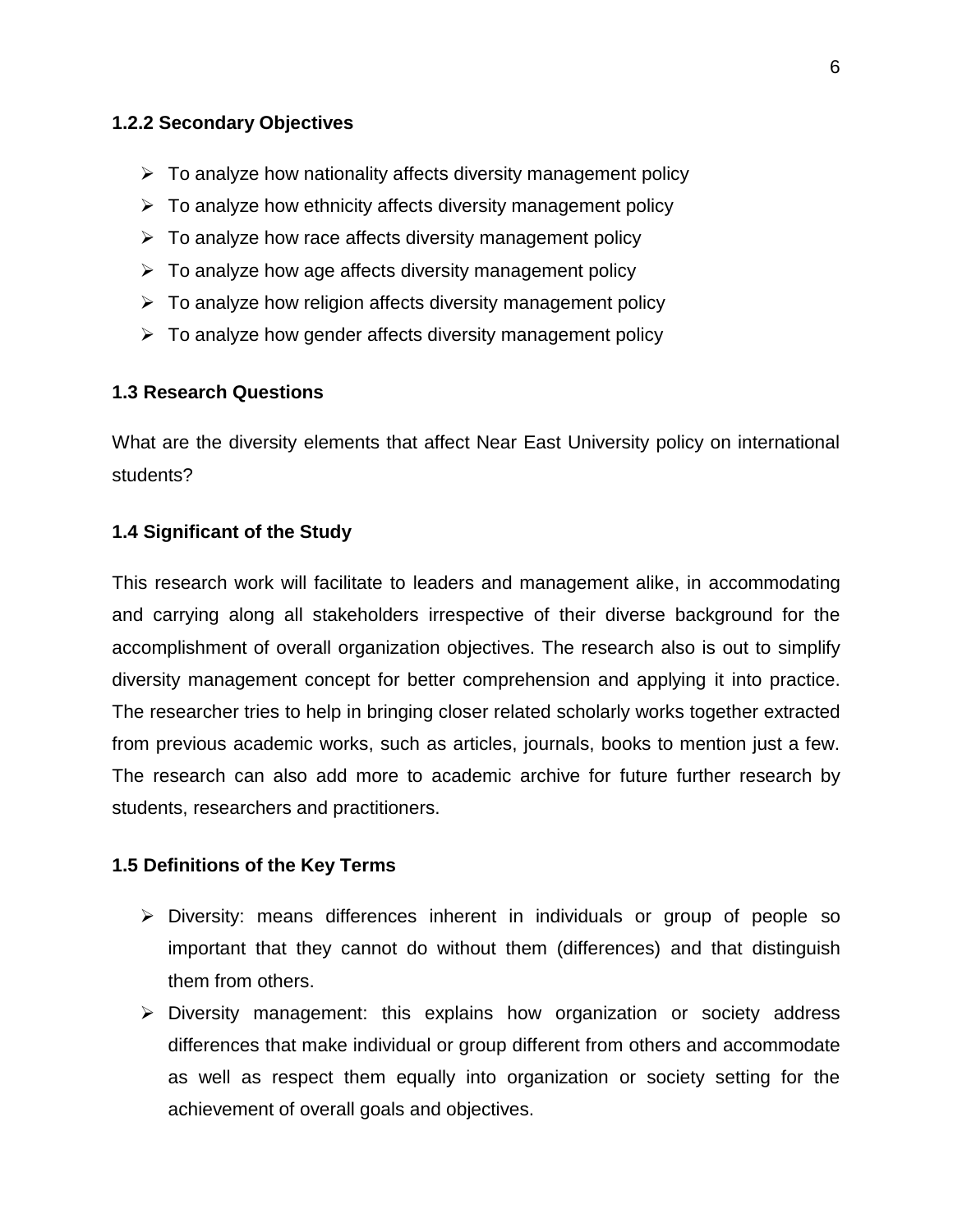### 1.2.2 Secondary Objectives

- To analyze how nationality affects diversity management policy
- To analyze how ethnicity affects diversity management policy
- To analyze how race affects diversity management policy
- To analyze how age affects diversity management policy
- To analyze how religion affects diversity management policy
- To analyze how gender affects diversity management policy

## 1.3 Research Questions

What are the diversity elements that affect Near East University policy on international students?

## 1.4 Significant of the Study

This research work will facilitate to leaders and management alike, in accommodating and carrying along all stakeholders irrespective of their diverse background for the accomplishment of overall organization objectives. The research also is out to simplify diversity management concept for better comprehension and applying it into practice. The researcher tries to help in bringing closer related scholarly works together extracted from previous academic works, such as articles, journals, books to mention just a few. The research can also add more to academic archive for future further research by students, researchers and practitioners.

## 1.5 Definitions of the Key Terms

- Diversity: means differences inherent in individuals or group of people so important that they cannot do without them (differences) and that distinguish them from others.
- Diversity management: this explains how organization or society address differences that make individual or group different from others and accommodate as well as respect them equally into organization or society setting for the achievement of overall goals and objectives.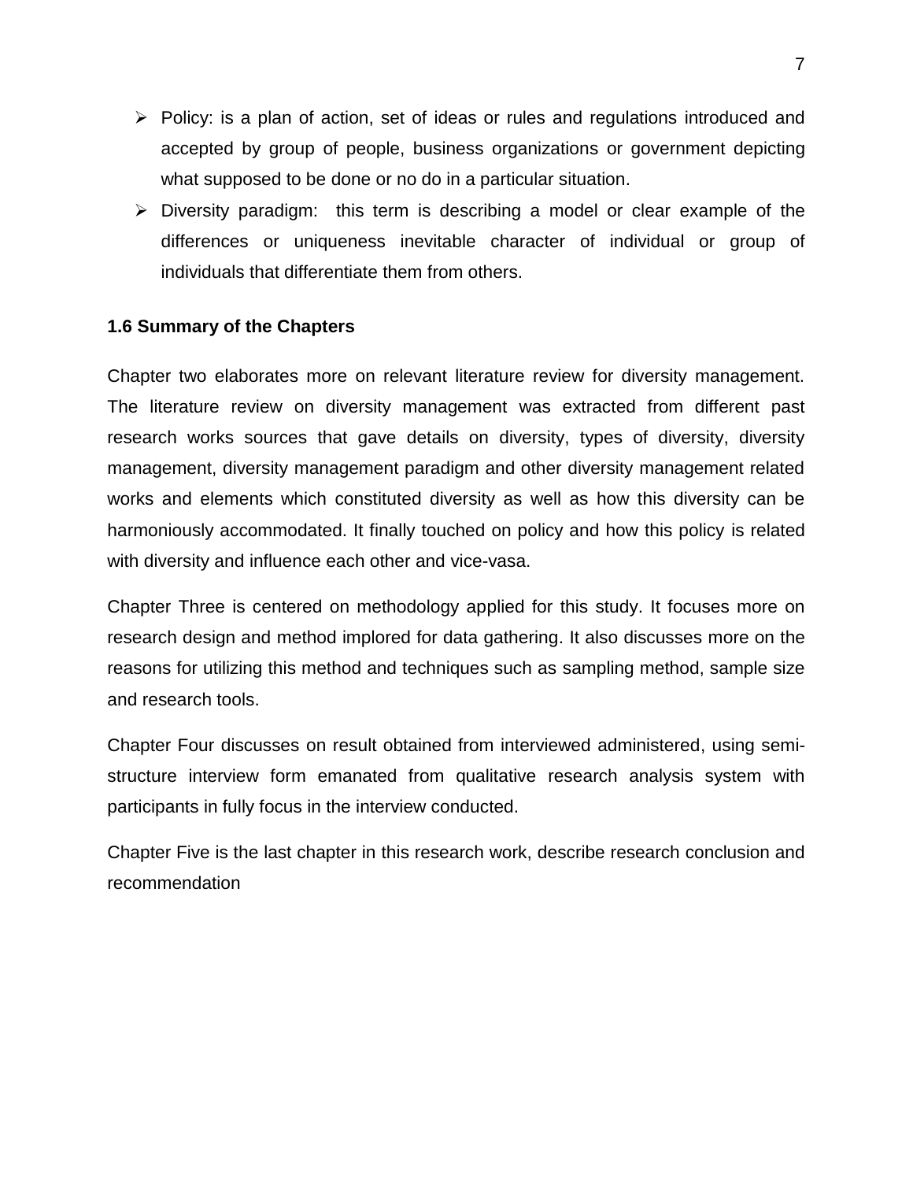- Policy: is a plan of action, set of ideas or rules and regulations introduced and accepted by group of people, business organizations or government depicting what supposed to be done or no do in a particular situation.
- Diversity paradigm: this term is describing a model or clear example of the differences or uniqueness inevitable character of individual or group of individuals that differentiate them from others.

### 1.6 Summary of the Chapters

Chapter two elaborates more on relevant literature review for diversity management. The literature review on diversity management was extracted from different past research works sources that gave details on diversity, types of diversity, diversity management, diversity management paradigm and other diversity management related works and elements which constituted diversity as well as how this diversity can be harmoniously accommodated. It finally touched on policy and how this policy is related with diversity and influence each other and vice-vasa.

Chapter Three is centered on methodology applied for this study. It focuses more on research design and method implored for data gathering. It also discusses more on the reasons for utilizing this method and techniques such as sampling method, sample size and research tools.

Chapter Four discusses on result obtained from interviewed administered, using semi-structure interview form emanated from qualitative research analysis system with participants in fully focus in the interview conducted.

Chapter Five is the last chapter in this research work, describe research conclusion and recommendation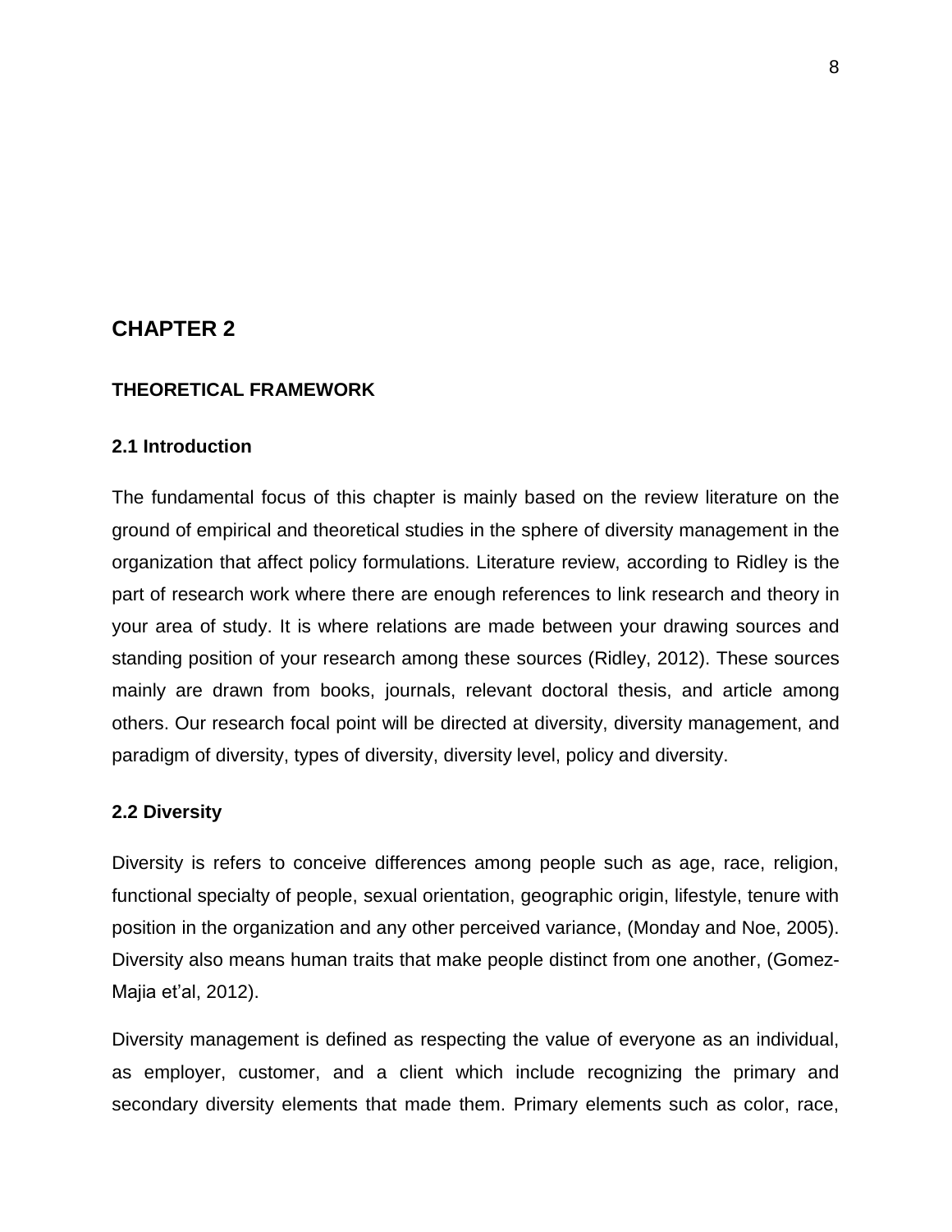# CHAPTER 2

## THEORETICAL FRAMEWORK

### 2.1 Introduction

The fundamental focus of this chapter is mainly based on the review literature on the ground of empirical and theoretical studies in the sphere of diversity management in the organization that affect policy formulations. Literature review, according to Ridley is the part of research work where there are enough references to link research and theory in your area of study. It is where relations are made between your drawing sources and standing position of your research among these sources (Ridley, 2012). These sources mainly are drawn from books, journals, relevant doctoral thesis, and article among others. Our research focal point will be directed at diversity, diversity management, and paradigm of diversity, types of diversity, diversity level, policy and diversity.

### 2.2 Diversity

Diversity is refers to conceive differences among people such as age, race, religion, functional specialty of people, sexual orientation, geographic origin, lifestyle, tenure with position in the organization and any other perceived variance, (Monday and Noe, 2005). Diversity also means human traits that make people distinct from one another, (Gomez-Majia et'al, 2012).

Diversity management is defined as respecting the value of everyone as an individual, as employer, customer, and a client which include recognizing the primary and secondary diversity elements that made them. Primary elements such as color, race,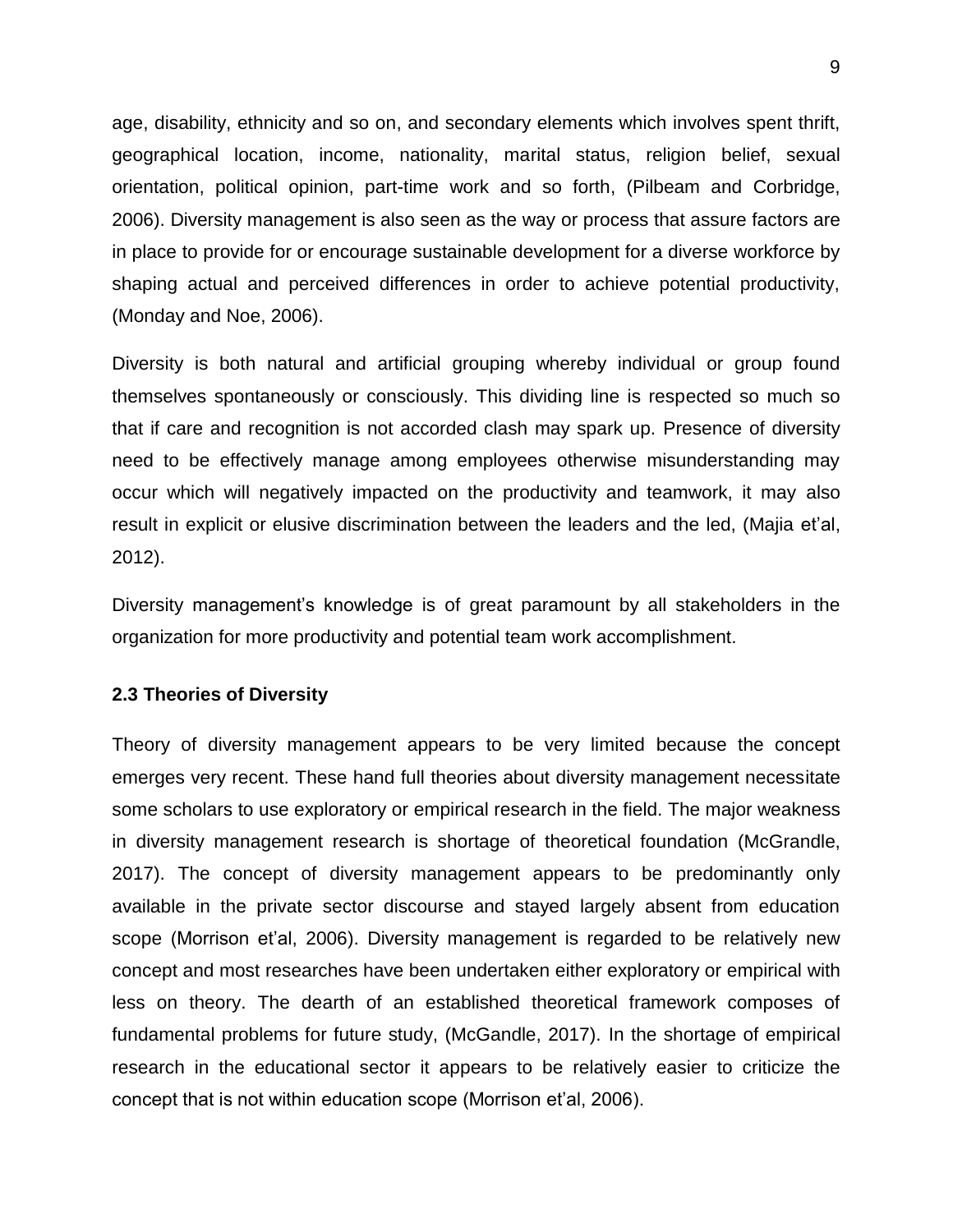age, disability, ethnicity and so on, and secondary elements which involves spent thrift, geographical location, income, nationality, marital status, religion belief, sexual orientation, political opinion, part-time work and so forth, (Pilbeam and Corbridge, 2006). Diversity management is also seen as the way or process that assure factors are in place to provide for or encourage sustainable development for a diverse workforce by shaping actual and perceived differences in order to achieve potential productivity, (Monday and Noe, 2006).

Diversity is both natural and artificial grouping whereby individual or group found themselves spontaneously or consciously. This dividing line is respected so much so that if care and recognition is not accorded clash may spark up. Presence of diversity need to be effectively manage among employees otherwise misunderstanding may occur which will negatively impacted on the productivity and teamwork, it may also result in explicit or elusive discrimination between the leaders and the led, (Majia et'al, 2012).

Diversity management's knowledge is of great paramount by all stakeholders in the organization for more productivity and potential team work accomplishment.

### 2.3 Theories of Diversity

Theory of diversity management appears to be very limited because the concept emerges very recent. These hand full theories about diversity management necessitate some scholars to use exploratory or empirical research in the field. The major weakness in diversity management research is shortage of theoretical foundation (McGrandle, 2017). The concept of diversity management appears to be predominantly only available in the private sector discourse and stayed largely absent from education scope (Morrison et'al, 2006). Diversity management is regarded to be relatively new concept and most researches have been undertaken either exploratory or empirical with less on theory. The dearth of an established theoretical framework composes of fundamental problems for future study, (McGandle, 2017). In the shortage of empirical research in the educational sector it appears to be relatively easier to criticize the concept that is not within education scope (Morrison et'al, 2006).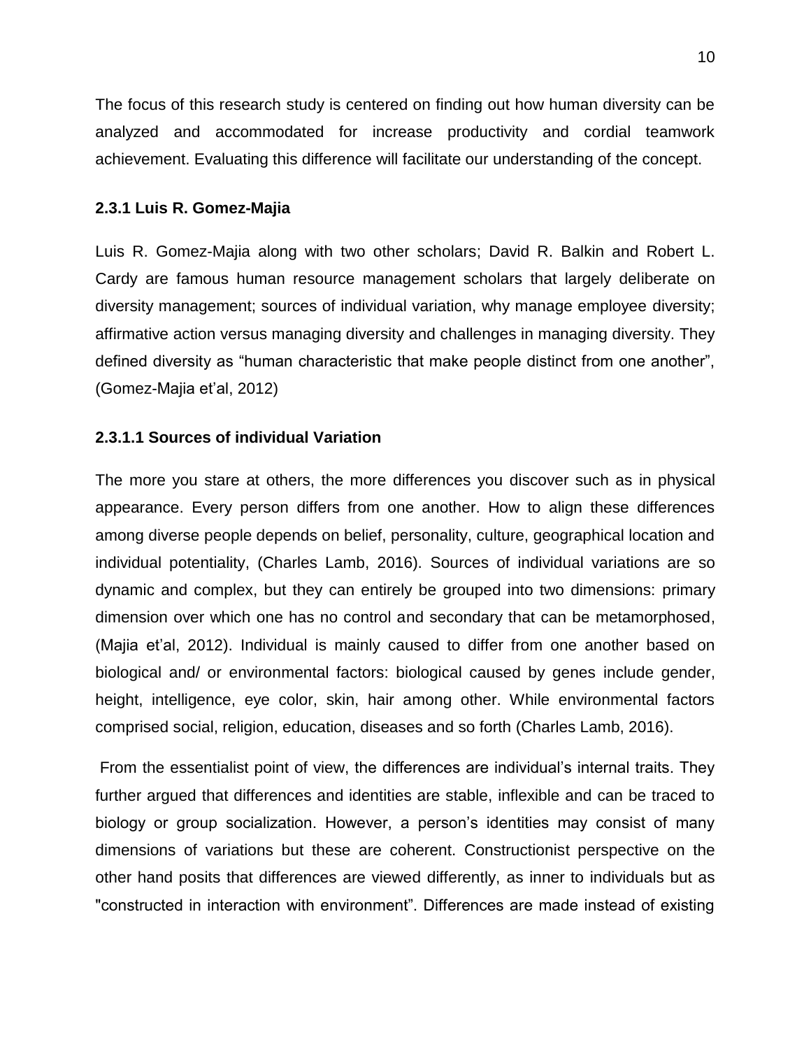The focus of this research study is centered on finding out how human diversity can be analyzed and accommodated for increase productivity and cordial teamwork achievement. Evaluating this difference will facilitate our understanding of the concept.

### 2.3.1 Luis R. Gomez-Majia

Luis R. Gomez-Majia along with two other scholars; David R. Balkin and Robert L. Cardy are famous human resource management scholars that largely deliberate on diversity management; sources of individual variation, why manage employee diversity; affirmative action versus managing diversity and challenges in managing diversity. They defined diversity as "human characteristic that make people distinct from one another", (Gomez-Majia et'al, 2012)

#### 2.3.1.1 Sources of individual Variation

The more you stare at others, the more differences you discover such as in physical appearance. Every person differs from one another. How to align these differences among diverse people depends on belief, personality, culture, geographical location and individual potentiality, (Charles Lamb, 2016). Sources of individual variations are so dynamic and complex, but they can entirely be grouped into two dimensions: primary dimension over which one has no control and secondary that can be metamorphosed, (Majia et'al, 2012). Individual is mainly caused to differ from one another based on biological and/ or environmental factors: biological caused by genes include gender, height, intelligence, eye color, skin, hair among other. While environmental factors comprised social, religion, education, diseases and so forth (Charles Lamb, 2016).

From the essentialist point of view, the differences are individual's internal traits. They further argued that differences and identities are stable, inflexible and can be traced to biology or group socialization. However, a person's identities may consist of many dimensions of variations but these are coherent. Constructionist perspective on the other hand posits that differences are viewed differently, as inner to individuals but as "constructed in interaction with environment". Differences are made instead of existing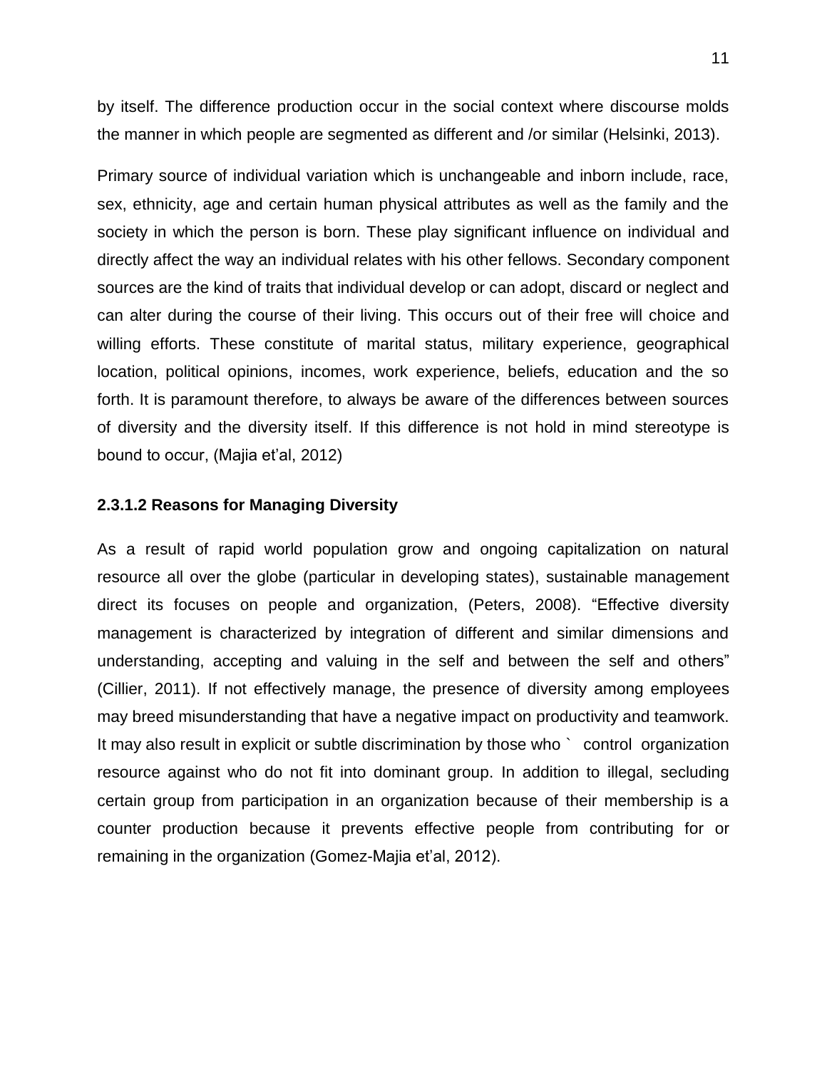by itself. The difference production occur in the social context where discourse molds the manner in which people are segmented as different and /or similar (Helsinki, 2013).

Primary source of individual variation which is unchangeable and inborn include, race, sex, ethnicity, age and certain human physical attributes as well as the family and the society in which the person is born. These play significant influence on individual and directly affect the way an individual relates with his other fellows. Secondary component sources are the kind of traits that individual develop or can adopt, discard or neglect and can alter during the course of their living. This occurs out of their free will choice and willing efforts. These constitute of marital status, military experience, geographical location, political opinions, incomes, work experience, beliefs, education and the so forth. It is paramount therefore, to always be aware of the differences between sources of diversity and the diversity itself. If this difference is not hold in mind stereotype is bound to occur, (Majia et'al, 2012)

### 2.3.1.2 Reasons for Managing Diversity

As a result of rapid world population grow and ongoing capitalization on natural resource all over the globe (particular in developing states), sustainable management direct its focuses on people and organization, (Peters, 2008). "Effective diversity management is characterized by integration of different and similar dimensions and understanding, accepting and valuing in the self and between the self and others" (Cillier, 2011). If not effectively manage, the presence of diversity among employees may breed misunderstanding that have a negative impact on productivity and teamwork. It may also result in explicit or subtle discrimination by those who ` control organization resource against who do not fit into dominant group. In addition to illegal, secluding certain group from participation in an organization because of their membership is a counter production because it prevents effective people from contributing for or remaining in the organization (Gomez-Majia et'al, 2012).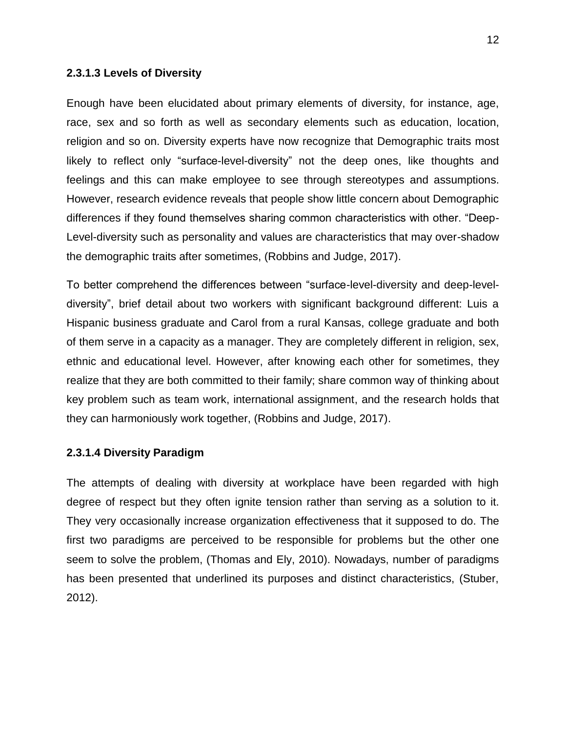#### 2.3.1.3 Levels of Diversity

Enough have been elucidated about primary elements of diversity, for instance, age, race, sex and so forth as well as secondary elements such as education, location, religion and so on. Diversity experts have now recognize that Demographic traits most likely to reflect only “surface-level-diversity” not the deep ones, like thoughts and feelings and this can make employee to see through stereotypes and assumptions. However, research evidence reveals that people show little concern about Demographic differences if they found themselves sharing common characteristics with other. “Deep-Level-diversity such as personality and values are characteristics that may over-shadow the demographic traits after sometimes, (Robbins and Judge, 2017).

To better comprehend the differences between “surface-level-diversity and deep-level-diversity”, brief detail about two workers with significant background different: Luis a Hispanic business graduate and Carol from a rural Kansas, college graduate and both of them serve in a capacity as a manager. They are completely different in religion, sex, ethnic and educational level. However, after knowing each other for sometimes, they realize that they are both committed to their family; share common way of thinking about key problem such as team work, international assignment, and the research holds that they can harmoniously work together, (Robbins and Judge, 2017).

#### 2.3.1.4 Diversity Paradigm

The attempts of dealing with diversity at workplace have been regarded with high degree of respect but they often ignite tension rather than serving as a solution to it. They very occasionally increase organization effectiveness that it supposed to do. The first two paradigms are perceived to be responsible for problems but the other one seem to solve the problem, (Thomas and Ely, 2010). Nowadays, number of paradigms has been presented that underlined its purposes and distinct characteristics, (Stuber, 2012).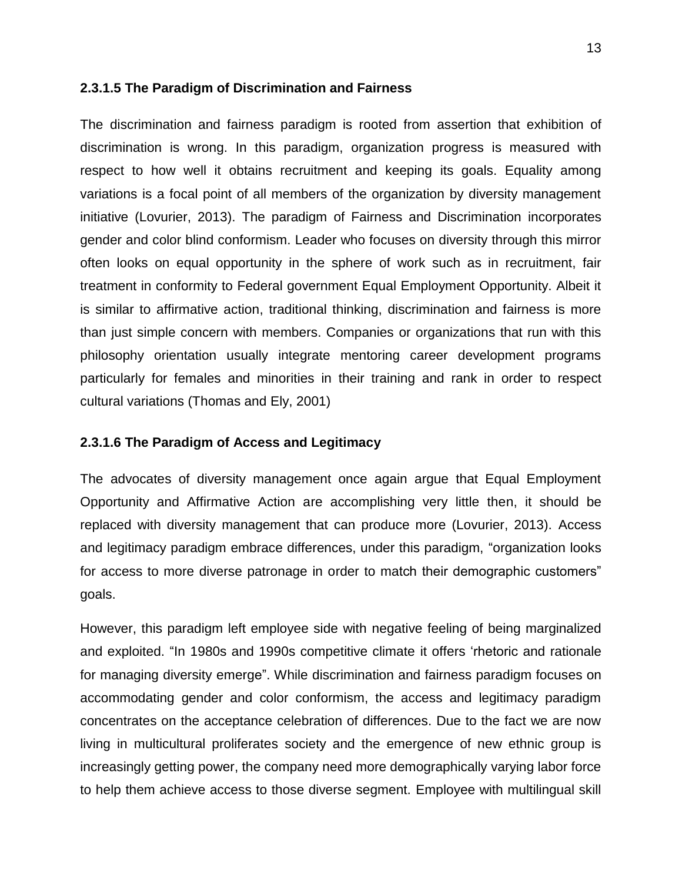#### 2.3.1.5 The Paradigm of Discrimination and Fairness

The discrimination and fairness paradigm is rooted from assertion that exhibition of discrimination is wrong. In this paradigm, organization progress is measured with respect to how well it obtains recruitment and keeping its goals. Equality among variations is a focal point of all members of the organization by diversity management initiative (Lovurier, 2013). The paradigm of Fairness and Discrimination incorporates gender and color blind conformism. Leader who focuses on diversity through this mirror often looks on equal opportunity in the sphere of work such as in recruitment, fair treatment in conformity to Federal government Equal Employment Opportunity. Albeit it is similar to affirmative action, traditional thinking, discrimination and fairness is more than just simple concern with members. Companies or organizations that run with this philosophy orientation usually integrate mentoring career development programs particularly for females and minorities in their training and rank in order to respect cultural variations (Thomas and Ely, 2001)

#### 2.3.1.6 The Paradigm of Access and Legitimacy

The advocates of diversity management once again argue that Equal Employment Opportunity and Affirmative Action are accomplishing very little then, it should be replaced with diversity management that can produce more (Lovurier, 2013). Access and legitimacy paradigm embrace differences, under this paradigm, "organization looks for access to more diverse patronage in order to match their demographic customers" goals.

However, this paradigm left employee side with negative feeling of being marginalized and exploited. "In 1980s and 1990s competitive climate it offers 'rhetoric and rationale for managing diversity emerge". While discrimination and fairness paradigm focuses on accommodating gender and color conformism, the access and legitimacy paradigm concentrates on the acceptance celebration of differences. Due to the fact we are now living in multicultural proliferates society and the emergence of new ethnic group is increasingly getting power, the company need more demographically varying labor force to help them achieve access to those diverse segment. Employee with multilingual skill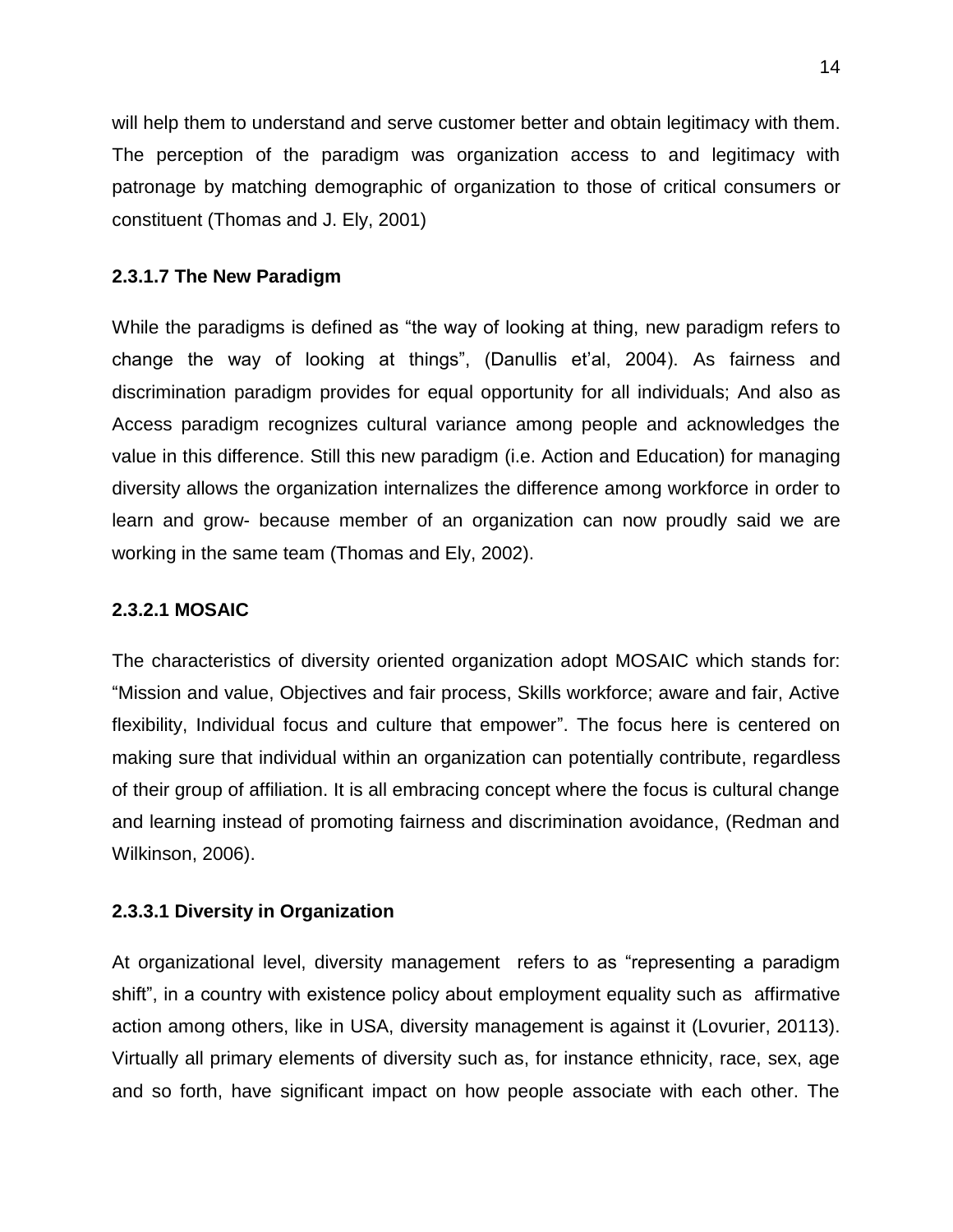will help them to understand and serve customer better and obtain legitimacy with them. The perception of the paradigm was organization access to and legitimacy with patronage by matching demographic of organization to those of critical consumers or constituent (Thomas and J. Ely, 2001)

#### 2.3.1.7 The New Paradigm

While the paradigms is defined as "the way of looking at thing, new paradigm refers to change the way of looking at things", (Danullis et'al, 2004). As fairness and discrimination paradigm provides for equal opportunity for all individuals; And also as Access paradigm recognizes cultural variance among people and acknowledges the value in this difference. Still this new paradigm (i.e. Action and Education) for managing diversity allows the organization internalizes the difference among workforce in order to learn and grow- because member of an organization can now proudly said we are working in the same team (Thomas and Ely, 2002).

#### 2.3.2.1 MOSAIC

The characteristics of diversity oriented organization adopt MOSAIC which stands for: "Mission and value, Objectives and fair process, Skills workforce; aware and fair, Active flexibility, Individual focus and culture that empower". The focus here is centered on making sure that individual within an organization can potentially contribute, regardless of their group of affiliation. It is all embracing concept where the focus is cultural change and learning instead of promoting fairness and discrimination avoidance, (Redman and Wilkinson, 2006).

#### 2.3.3.1 Diversity in Organization

At organizational level, diversity management refers to as "representing a paradigm shift", in a country with existence policy about employment equality such as affirmative action among others, like in USA, diversity management is against it (Lovurier, 20113). Virtually all primary elements of diversity such as, for instance ethnicity, race, sex, age and so forth, have significant impact on how people associate with each other. The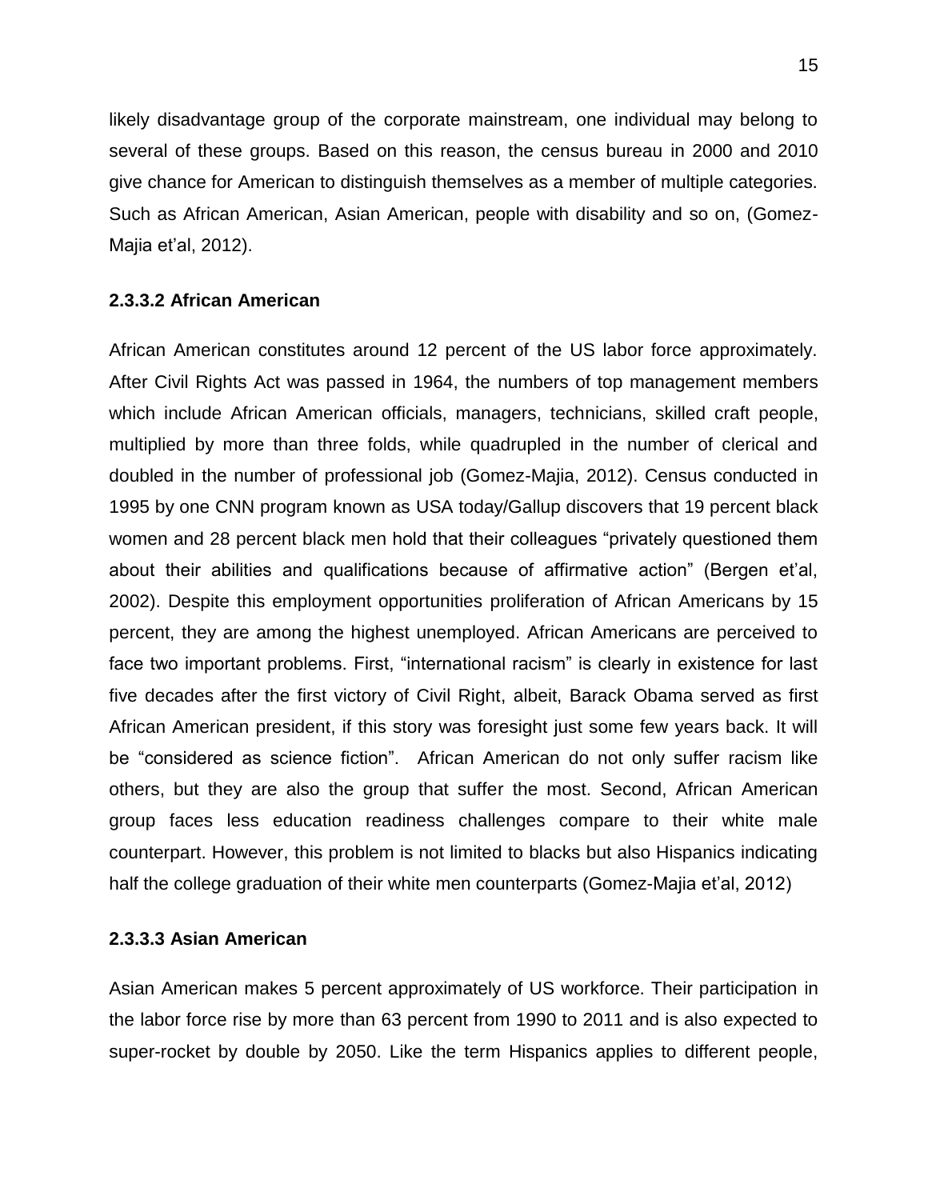likely disadvantage group of the corporate mainstream, one individual may belong to several of these groups. Based on this reason, the census bureau in 2000 and 2010 give chance for American to distinguish themselves as a member of multiple categories. Such as African American, Asian American, people with disability and so on, (Gomez-Majia et'al, 2012).

#### 2.3.3.2 African American

African American constitutes around 12 percent of the US labor force approximately. After Civil Rights Act was passed in 1964, the numbers of top management members which include African American officials, managers, technicians, skilled craft people, multiplied by more than three folds, while quadrupled in the number of clerical and doubled in the number of professional job (Gomez-Majia, 2012). Census conducted in 1995 by one CNN program known as USA today/Gallup discovers that 19 percent black women and 28 percent black men hold that their colleagues "privately questioned them about their abilities and qualifications because of affirmative action" (Bergen et'al, 2002). Despite this employment opportunities proliferation of African Americans by 15 percent, they are among the highest unemployed. African Americans are perceived to face two important problems. First, "international racism" is clearly in existence for last five decades after the first victory of Civil Right, albeit, Barack Obama served as first African American president, if this story was foresight just some few years back. It will be "considered as science fiction". African American do not only suffer racism like others, but they are also the group that suffer the most. Second, African American group faces less education readiness challenges compare to their white male counterpart. However, this problem is not limited to blacks but also Hispanics indicating half the college graduation of their white men counterparts (Gomez-Majia et'al, 2012)

#### 2.3.3.3 Asian American

Asian American makes 5 percent approximately of US workforce. Their participation in the labor force rise by more than 63 percent from 1990 to 2011 and is also expected to super-rocket by double by 2050. Like the term Hispanics applies to different people,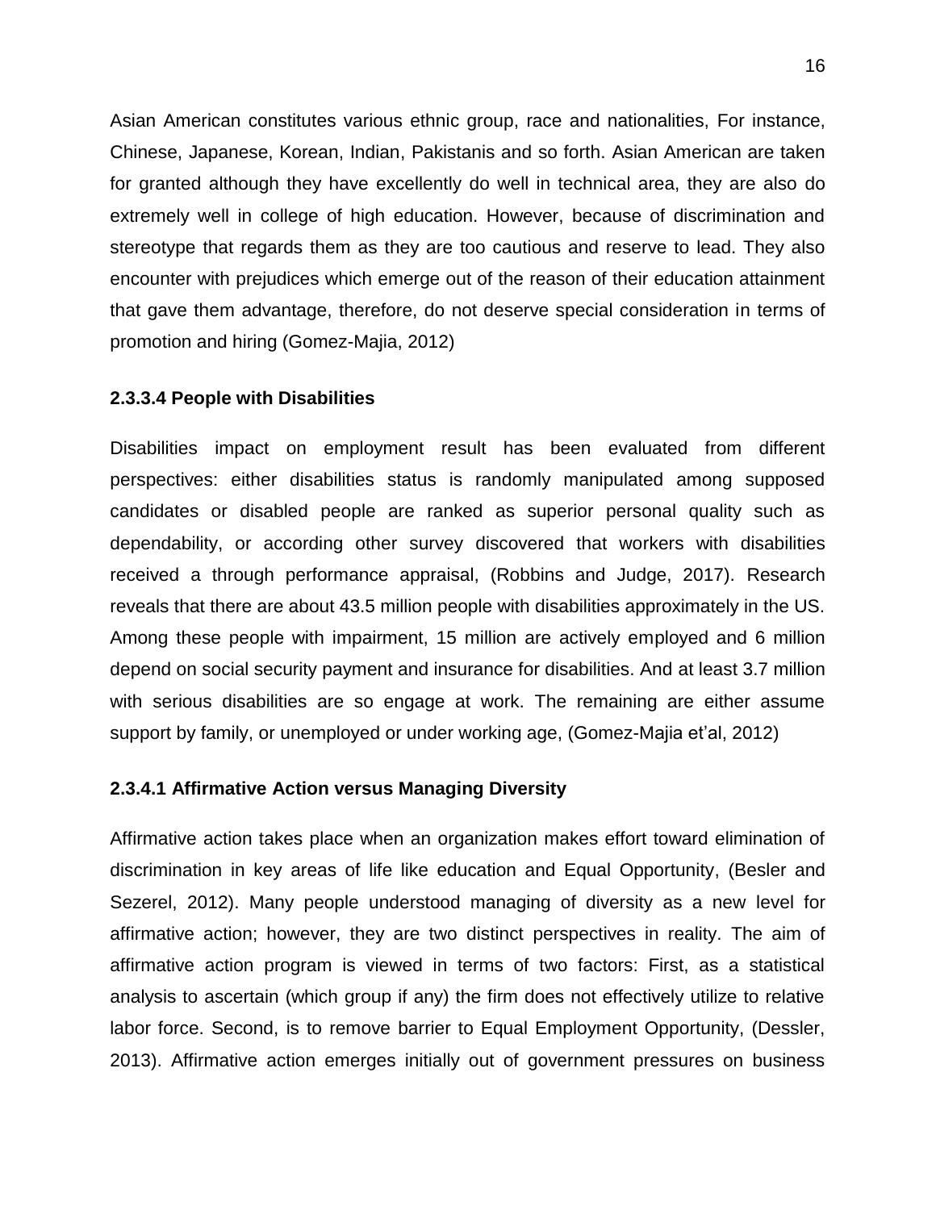Asian American constitutes various ethnic group, race and nationalities, For instance, Chinese, Japanese, Korean, Indian, Pakistanis and so forth. Asian American are taken for granted although they have excellently do well in technical area, they are also do extremely well in college of high education. However, because of discrimination and stereotype that regards them as they are too cautious and reserve to lead. They also encounter with prejudices which emerge out of the reason of their education attainment that gave them advantage, therefore, do not deserve special consideration in terms of promotion and hiring (Gomez-Majia, 2012)

#### 2.3.3.4 People with Disabilities

Disabilities impact on employment result has been evaluated from different perspectives: either disabilities status is randomly manipulated among supposed candidates or disabled people are ranked as superior personal quality such as dependability, or according other survey discovered that workers with disabilities received a through performance appraisal, (Robbins and Judge, 2017). Research reveals that there are about 43.5 million people with disabilities approximately in the US. Among these people with impairment, 15 million are actively employed and 6 million depend on social security payment and insurance for disabilities. And at least 3.7 million with serious disabilities are so engage at work. The remaining are either assume support by family, or unemployed or under working age, (Gomez-Majia et'al, 2012)

#### 2.3.4.1 Affirmative Action versus Managing Diversity

Affirmative action takes place when an organization makes effort toward elimination of discrimination in key areas of life like education and Equal Opportunity, (Besler and Sezerel, 2012). Many people understood managing of diversity as a new level for affirmative action; however, they are two distinct perspectives in reality. The aim of affirmative action program is viewed in terms of two factors: First, as a statistical analysis to ascertain (which group if any) the firm does not effectively utilize to relative labor force. Second, is to remove barrier to Equal Employment Opportunity, (Dessler, 2013). Affirmative action emerges initially out of government pressures on business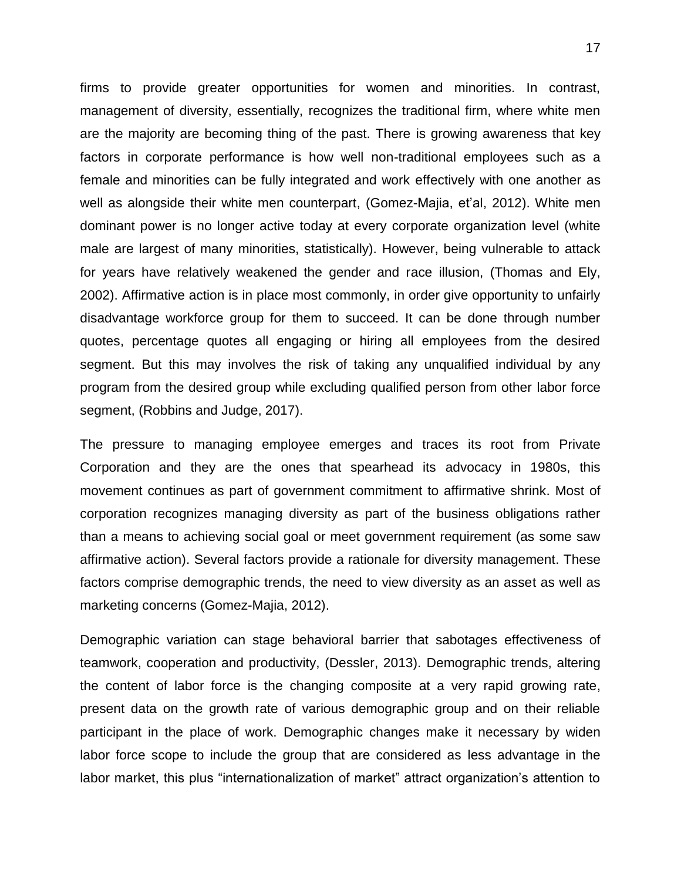firms to provide greater opportunities for women and minorities. In contrast, management of diversity, essentially, recognizes the traditional firm, where white men are the majority are becoming thing of the past. There is growing awareness that key factors in corporate performance is how well non-traditional employees such as a female and minorities can be fully integrated and work effectively with one another as well as alongside their white men counterpart, (Gomez-Majia, et'al, 2012). White men dominant power is no longer active today at every corporate organization level (white male are largest of many minorities, statistically). However, being vulnerable to attack for years have relatively weakened the gender and race illusion, (Thomas and Ely, 2002). Affirmative action is in place most commonly, in order give opportunity to unfairly disadvantage workforce group for them to succeed. It can be done through number quotes, percentage quotes all engaging or hiring all employees from the desired segment. But this may involves the risk of taking any unqualified individual by any program from the desired group while excluding qualified person from other labor force segment, (Robbins and Judge, 2017).

The pressure to managing employee emerges and traces its root from Private Corporation and they are the ones that spearhead its advocacy in 1980s, this movement continues as part of government commitment to affirmative shrink. Most of corporation recognizes managing diversity as part of the business obligations rather than a means to achieving social goal or meet government requirement (as some saw affirmative action). Several factors provide a rationale for diversity management. These factors comprise demographic trends, the need to view diversity as an asset as well as marketing concerns (Gomez-Majia, 2012).

Demographic variation can stage behavioral barrier that sabotages effectiveness of teamwork, cooperation and productivity, (Dessler, 2013). Demographic trends, altering the content of labor force is the changing composite at a very rapid growing rate, present data on the growth rate of various demographic group and on their reliable participant in the place of work. Demographic changes make it necessary by widen labor force scope to include the group that are considered as less advantage in the labor market, this plus "internationalization of market" attract organization's attention to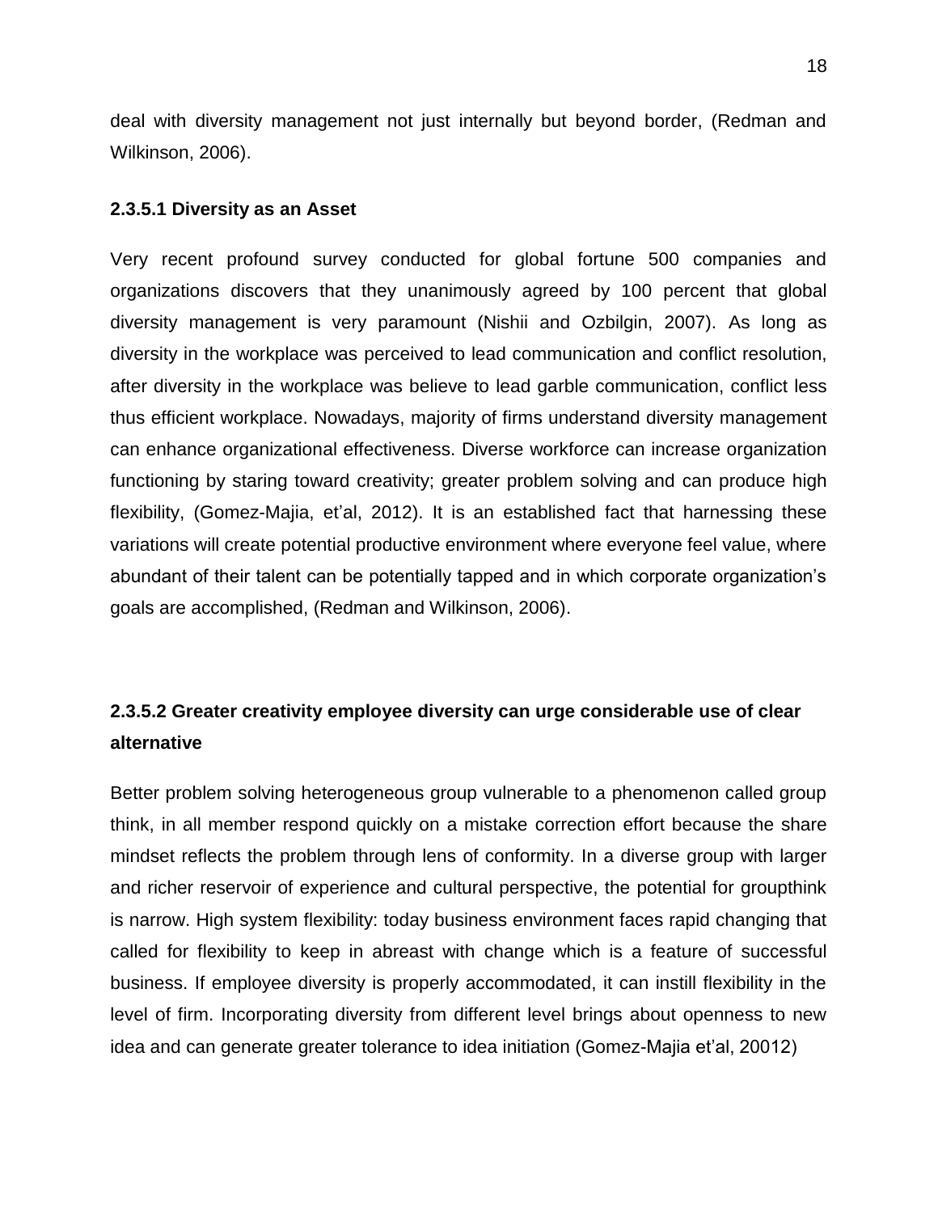deal with diversity management not just internally but beyond border, (Redman and Wilkinson, 2006).

#### 2.3.5.1 Diversity as an Asset

Very recent profound survey conducted for global fortune 500 companies and organizations discovers that they unanimously agreed by 100 percent that global diversity management is very paramount (Nishii and Ozbilgin, 2007). As long as diversity in the workplace was perceived to lead communication and conflict resolution, after diversity in the workplace was believe to lead garble communication, conflict less thus efficient workplace. Nowadays, majority of firms understand diversity management can enhance organizational effectiveness. Diverse workforce can increase organization functioning by staring toward creativity; greater problem solving and can produce high flexibility, (Gomez-Majia, et'al, 2012). It is an established fact that harnessing these variations will create potential productive environment where everyone feel value, where abundant of their talent can be potentially tapped and in which corporate organization's goals are accomplished, (Redman and Wilkinson, 2006).

#### 2.3.5.2 Greater creativity employee diversity can urge considerable use of clear alternative

Better problem solving heterogeneous group vulnerable to a phenomenon called group think, in all member respond quickly on a mistake correction effort because the share mindset reflects the problem through lens of conformity. In a diverse group with larger and richer reservoir of experience and cultural perspective, the potential for groupthink is narrow. High system flexibility: today business environment faces rapid changing that called for flexibility to keep in abreast with change which is a feature of successful business. If employee diversity is properly accommodated, it can instill flexibility in the level of firm. Incorporating diversity from different level brings about openness to new idea and can generate greater tolerance to idea initiation (Gomez-Majia et'al, 20012)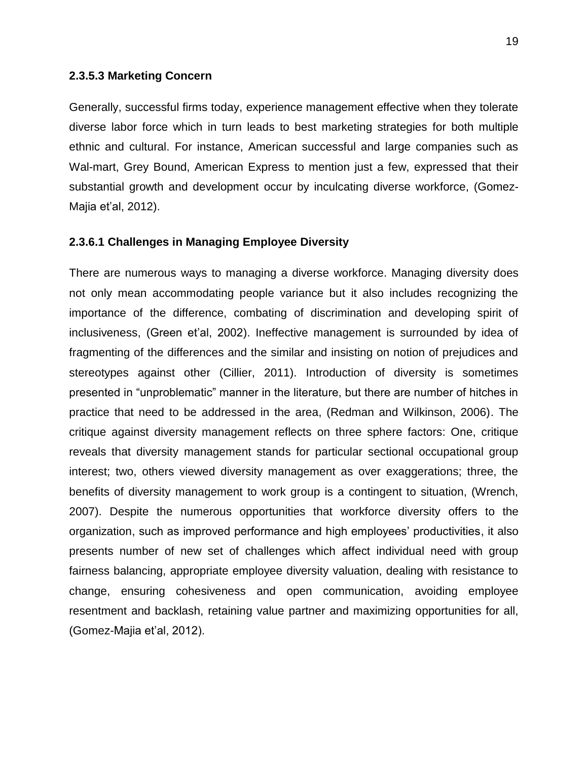#### 2.3.5.3 Marketing Concern

Generally, successful firms today, experience management effective when they tolerate diverse labor force which in turn leads to best marketing strategies for both multiple ethnic and cultural. For instance, American successful and large companies such as Wal-mart, Grey Bound, American Express to mention just a few, expressed that their substantial growth and development occur by inculcating diverse workforce, (Gomez-Majia et'al, 2012).

#### 2.3.6.1 Challenges in Managing Employee Diversity

There are numerous ways to managing a diverse workforce. Managing diversity does not only mean accommodating people variance but it also includes recognizing the importance of the difference, combating of discrimination and developing spirit of inclusiveness, (Green et'al, 2002). Ineffective management is surrounded by idea of fragmenting of the differences and the similar and insisting on notion of prejudices and stereotypes against other (Cillier, 2011). Introduction of diversity is sometimes presented in "unproblematic" manner in the literature, but there are number of hitches in practice that need to be addressed in the area, (Redman and Wilkinson, 2006). The critique against diversity management reflects on three sphere factors: One, critique reveals that diversity management stands for particular sectional occupational group interest; two, others viewed diversity management as over exaggerations; three, the benefits of diversity management to work group is a contingent to situation, (Wrench, 2007). Despite the numerous opportunities that workforce diversity offers to the organization, such as improved performance and high employees' productivities, it also presents number of new set of challenges which affect individual need with group fairness balancing, appropriate employee diversity valuation, dealing with resistance to change, ensuring cohesiveness and open communication, avoiding employee resentment and backlash, retaining value partner and maximizing opportunities for all, (Gomez-Majia et'al, 2012).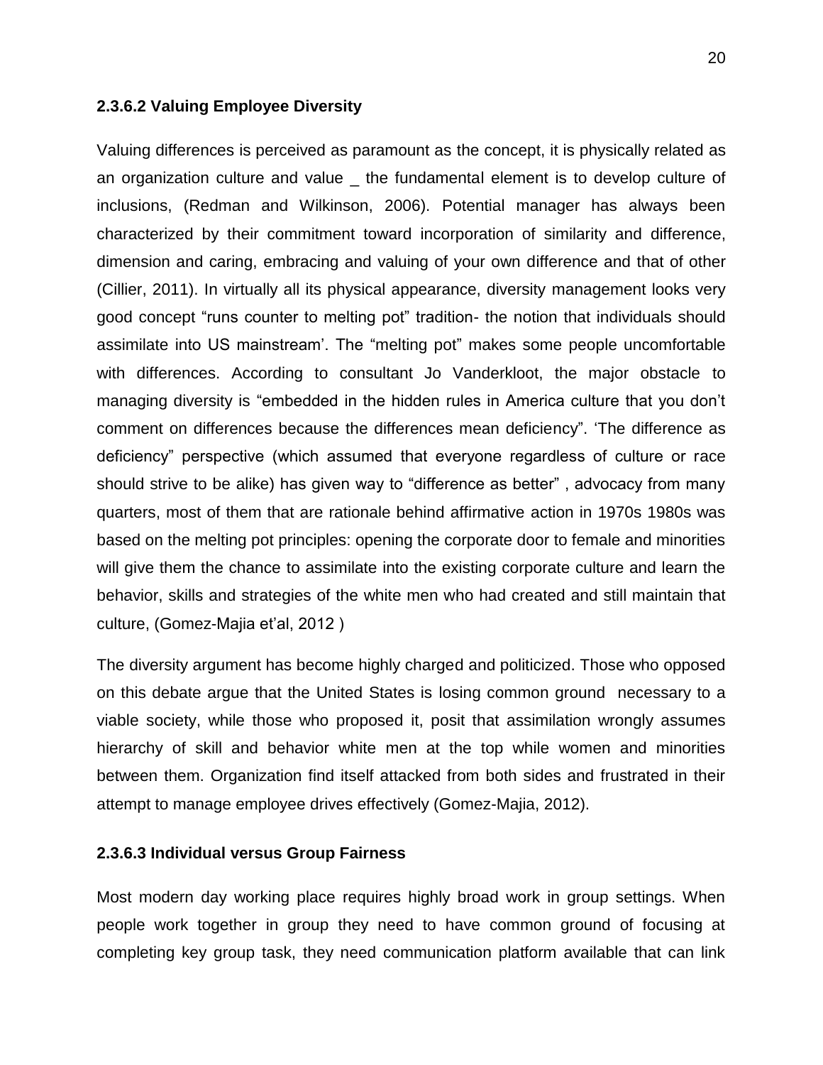#### 2.3.6.2 Valuing Employee Diversity

Valuing differences is perceived as paramount as the concept, it is physically related as an organization culture and value _ the fundamental element is to develop culture of inclusions, (Redman and Wilkinson, 2006). Potential manager has always been characterized by their commitment toward incorporation of similarity and difference, dimension and caring, embracing and valuing of your own difference and that of other (Cillier, 2011). In virtually all its physical appearance, diversity management looks very good concept "runs counter to melting pot" tradition- the notion that individuals should assimilate into US mainstream'. The "melting pot" makes some people uncomfortable with differences. According to consultant Jo Vanderkloot, the major obstacle to managing diversity is "embedded in the hidden rules in America culture that you don't comment on differences because the differences mean deficiency". 'The difference as deficiency" perspective (which assumed that everyone regardless of culture or race should strive to be alike) has given way to "difference as better" , advocacy from many quarters, most of them that are rationale behind affirmative action in 1970s 1980s was based on the melting pot principles: opening the corporate door to female and minorities will give them the chance to assimilate into the existing corporate culture and learn the behavior, skills and strategies of the white men who had created and still maintain that culture, (Gomez-Majia et'al, 2012 )

The diversity argument has become highly charged and politicized. Those who opposed on this debate argue that the United States is losing common ground necessary to a viable society, while those who proposed it, posit that assimilation wrongly assumes hierarchy of skill and behavior white men at the top while women and minorities between them. Organization find itself attacked from both sides and frustrated in their attempt to manage employee drives effectively (Gomez-Majia, 2012).

#### 2.3.6.3 Individual versus Group Fairness

Most modern day working place requires highly broad work in group settings. When people work together in group they need to have common ground of focusing at completing key group task, they need communication platform available that can link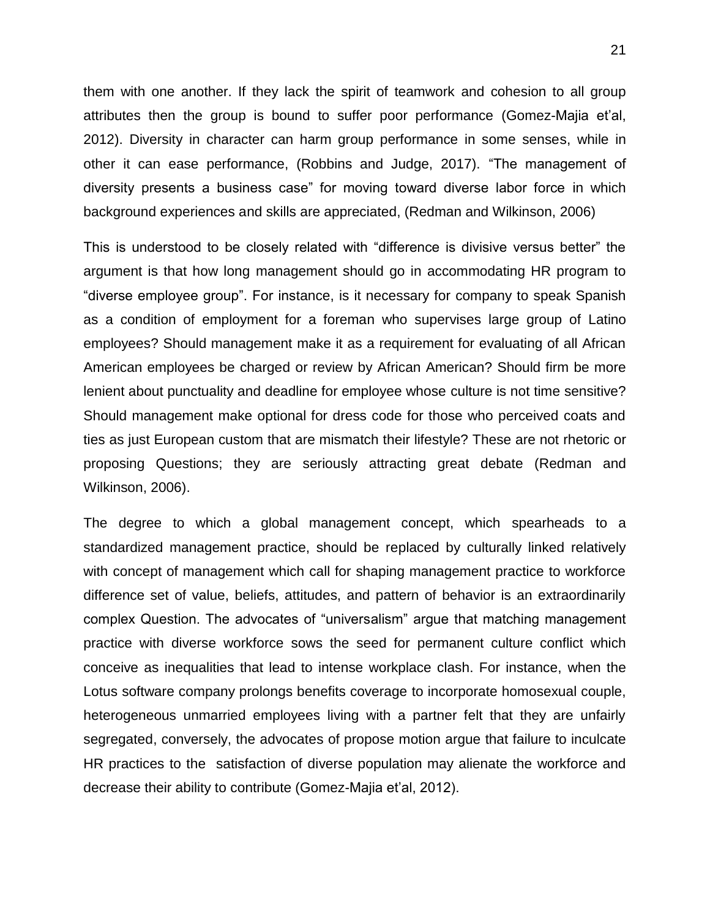them with one another. If they lack the spirit of teamwork and cohesion to all group attributes then the group is bound to suffer poor performance (Gomez-Majia et'al, 2012). Diversity in character can harm group performance in some senses, while in other it can ease performance, (Robbins and Judge, 2017). "The management of diversity presents a business case" for moving toward diverse labor force in which background experiences and skills are appreciated, (Redman and Wilkinson, 2006)

This is understood to be closely related with "difference is divisive versus better" the argument is that how long management should go in accommodating HR program to "diverse employee group". For instance, is it necessary for company to speak Spanish as a condition of employment for a foreman who supervises large group of Latino employees? Should management make it as a requirement for evaluating of all African American employees be charged or review by African American? Should firm be more lenient about punctuality and deadline for employee whose culture is not time sensitive? Should management make optional for dress code for those who perceived coats and ties as just European custom that are mismatch their lifestyle? These are not rhetoric or proposing Questions; they are seriously attracting great debate (Redman and Wilkinson, 2006).

The degree to which a global management concept, which spearheads to a standardized management practice, should be replaced by culturally linked relatively with concept of management which call for shaping management practice to workforce difference set of value, beliefs, attitudes, and pattern of behavior is an extraordinarily complex Question. The advocates of "universalism" argue that matching management practice with diverse workforce sows the seed for permanent culture conflict which conceive as inequalities that lead to intense workplace clash. For instance, when the Lotus software company prolongs benefits coverage to incorporate homosexual couple, heterogeneous unmarried employees living with a partner felt that they are unfairly segregated, conversely, the advocates of propose motion argue that failure to inculcate HR practices to the satisfaction of diverse population may alienate the workforce and decrease their ability to contribute (Gomez-Majia et'al, 2012).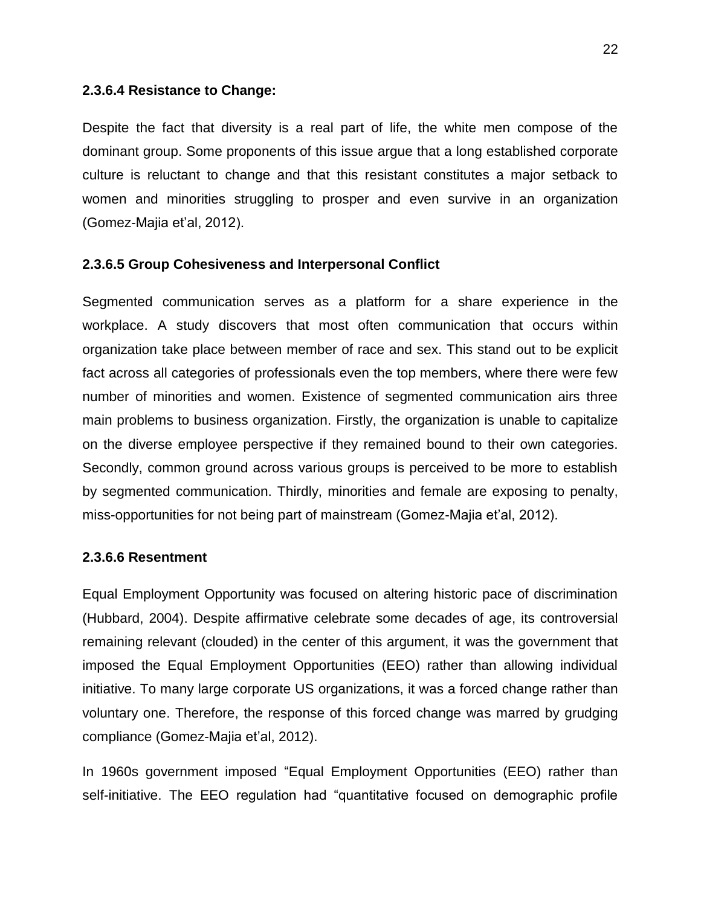#### 2.3.6.4 Resistance to Change:

Despite the fact that diversity is a real part of life, the white men compose of the dominant group. Some proponents of this issue argue that a long established corporate culture is reluctant to change and that this resistant constitutes a major setback to women and minorities struggling to prosper and even survive in an organization (Gomez-Majia et'al, 2012).

#### 2.3.6.5 Group Cohesiveness and Interpersonal Conflict

Segmented communication serves as a platform for a share experience in the workplace. A study discovers that most often communication that occurs within organization take place between member of race and sex. This stand out to be explicit fact across all categories of professionals even the top members, where there were few number of minorities and women. Existence of segmented communication airs three main problems to business organization. Firstly, the organization is unable to capitalize on the diverse employee perspective if they remained bound to their own categories. Secondly, common ground across various groups is perceived to be more to establish by segmented communication. Thirdly, minorities and female are exposing to penalty, miss-opportunities for not being part of mainstream (Gomez-Majia et'al, 2012).

#### 2.3.6.6 Resentment

Equal Employment Opportunity was focused on altering historic pace of discrimination (Hubbard, 2004). Despite affirmative celebrate some decades of age, its controversial remaining relevant (clouded) in the center of this argument, it was the government that imposed the Equal Employment Opportunities (EEO) rather than allowing individual initiative. To many large corporate US organizations, it was a forced change rather than voluntary one. Therefore, the response of this forced change was marred by grudging compliance (Gomez-Majia et'al, 2012).

In 1960s government imposed "Equal Employment Opportunities (EEO) rather than self-initiative. The EEO regulation had "quantitative focused on demographic profile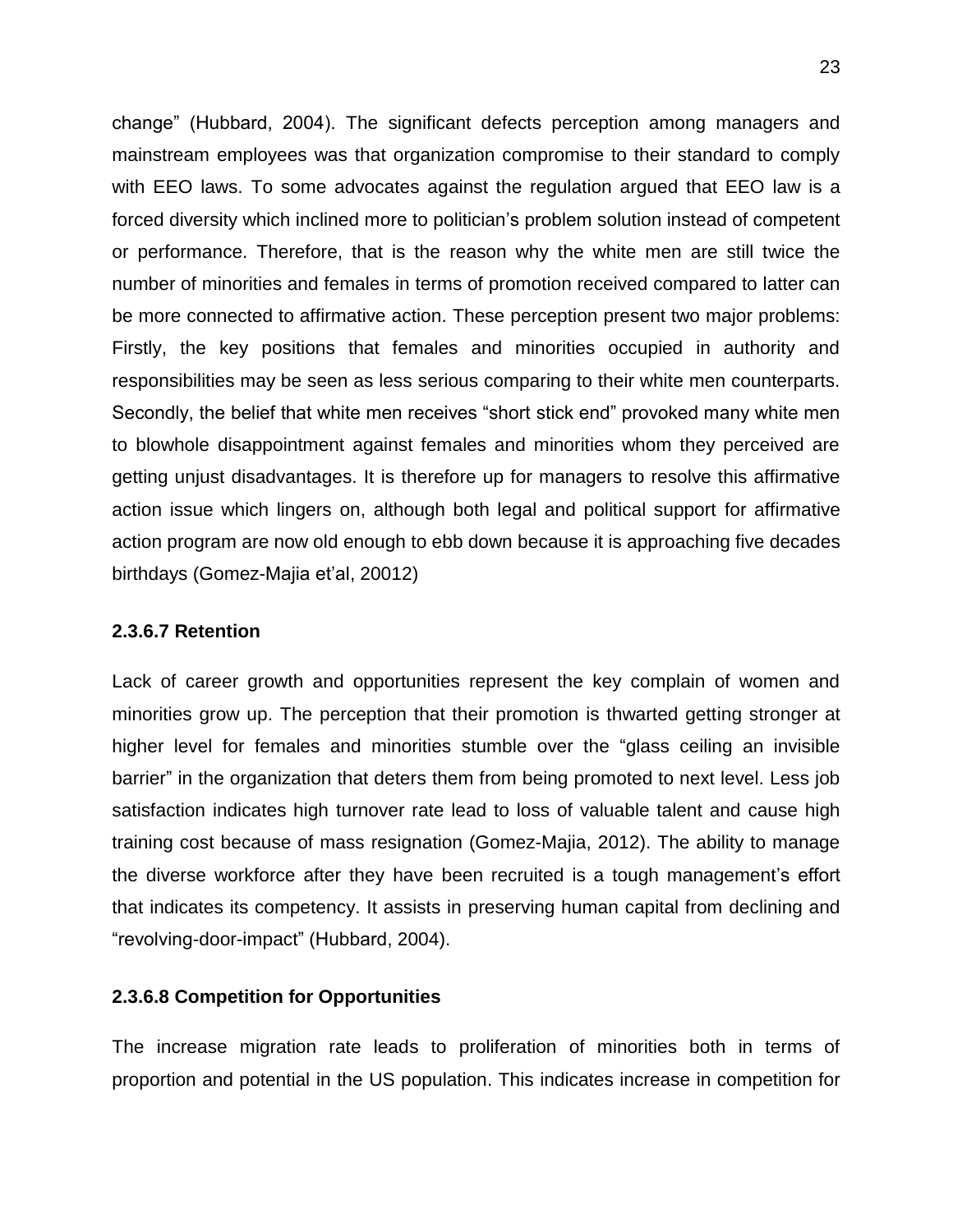change" (Hubbard, 2004). The significant defects perception among managers and mainstream employees was that organization compromise to their standard to comply with EEO laws. To some advocates against the regulation argued that EEO law is a forced diversity which inclined more to politician's problem solution instead of competent or performance. Therefore, that is the reason why the white men are still twice the number of minorities and females in terms of promotion received compared to latter can be more connected to affirmative action. These perception present two major problems: Firstly, the key positions that females and minorities occupied in authority and responsibilities may be seen as less serious comparing to their white men counterparts. Secondly, the belief that white men receives "short stick end" provoked many white men to blowhole disappointment against females and minorities whom they perceived are getting unjust disadvantages. It is therefore up for managers to resolve this affirmative action issue which lingers on, although both legal and political support for affirmative action program are now old enough to ebb down because it is approaching five decades birthdays (Gomez-Majia et'al, 20012)

#### 2.3.6.7 Retention

Lack of career growth and opportunities represent the key complain of women and minorities grow up. The perception that their promotion is thwarted getting stronger at higher level for females and minorities stumble over the "glass ceiling an invisible barrier" in the organization that deters them from being promoted to next level. Less job satisfaction indicates high turnover rate lead to loss of valuable talent and cause high training cost because of mass resignation (Gomez-Majia, 2012). The ability to manage the diverse workforce after they have been recruited is a tough management's effort that indicates its competency. It assists in preserving human capital from declining and "revolving-door-impact" (Hubbard, 2004).

#### 2.3.6.8 Competition for Opportunities

The increase migration rate leads to proliferation of minorities both in terms of proportion and potential in the US population. This indicates increase in competition for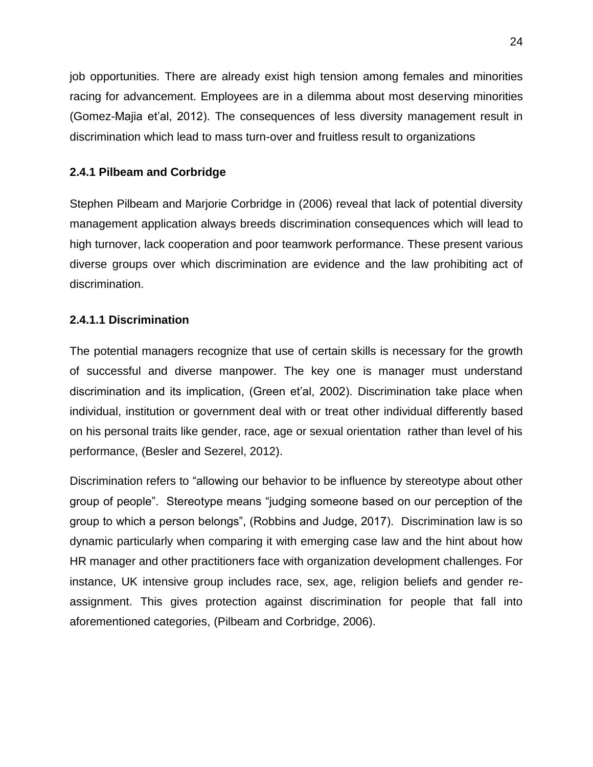job opportunities. There are already exist high tension among females and minorities racing for advancement. Employees are in a dilemma about most deserving minorities (Gomez-Majia et'al, 2012). The consequences of less diversity management result in discrimination which lead to mass turn-over and fruitless result to organizations

### 2.4.1 Pilbeam and Corbridge

Stephen Pilbeam and Marjorie Corbridge in (2006) reveal that lack of potential diversity management application always breeds discrimination consequences which will lead to high turnover, lack cooperation and poor teamwork performance. These present various diverse groups over which discrimination are evidence and the law prohibiting act of discrimination.

#### 2.4.1.1 Discrimination

The potential managers recognize that use of certain skills is necessary for the growth of successful and diverse manpower. The key one is manager must understand discrimination and its implication, (Green et'al, 2002). Discrimination take place when individual, institution or government deal with or treat other individual differently based on his personal traits like gender, race, age or sexual orientation rather than level of his performance, (Besler and Sezerel, 2012).

Discrimination refers to "allowing our behavior to be influence by stereotype about other group of people". Stereotype means "judging someone based on our perception of the group to which a person belongs", (Robbins and Judge, 2017). Discrimination law is so dynamic particularly when comparing it with emerging case law and the hint about how HR manager and other practitioners face with organization development challenges. For instance, UK intensive group includes race, sex, age, religion beliefs and gender re-assignment. This gives protection against discrimination for people that fall into aforementioned categories, (Pilbeam and Corbridge, 2006).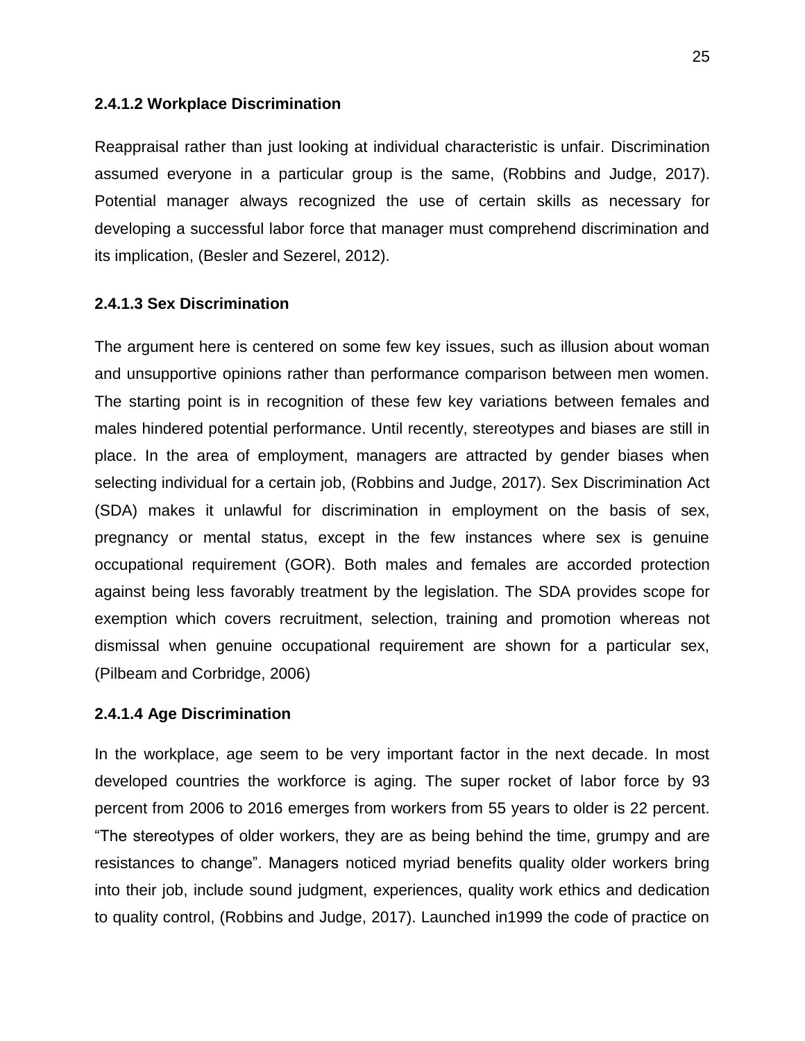#### 2.4.1.2 Workplace Discrimination

Reappraisal rather than just looking at individual characteristic is unfair. Discrimination assumed everyone in a particular group is the same, (Robbins and Judge, 2017). Potential manager always recognized the use of certain skills as necessary for developing a successful labor force that manager must comprehend discrimination and its implication, (Besler and Sezerel, 2012).

#### 2.4.1.3 Sex Discrimination

The argument here is centered on some few key issues, such as illusion about woman and unsupportive opinions rather than performance comparison between men women. The starting point is in recognition of these few key variations between females and males hindered potential performance. Until recently, stereotypes and biases are still in place. In the area of employment, managers are attracted by gender biases when selecting individual for a certain job, (Robbins and Judge, 2017). Sex Discrimination Act (SDA) makes it unlawful for discrimination in employment on the basis of sex, pregnancy or mental status, except in the few instances where sex is genuine occupational requirement (GOR). Both males and females are accorded protection against being less favorably treatment by the legislation. The SDA provides scope for exemption which covers recruitment, selection, training and promotion whereas not dismissal when genuine occupational requirement are shown for a particular sex, (Pilbeam and Corbridge, 2006)

#### 2.4.1.4 Age Discrimination

In the workplace, age seem to be very important factor in the next decade. In most developed countries the workforce is aging. The super rocket of labor force by 93 percent from 2006 to 2016 emerges from workers from 55 years to older is 22 percent. “The stereotypes of older workers, they are as being behind the time, grumpy and are resistances to change”. Managers noticed myriad benefits quality older workers bring into their job, include sound judgment, experiences, quality work ethics and dedication to quality control, (Robbins and Judge, 2017). Launched in1999 the code of practice on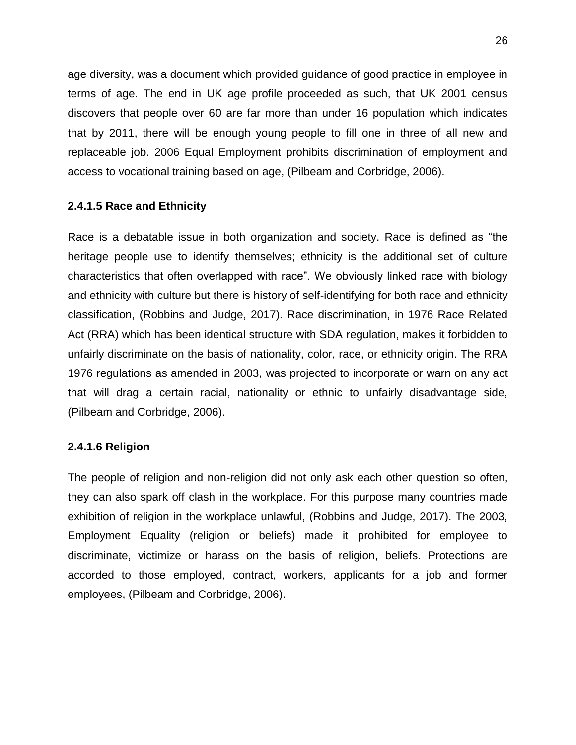age diversity, was a document which provided guidance of good practice in employee in terms of age. The end in UK age profile proceeded as such, that UK 2001 census discovers that people over 60 are far more than under 16 population which indicates that by 2011, there will be enough young people to fill one in three of all new and replaceable job. 2006 Equal Employment prohibits discrimination of employment and access to vocational training based on age, (Pilbeam and Corbridge, 2006).

#### 2.4.1.5 Race and Ethnicity

Race is a debatable issue in both organization and society. Race is defined as "the heritage people use to identify themselves; ethnicity is the additional set of culture characteristics that often overlapped with race". We obviously linked race with biology and ethnicity with culture but there is history of self-identifying for both race and ethnicity classification, (Robbins and Judge, 2017). Race discrimination, in 1976 Race Related Act (RRA) which has been identical structure with SDA regulation, makes it forbidden to unfairly discriminate on the basis of nationality, color, race, or ethnicity origin. The RRA 1976 regulations as amended in 2003, was projected to incorporate or warn on any act that will drag a certain racial, nationality or ethnic to unfairly disadvantage side, (Pilbeam and Corbridge, 2006).

#### 2.4.1.6 Religion

The people of religion and non-religion did not only ask each other question so often, they can also spark off clash in the workplace. For this purpose many countries made exhibition of religion in the workplace unlawful, (Robbins and Judge, 2017). The 2003, Employment Equality (religion or beliefs) made it prohibited for employee to discriminate, victimize or harass on the basis of religion, beliefs. Protections are accorded to those employed, contract, workers, applicants for a job and former employees, (Pilbeam and Corbridge, 2006).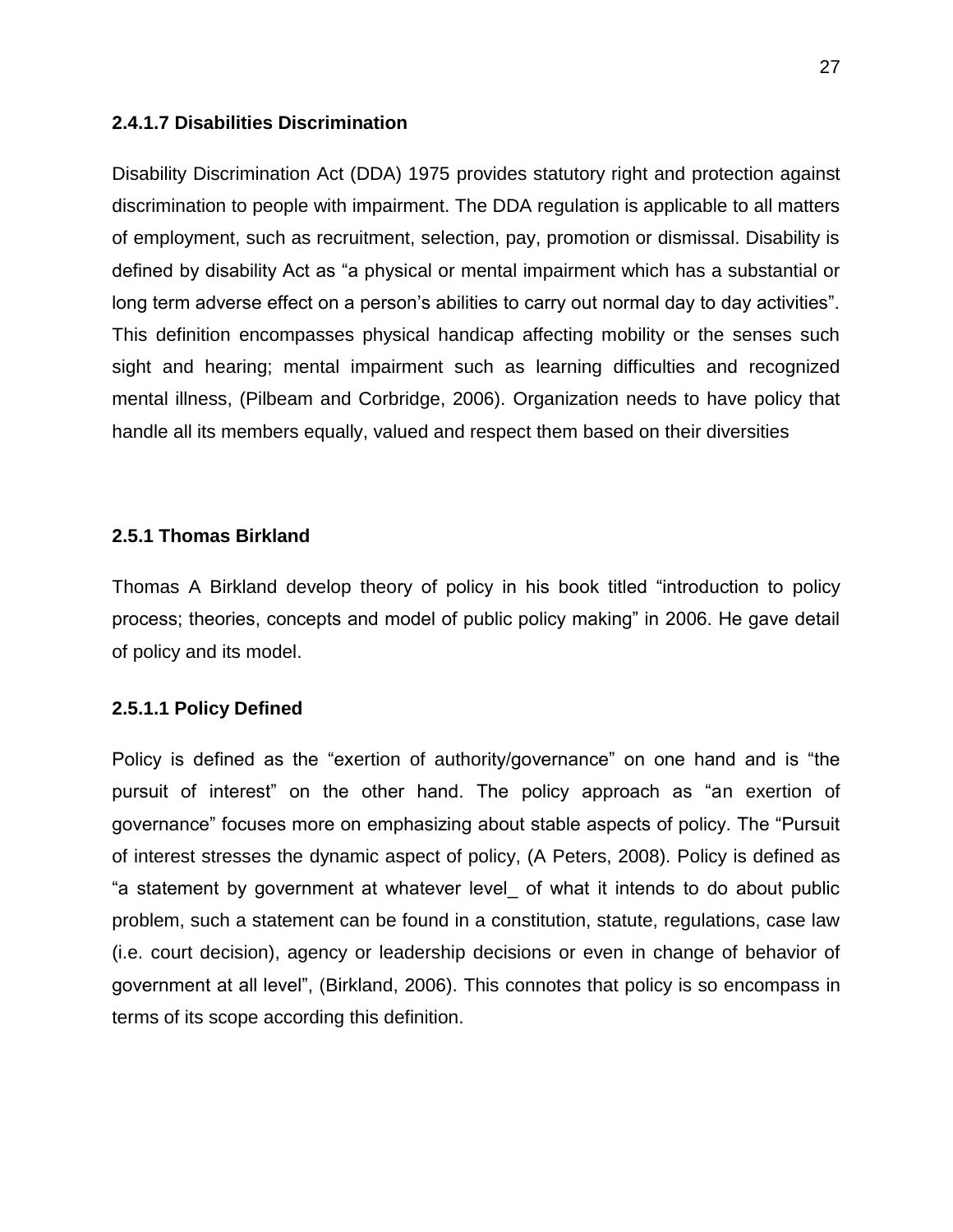#### 2.4.1.7 Disabilities Discrimination

Disability Discrimination Act (DDA) 1975 provides statutory right and protection against discrimination to people with impairment. The DDA regulation is applicable to all matters of employment, such as recruitment, selection, pay, promotion or dismissal. Disability is defined by disability Act as "a physical or mental impairment which has a substantial or long term adverse effect on a person's abilities to carry out normal day to day activities". This definition encompasses physical handicap affecting mobility or the senses such sight and hearing; mental impairment such as learning difficulties and recognized mental illness, (Pilbeam and Corbridge, 2006). Organization needs to have policy that handle all its members equally, valued and respect them based on their diversities

### 2.5.1 Thomas Birkland

Thomas A Birkland develop theory of policy in his book titled "introduction to policy process; theories, concepts and model of public policy making" in 2006. He gave detail of policy and its model.

#### 2.5.1.1 Policy Defined

Policy is defined as the "exertion of authority/governance" on one hand and is "the pursuit of interest" on the other hand. The policy approach as "an exertion of governance" focuses more on emphasizing about stable aspects of policy. The "Pursuit of interest stresses the dynamic aspect of policy, (A Peters, 2008). Policy is defined as "a statement by government at whatever level_ of what it intends to do about public problem, such a statement can be found in a constitution, statute, regulations, case law (i.e. court decision), agency or leadership decisions or even in change of behavior of government at all level", (Birkland, 2006). This connotes that policy is so encompass in terms of its scope according this definition.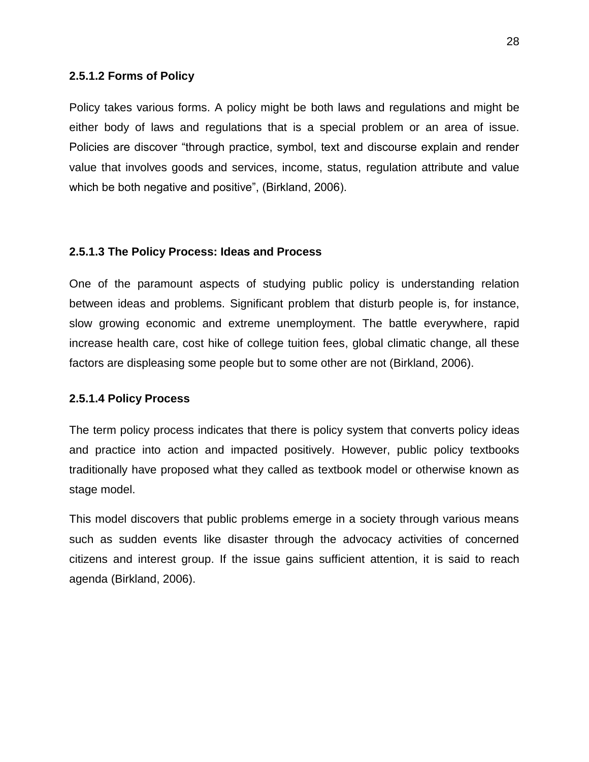#### 2.5.1.2 Forms of Policy

Policy takes various forms. A policy might be both laws and regulations and might be either body of laws and regulations that is a special problem or an area of issue. Policies are discover "through practice, symbol, text and discourse explain and render value that involves goods and services, income, status, regulation attribute and value which be both negative and positive", (Birkland, 2006).

#### 2.5.1.3 The Policy Process: Ideas and Process

One of the paramount aspects of studying public policy is understanding relation between ideas and problems. Significant problem that disturb people is, for instance, slow growing economic and extreme unemployment. The battle everywhere, rapid increase health care, cost hike of college tuition fees, global climatic change, all these factors are displeasing some people but to some other are not (Birkland, 2006).

#### 2.5.1.4 Policy Process

The term policy process indicates that there is policy system that converts policy ideas and practice into action and impacted positively. However, public policy textbooks traditionally have proposed what they called as textbook model or otherwise known as stage model.

This model discovers that public problems emerge in a society through various means such as sudden events like disaster through the advocacy activities of concerned citizens and interest group. If the issue gains sufficient attention, it is said to reach agenda (Birkland, 2006).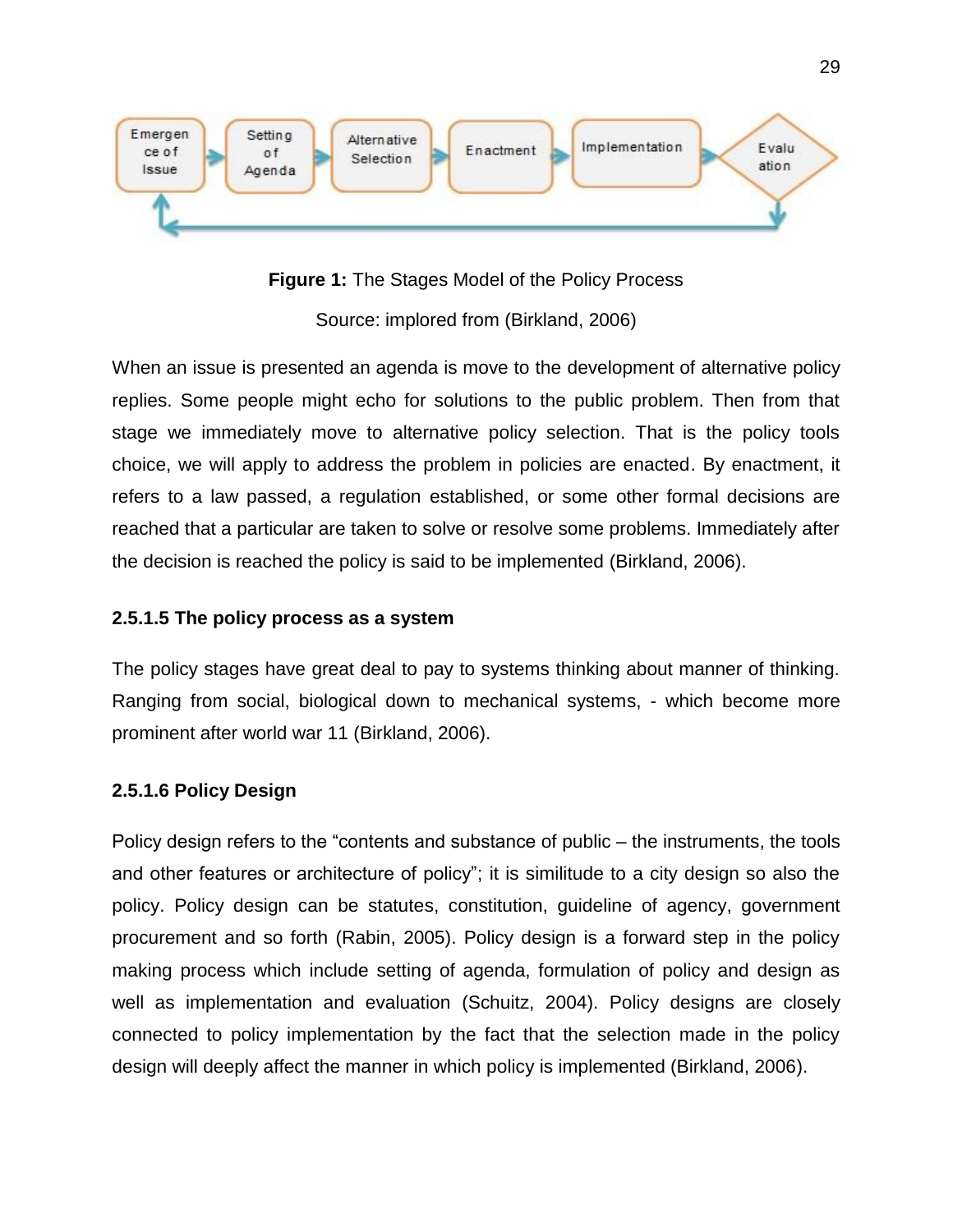**Figure 1:** The Stages Model of the Policy Process

Source: implored from (Birkland, 2006)

When an issue is presented an agenda is move to the development of alternative policy replies. Some people might echo for solutions to the public problem. Then from that stage we immediately move to alternative policy selection. That is the policy tools choice, we will apply to address the problem in policies are enacted. By enactment, it refers to a law passed, a regulation established, or some other formal decisions are reached that a particular are taken to solve or resolve some problems. Immediately after the decision is reached the policy is said to be implemented (Birkland, 2006).

#### 2.5.1.5 The policy process as a system

The policy stages have great deal to pay to systems thinking about manner of thinking. Ranging from social, biological down to mechanical systems, - which become more prominent after world war 11 (Birkland, 2006).

#### 2.5.1.6 Policy Design

Policy design refers to the "contents and substance of public – the instruments, the tools and other features or architecture of policy"; it is similitude to a city design so also the policy. Policy design can be statutes, constitution, guideline of agency, government procurement and so forth (Rabin, 2005). Policy design is a forward step in the policy making process which include setting of agenda, formulation of policy and design as well as implementation and evaluation (Schuitz, 2004). Policy designs are closely connected to policy implementation by the fact that the selection made in the policy design will deeply affect the manner in which policy is implemented (Birkland, 2006).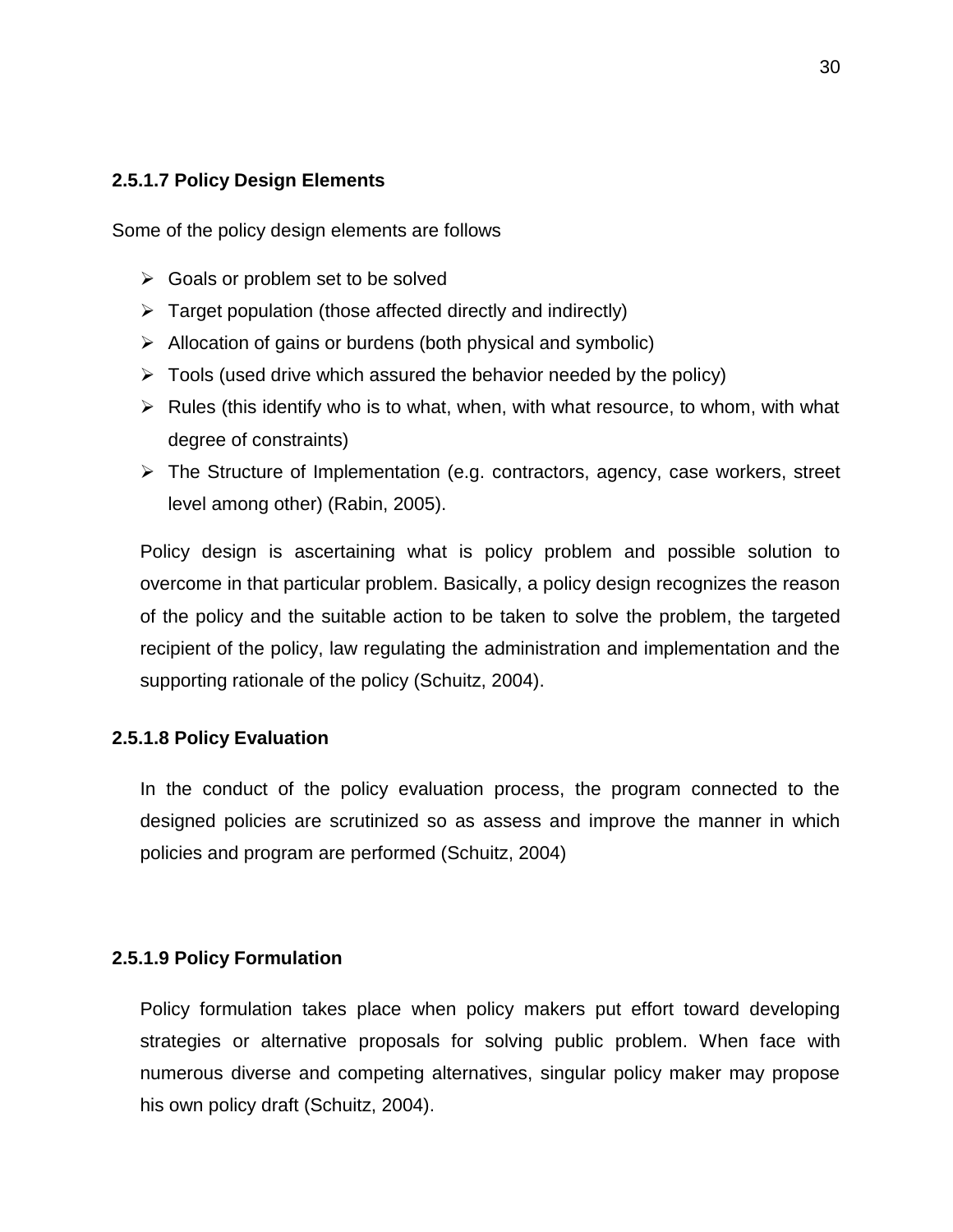#### 2.5.1.7 Policy Design Elements

Some of the policy design elements are follows

- Goals or problem set to be solved
- Target population (those affected directly and indirectly)
- Allocation of gains or burdens (both physical and symbolic)
- Tools (used drive which assured the behavior needed by the policy)
- Rules (this identify who is to what, when, with what resource, to whom, with what degree of constraints)
- The Structure of Implementation (e.g. contractors, agency, case workers, street level among other) (Rabin, 2005).

Policy design is ascertaining what is policy problem and possible solution to overcome in that particular problem. Basically, a policy design recognizes the reason of the policy and the suitable action to be taken to solve the problem, the targeted recipient of the policy, law regulating the administration and implementation and the supporting rationale of the policy (Schuitz, 2004).

#### 2.5.1.8 Policy Evaluation

In the conduct of the policy evaluation process, the program connected to the designed policies are scrutinized so as assess and improve the manner in which policies and program are performed (Schuitz, 2004)

#### 2.5.1.9 Policy Formulation

Policy formulation takes place when policy makers put effort toward developing strategies or alternative proposals for solving public problem. When face with numerous diverse and competing alternatives, singular policy maker may propose his own policy draft (Schuitz, 2004).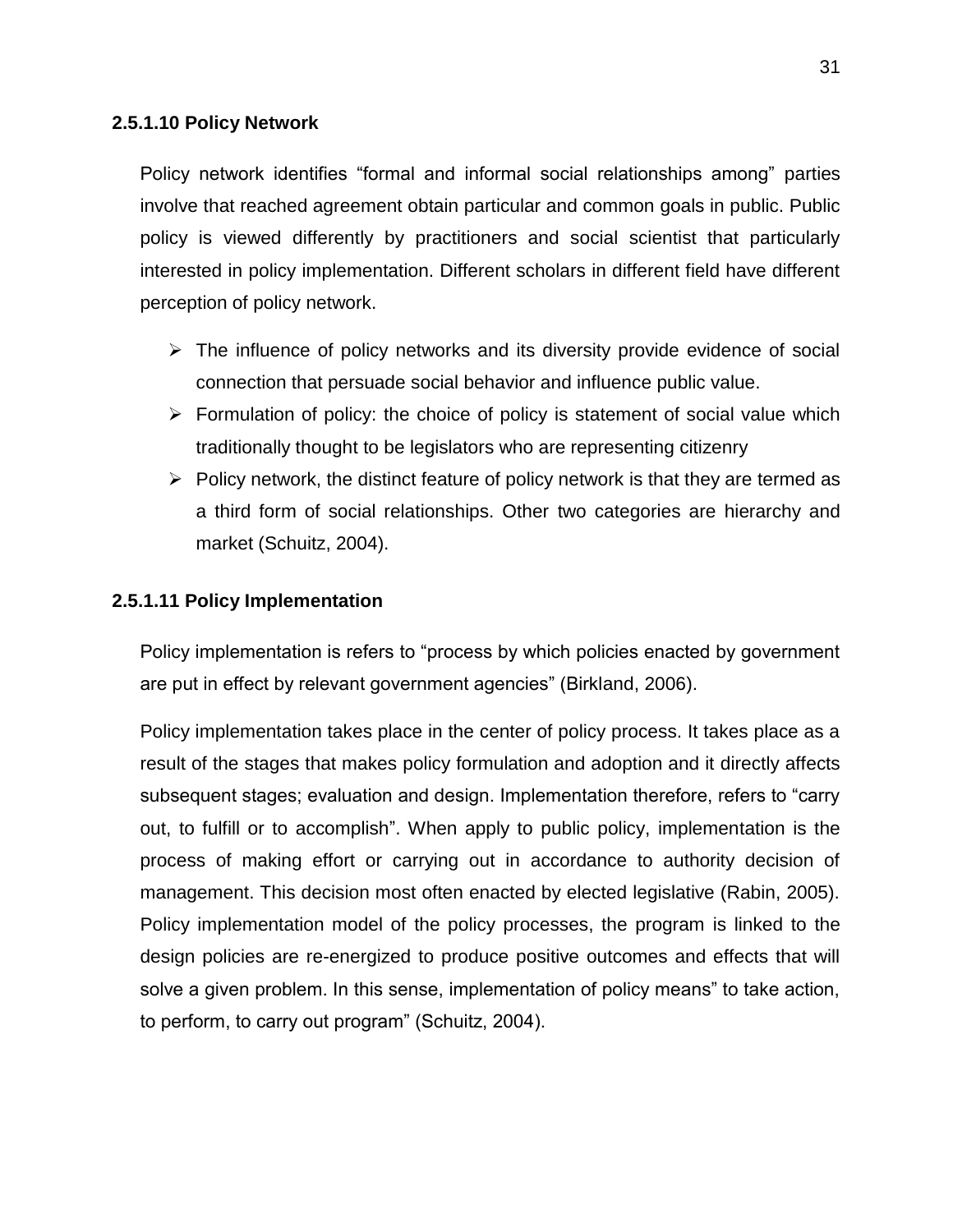#### 2.5.1.10 Policy Network

Policy network identifies “formal and informal social relationships among” parties involve that reached agreement obtain particular and common goals in public. Public policy is viewed differently by practitioners and social scientist that particularly interested in policy implementation. Different scholars in different field have different perception of policy network.

- The influence of policy networks and its diversity provide evidence of social connection that persuade social behavior and influence public value.
- Formulation of policy: the choice of policy is statement of social value which traditionally thought to be legislators who are representing citizenry
- Policy network, the distinct feature of policy network is that they are termed as a third form of social relationships. Other two categories are hierarchy and market (Schuitz, 2004).

#### 2.5.1.11 Policy Implementation

Policy implementation is refers to “process by which policies enacted by government are put in effect by relevant government agencies” (Birkland, 2006).

Policy implementation takes place in the center of policy process. It takes place as a result of the stages that makes policy formulation and adoption and it directly affects subsequent stages; evaluation and design. Implementation therefore, refers to “carry out, to fulfill or to accomplish”. When apply to public policy, implementation is the process of making effort or carrying out in accordance to authority decision of management. This decision most often enacted by elected legislative (Rabin, 2005). Policy implementation model of the policy processes, the program is linked to the design policies are re-energized to produce positive outcomes and effects that will solve a given problem. In this sense, implementation of policy means” to take action, to perform, to carry out program” (Schuitz, 2004).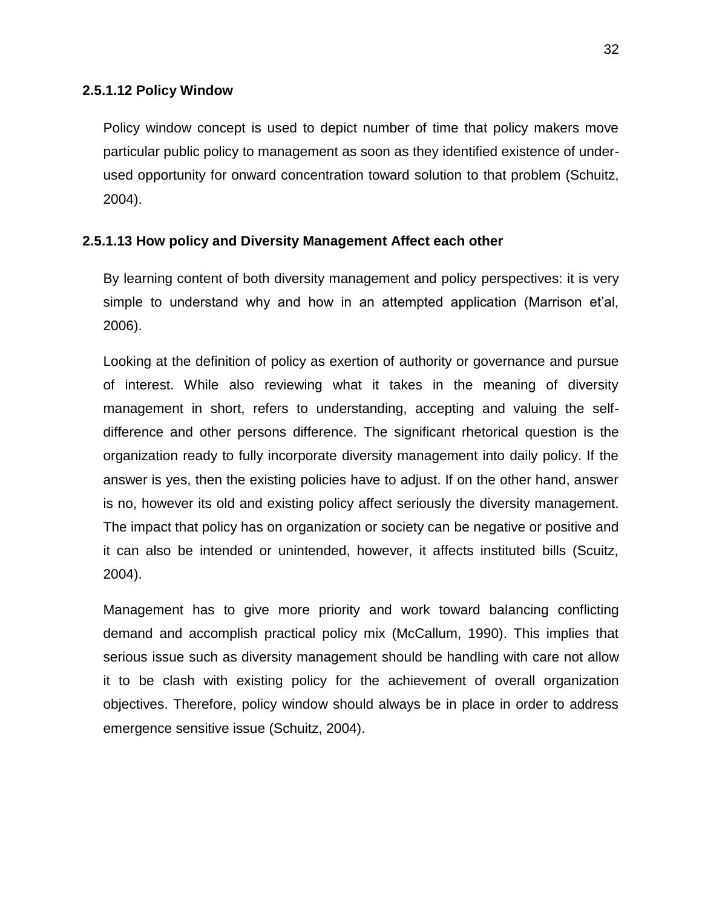#### 2.5.1.12 Policy Window

Policy window concept is used to depict number of time that policy makers move particular public policy to management as soon as they identified existence of under-used opportunity for onward concentration toward solution to that problem (Schuitz, 2004).

#### 2.5.1.13 How policy and Diversity Management Affect each other

By learning content of both diversity management and policy perspectives: it is very simple to understand why and how in an attempted application (Marrison et'al, 2006).

Looking at the definition of policy as exertion of authority or governance and pursue of interest. While also reviewing what it takes in the meaning of diversity management in short, refers to understanding, accepting and valuing the self-difference and other persons difference. The significant rhetorical question is the organization ready to fully incorporate diversity management into daily policy. If the answer is yes, then the existing policies have to adjust. If on the other hand, answer is no, however its old and existing policy affect seriously the diversity management. The impact that policy has on organization or society can be negative or positive and it can also be intended or unintended, however, it affects instituted bills (Scuitz, 2004).

Management has to give more priority and work toward balancing conflicting demand and accomplish practical policy mix (McCallum, 1990). This implies that serious issue such as diversity management should be handling with care not allow it to be clash with existing policy for the achievement of overall organization objectives. Therefore, policy window should always be in place in order to address emergence sensitive issue (Schuitz, 2004).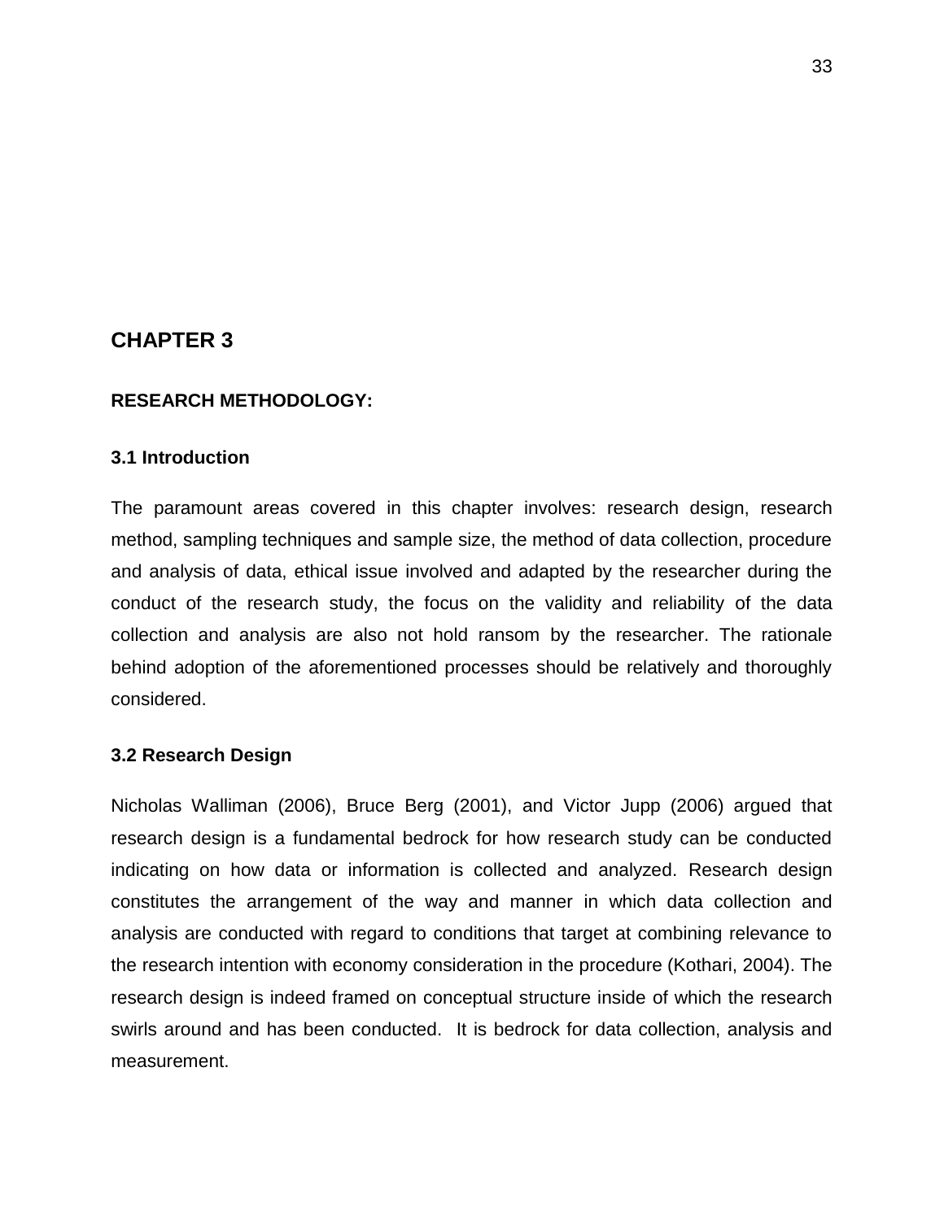# CHAPTER 3

## RESEARCH METHODOLOGY:

### 3.1 Introduction

The paramount areas covered in this chapter involves: research design, research method, sampling techniques and sample size, the method of data collection, procedure and analysis of data, ethical issue involved and adapted by the researcher during the conduct of the research study, the focus on the validity and reliability of the data collection and analysis are also not hold ransom by the researcher. The rationale behind adoption of the aforementioned processes should be relatively and thoroughly considered.

### 3.2 Research Design

Nicholas Walliman (2006), Bruce Berg (2001), and Victor Jupp (2006) argued that research design is a fundamental bedrock for how research study can be conducted indicating on how data or information is collected and analyzed. Research design constitutes the arrangement of the way and manner in which data collection and analysis are conducted with regard to conditions that target at combining relevance to the research intention with economy consideration in the procedure (Kothari, 2004). The research design is indeed framed on conceptual structure inside of which the research swirls around and has been conducted. It is bedrock for data collection, analysis and measurement.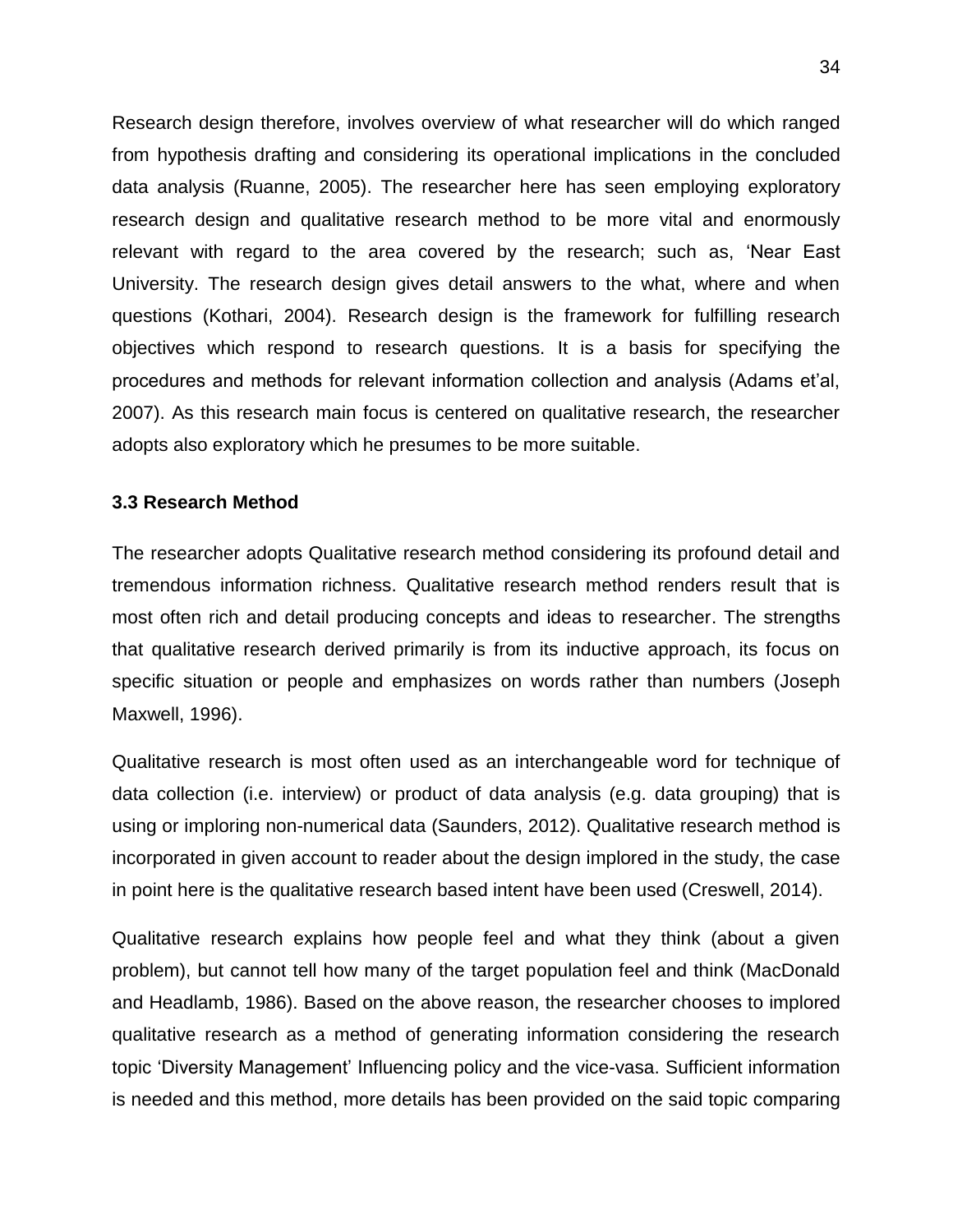Research design therefore, involves overview of what researcher will do which ranged from hypothesis drafting and considering its operational implications in the concluded data analysis (Ruanne, 2005). The researcher here has seen employing exploratory research design and qualitative research method to be more vital and enormously relevant with regard to the area covered by the research; such as, 'Near East University. The research design gives detail answers to the what, where and when questions (Kothari, 2004). Research design is the framework for fulfilling research objectives which respond to research questions. It is a basis for specifying the procedures and methods for relevant information collection and analysis (Adams et'al, 2007). As this research main focus is centered on qualitative research, the researcher adopts also exploratory which he presumes to be more suitable.

### 3.3 Research Method

The researcher adopts Qualitative research method considering its profound detail and tremendous information richness. Qualitative research method renders result that is most often rich and detail producing concepts and ideas to researcher. The strengths that qualitative research derived primarily is from its inductive approach, its focus on specific situation or people and emphasizes on words rather than numbers (Joseph Maxwell, 1996).

Qualitative research is most often used as an interchangeable word for technique of data collection (i.e. interview) or product of data analysis (e.g. data grouping) that is using or imploring non-numerical data (Saunders, 2012). Qualitative research method is incorporated in given account to reader about the design implored in the study, the case in point here is the qualitative research based intent have been used (Creswell, 2014).

Qualitative research explains how people feel and what they think (about a given problem), but cannot tell how many of the target population feel and think (MacDonald and Headlamb, 1986). Based on the above reason, the researcher chooses to implored qualitative research as a method of generating information considering the research topic 'Diversity Management' Influencing policy and the vice-vasa. Sufficient information is needed and this method, more details has been provided on the said topic comparing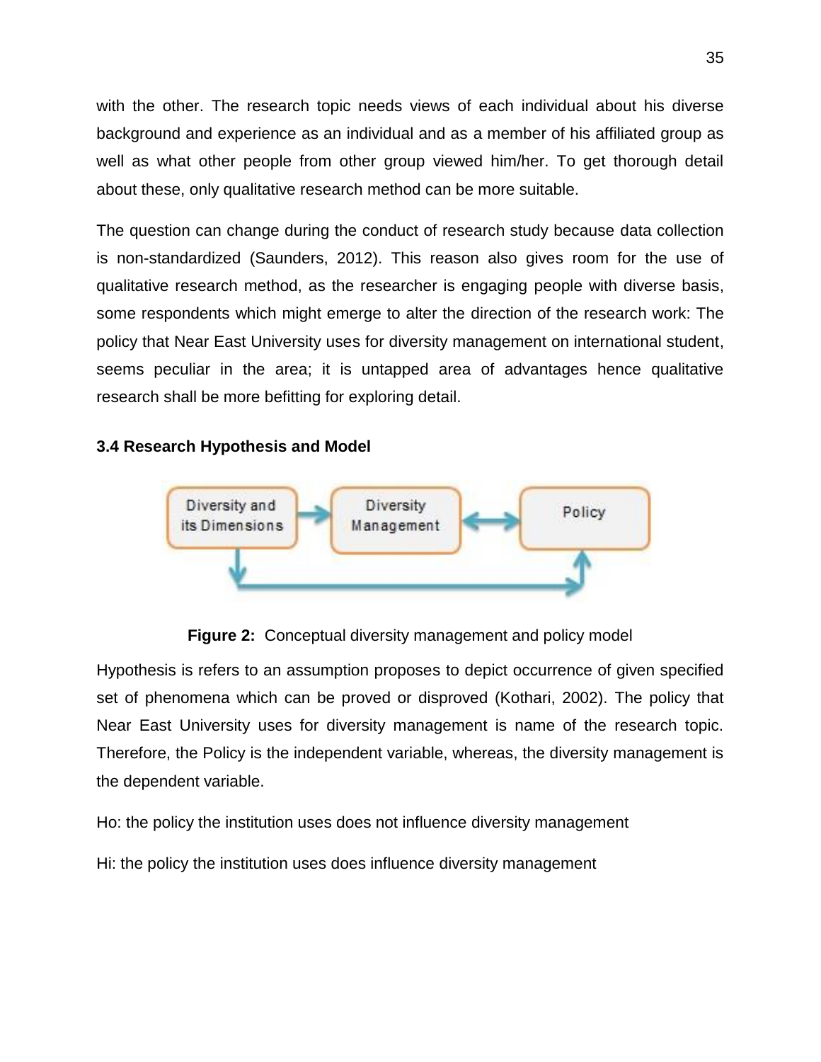with the other. The research topic needs views of each individual about his diverse background and experience as an individual and as a member of his affiliated group as well as what other people from other group viewed him/her. To get thorough detail about these, only qualitative research method can be more suitable.

The question can change during the conduct of research study because data collection is non-standardized (Saunders, 2012). This reason also gives room for the use of qualitative research method, as the researcher is engaging people with diverse basis, some respondents which might emerge to alter the direction of the research work: The policy that Near East University uses for diversity management on international student, seems peculiar in the area; it is untapped area of advantages hence qualitative research shall be more befitting for exploring detail.

### 3.4 Research Hypothesis and Model

**Figure 2:** Conceptual diversity management and policy model

Hypothesis is refers to an assumption proposes to depict occurrence of given specified set of phenomena which can be proved or disproved (Kothari, 2002). The policy that Near East University uses for diversity management is name of the research topic. Therefore, the Policy is the independent variable, whereas, the diversity management is the dependent variable.

Ho: the policy the institution uses does not influence diversity management

Hi: the policy the institution uses does influence diversity management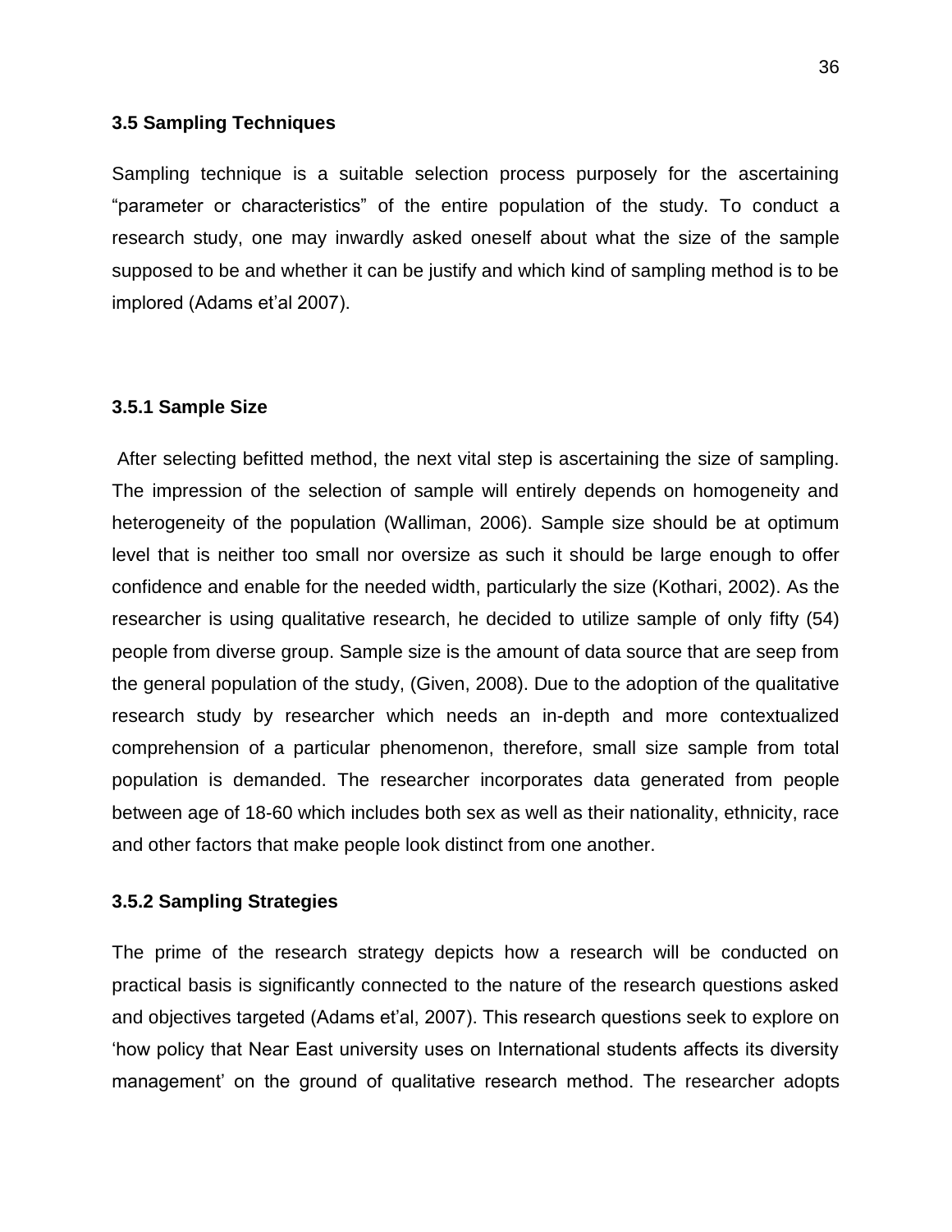### 3.5 Sampling Techniques

Sampling technique is a suitable selection process purposely for the ascertaining "parameter or characteristics" of the entire population of the study. To conduct a research study, one may inwardly asked oneself about what the size of the sample supposed to be and whether it can be justify and which kind of sampling method is to be implored (Adams et'al 2007).

#### 3.5.1 Sample Size

After selecting befitted method, the next vital step is ascertaining the size of sampling. The impression of the selection of sample will entirely depends on homogeneity and heterogeneity of the population (Walliman, 2006). Sample size should be at optimum level that is neither too small nor oversize as such it should be large enough to offer confidence and enable for the needed width, particularly the size (Kothari, 2002). As the researcher is using qualitative research, he decided to utilize sample of only fifty (54) people from diverse group. Sample size is the amount of data source that are seep from the general population of the study, (Given, 2008). Due to the adoption of the qualitative research study by researcher which needs an in-depth and more contextualized comprehension of a particular phenomenon, therefore, small size sample from total population is demanded. The researcher incorporates data generated from people between age of 18-60 which includes both sex as well as their nationality, ethnicity, race and other factors that make people look distinct from one another.

#### 3.5.2 Sampling Strategies

The prime of the research strategy depicts how a research will be conducted on practical basis is significantly connected to the nature of the research questions asked and objectives targeted (Adams et'al, 2007). This research questions seek to explore on 'how policy that Near East university uses on International students affects its diversity management' on the ground of qualitative research method. The researcher adopts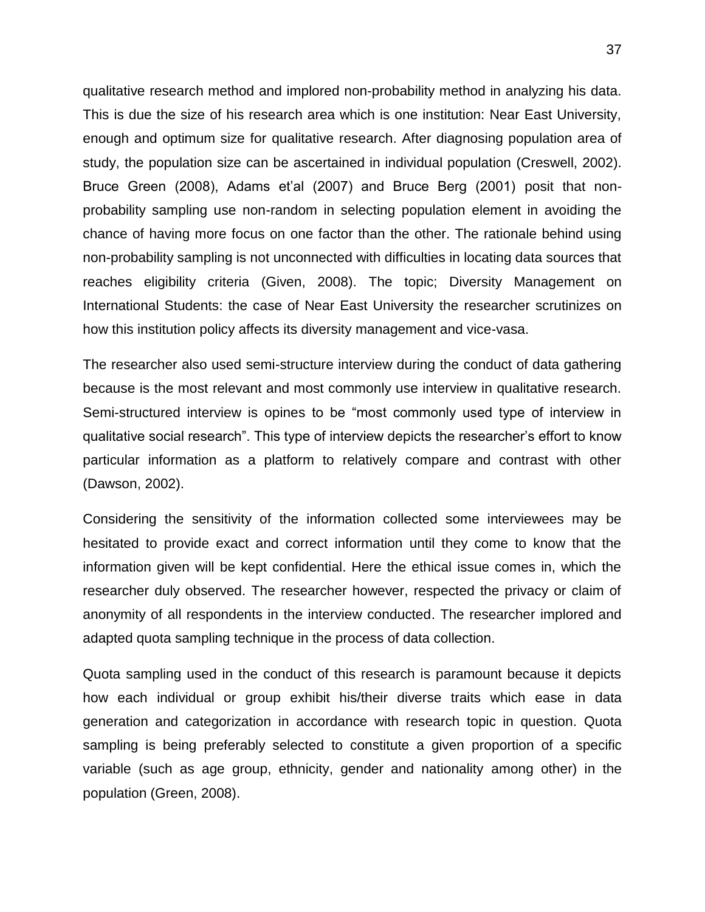qualitative research method and implored non-probability method in analyzing his data. This is due the size of his research area which is one institution: Near East University, enough and optimum size for qualitative research. After diagnosing population area of study, the population size can be ascertained in individual population (Creswell, 2002). Bruce Green (2008), Adams et'al (2007) and Bruce Berg (2001) posit that non-probability sampling use non-random in selecting population element in avoiding the chance of having more focus on one factor than the other. The rationale behind using non-probability sampling is not unconnected with difficulties in locating data sources that reaches eligibility criteria (Given, 2008). The topic; Diversity Management on International Students: the case of Near East University the researcher scrutinizes on how this institution policy affects its diversity management and vice-vasa.

The researcher also used semi-structure interview during the conduct of data gathering because is the most relevant and most commonly use interview in qualitative research. Semi-structured interview is opines to be "most commonly used type of interview in qualitative social research". This type of interview depicts the researcher's effort to know particular information as a platform to relatively compare and contrast with other (Dawson, 2002).

Considering the sensitivity of the information collected some interviewees may be hesitated to provide exact and correct information until they come to know that the information given will be kept confidential. Here the ethical issue comes in, which the researcher duly observed. The researcher however, respected the privacy or claim of anonymity of all respondents in the interview conducted. The researcher implored and adapted quota sampling technique in the process of data collection.

Quota sampling used in the conduct of this research is paramount because it depicts how each individual or group exhibit his/their diverse traits which ease in data generation and categorization in accordance with research topic in question. Quota sampling is being preferably selected to constitute a given proportion of a specific variable (such as age group, ethnicity, gender and nationality among other) in the population (Green, 2008).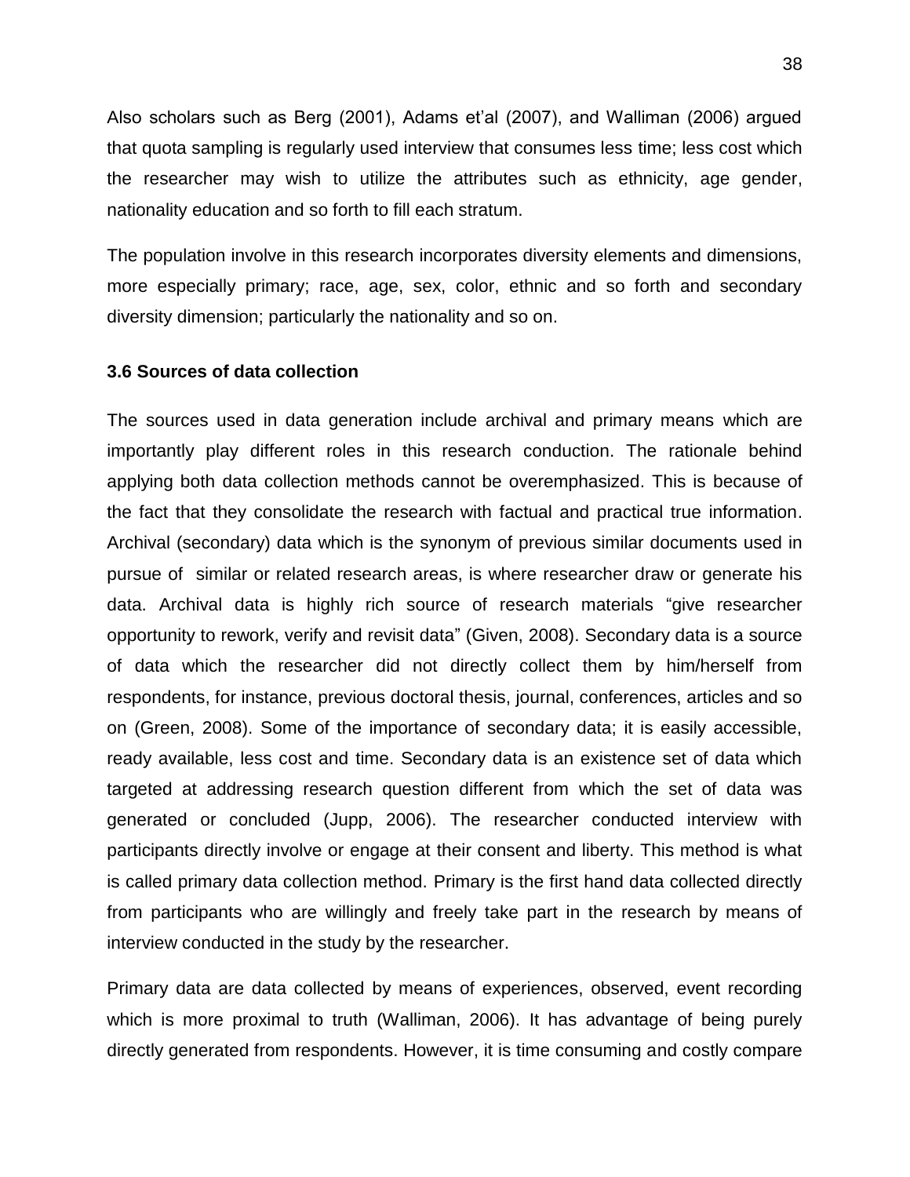Also scholars such as Berg (2001), Adams et'al (2007), and Walliman (2006) argued that quota sampling is regularly used interview that consumes less time; less cost which the researcher may wish to utilize the attributes such as ethnicity, age gender, nationality education and so forth to fill each stratum.

The population involve in this research incorporates diversity elements and dimensions, more especially primary; race, age, sex, color, ethnic and so forth and secondary diversity dimension; particularly the nationality and so on.

### 3.6 Sources of data collection

The sources used in data generation include archival and primary means which are importantly play different roles in this research conduction. The rationale behind applying both data collection methods cannot be overemphasized. This is because of the fact that they consolidate the research with factual and practical true information. Archival (secondary) data which is the synonym of previous similar documents used in pursue of similar or related research areas, is where researcher draw or generate his data. Archival data is highly rich source of research materials "give researcher opportunity to rework, verify and revisit data" (Given, 2008). Secondary data is a source of data which the researcher did not directly collect them by him/herself from respondents, for instance, previous doctoral thesis, journal, conferences, articles and so on (Green, 2008). Some of the importance of secondary data; it is easily accessible, ready available, less cost and time. Secondary data is an existence set of data which targeted at addressing research question different from which the set of data was generated or concluded (Jupp, 2006). The researcher conducted interview with participants directly involve or engage at their consent and liberty. This method is what is called primary data collection method. Primary is the first hand data collected directly from participants who are willingly and freely take part in the research by means of interview conducted in the study by the researcher.

Primary data are data collected by means of experiences, observed, event recording which is more proximal to truth (Walliman, 2006). It has advantage of being purely directly generated from respondents. However, it is time consuming and costly compare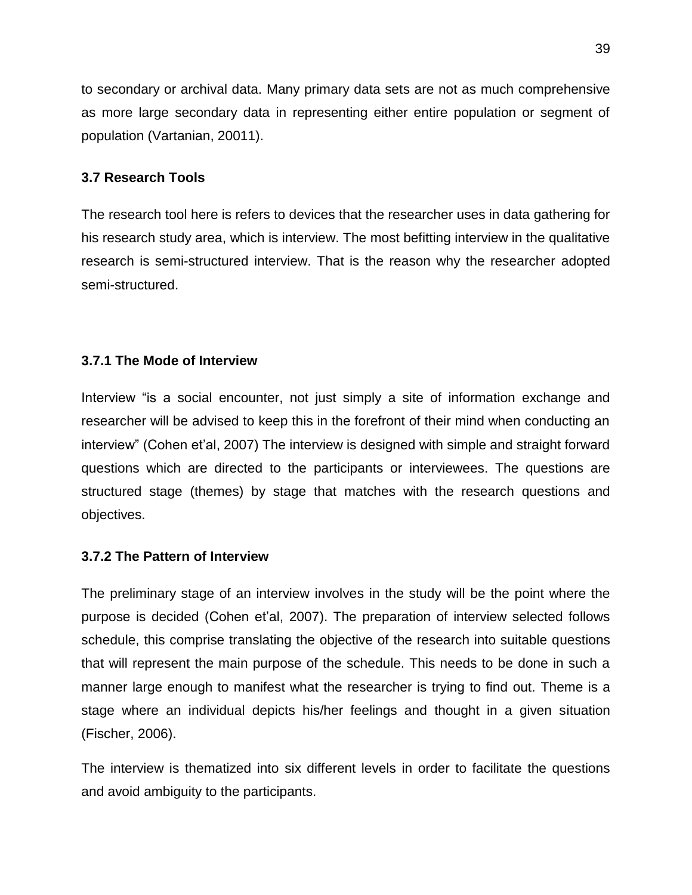to secondary or archival data. Many primary data sets are not as much comprehensive as more large secondary data in representing either entire population or segment of population (Vartanian, 20011).

### 3.7 Research Tools

The research tool here is refers to devices that the researcher uses in data gathering for his research study area, which is interview. The most befitting interview in the qualitative research is semi-structured interview. That is the reason why the researcher adopted semi-structured.

#### 3.7.1 The Mode of Interview

Interview "is a social encounter, not just simply a site of information exchange and researcher will be advised to keep this in the forefront of their mind when conducting an interview" (Cohen et'al, 2007) The interview is designed with simple and straight forward questions which are directed to the participants or interviewees. The questions are structured stage (themes) by stage that matches with the research questions and objectives.

#### 3.7.2 The Pattern of Interview

The preliminary stage of an interview involves in the study will be the point where the purpose is decided (Cohen et'al, 2007). The preparation of interview selected follows schedule, this comprise translating the objective of the research into suitable questions that will represent the main purpose of the schedule. This needs to be done in such a manner large enough to manifest what the researcher is trying to find out. Theme is a stage where an individual depicts his/her feelings and thought in a given situation (Fischer, 2006).

The interview is thematized into six different levels in order to facilitate the questions and avoid ambiguity to the participants.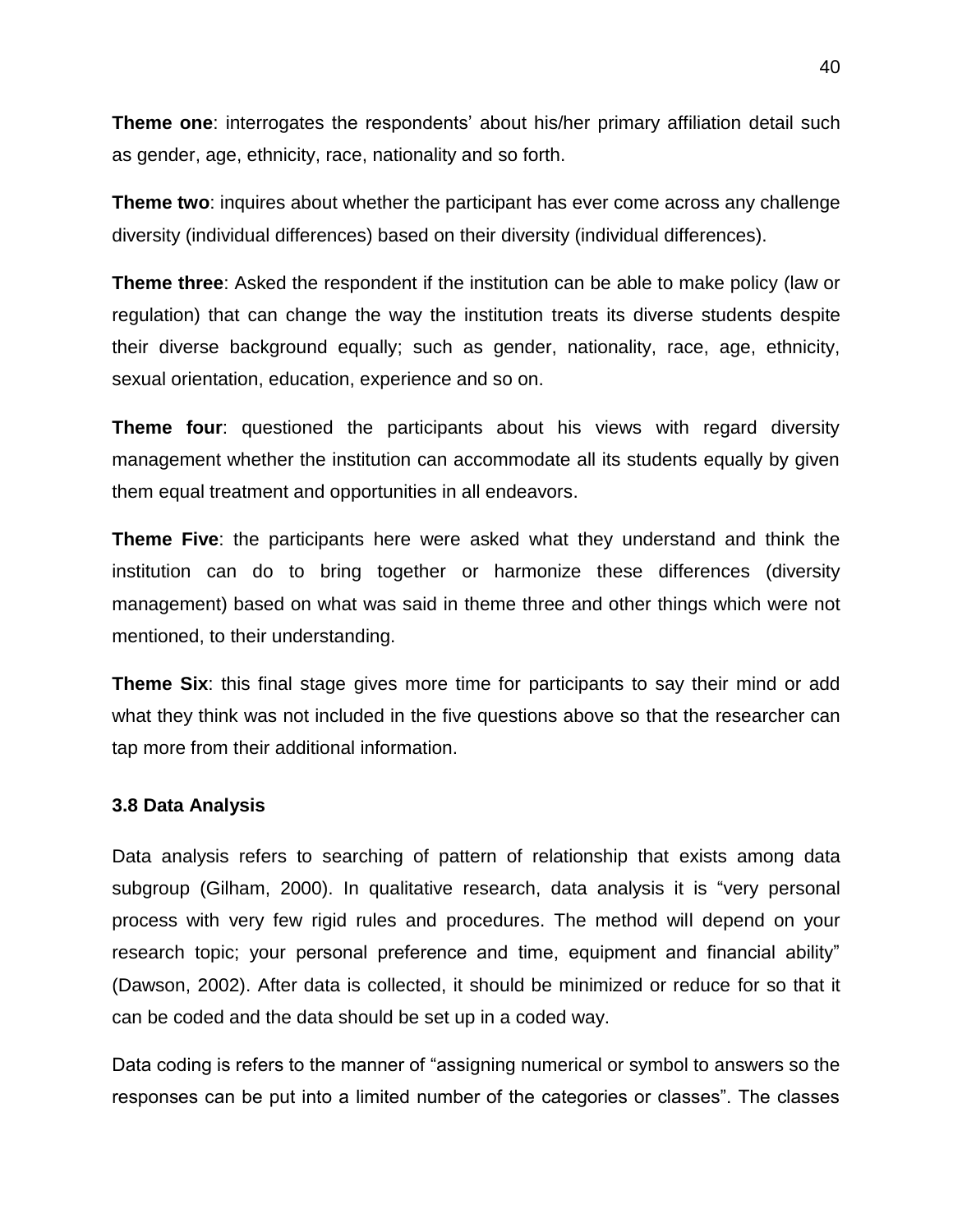**Theme one**: interrogates the respondents' about his/her primary affiliation detail such as gender, age, ethnicity, race, nationality and so forth.

**Theme two**: inquires about whether the participant has ever come across any challenge diversity (individual differences) based on their diversity (individual differences).

**Theme three**: Asked the respondent if the institution can be able to make policy (law or regulation) that can change the way the institution treats its diverse students despite their diverse background equally; such as gender, nationality, race, age, ethnicity, sexual orientation, education, experience and so on.

**Theme four**: questioned the participants about his views with regard diversity management whether the institution can accommodate all its students equally by given them equal treatment and opportunities in all endeavors.

**Theme Five**: the participants here were asked what they understand and think the institution can do to bring together or harmonize these differences (diversity management) based on what was said in theme three and other things which were not mentioned, to their understanding.

**Theme Six**: this final stage gives more time for participants to say their mind or add what they think was not included in the five questions above so that the researcher can tap more from their additional information.

### 3.8 Data Analysis

Data analysis refers to searching of pattern of relationship that exists among data subgroup (Gilham, 2000). In qualitative research, data analysis it is "very personal process with very few rigid rules and procedures. The method will depend on your research topic; your personal preference and time, equipment and financial ability" (Dawson, 2002). After data is collected, it should be minimized or reduce for so that it can be coded and the data should be set up in a coded way.

Data coding is refers to the manner of "assigning numerical or symbol to answers so the responses can be put into a limited number of the categories or classes". The classes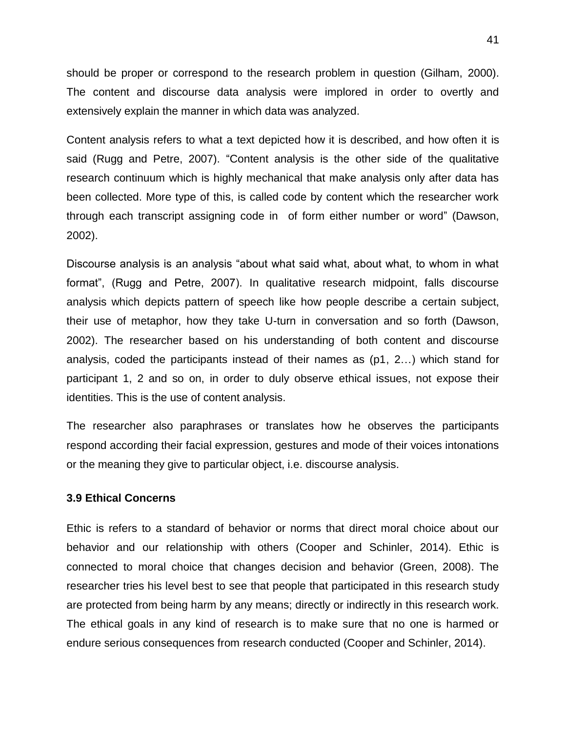should be proper or correspond to the research problem in question (Gilham, 2000). The content and discourse data analysis were implored in order to overtly and extensively explain the manner in which data was analyzed.

Content analysis refers to what a text depicted how it is described, and how often it is said (Rugg and Petre, 2007). "Content analysis is the other side of the qualitative research continuum which is highly mechanical that make analysis only after data has been collected. More type of this, is called code by content which the researcher work through each transcript assigning code in of form either number or word" (Dawson, 2002).

Discourse analysis is an analysis "about what said what, about what, to whom in what format", (Rugg and Petre, 2007). In qualitative research midpoint, falls discourse analysis which depicts pattern of speech like how people describe a certain subject, their use of metaphor, how they take U-turn in conversation and so forth (Dawson, 2002). The researcher based on his understanding of both content and discourse analysis, coded the participants instead of their names as (p1, 2…) which stand for participant 1, 2 and so on, in order to duly observe ethical issues, not expose their identities. This is the use of content analysis.

The researcher also paraphrases or translates how he observes the participants respond according their facial expression, gestures and mode of their voices intonations or the meaning they give to particular object, i.e. discourse analysis.

### 3.9 Ethical Concerns

Ethic is refers to a standard of behavior or norms that direct moral choice about our behavior and our relationship with others (Cooper and Schinler, 2014). Ethic is connected to moral choice that changes decision and behavior (Green, 2008). The researcher tries his level best to see that people that participated in this research study are protected from being harm by any means; directly or indirectly in this research work. The ethical goals in any kind of research is to make sure that no one is harmed or endure serious consequences from research conducted (Cooper and Schinler, 2014).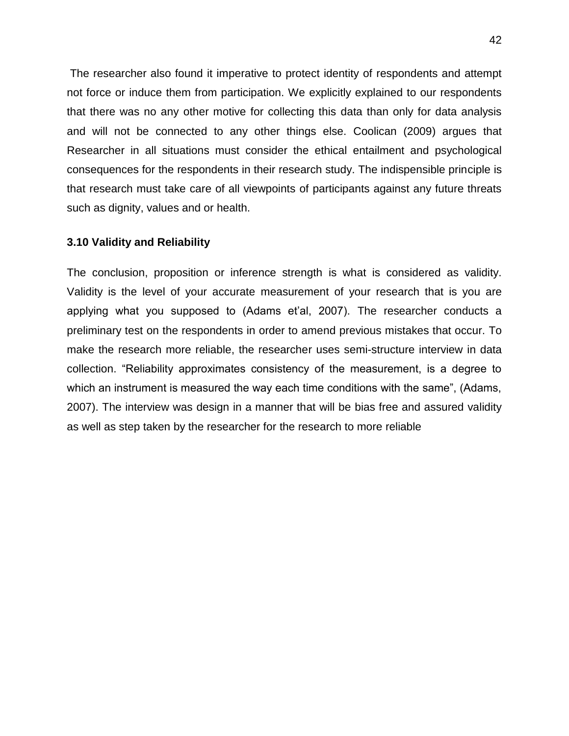The researcher also found it imperative to protect identity of respondents and attempt not force or induce them from participation. We explicitly explained to our respondents that there was no any other motive for collecting this data than only for data analysis and will not be connected to any other things else. Coolican (2009) argues that Researcher in all situations must consider the ethical entailment and psychological consequences for the respondents in their research study. The indispensible principle is that research must take care of all viewpoints of participants against any future threats such as dignity, values and or health.

### 3.10 Validity and Reliability

The conclusion, proposition or inference strength is what is considered as validity. Validity is the level of your accurate measurement of your research that is you are applying what you supposed to (Adams et'al, 2007). The researcher conducts a preliminary test on the respondents in order to amend previous mistakes that occur. To make the research more reliable, the researcher uses semi-structure interview in data collection. "Reliability approximates consistency of the measurement, is a degree to which an instrument is measured the way each time conditions with the same", (Adams, 2007). The interview was design in a manner that will be bias free and assured validity as well as step taken by the researcher for the research to more reliable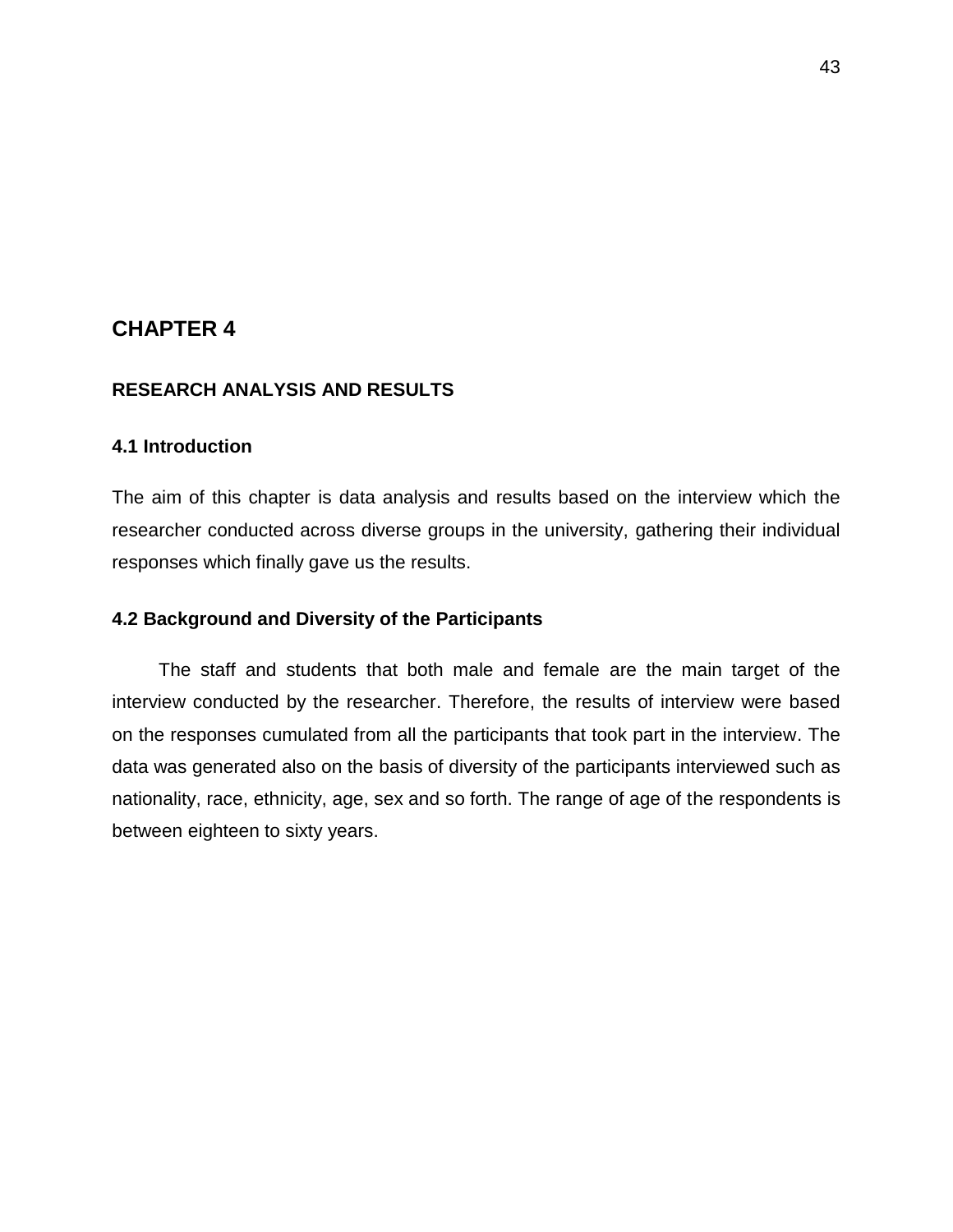# CHAPTER 4

## RESEARCH ANALYSIS AND RESULTS

### 4.1 Introduction

The aim of this chapter is data analysis and results based on the interview which the researcher conducted across diverse groups in the university, gathering their individual responses which finally gave us the results.

### 4.2 Background and Diversity of the Participants

The staff and students that both male and female are the main target of the interview conducted by the researcher. Therefore, the results of interview were based on the responses cumulated from all the participants that took part in the interview. The data was generated also on the basis of diversity of the participants interviewed such as nationality, race, ethnicity, age, sex and so forth. The range of age of the respondents is between eighteen to sixty years.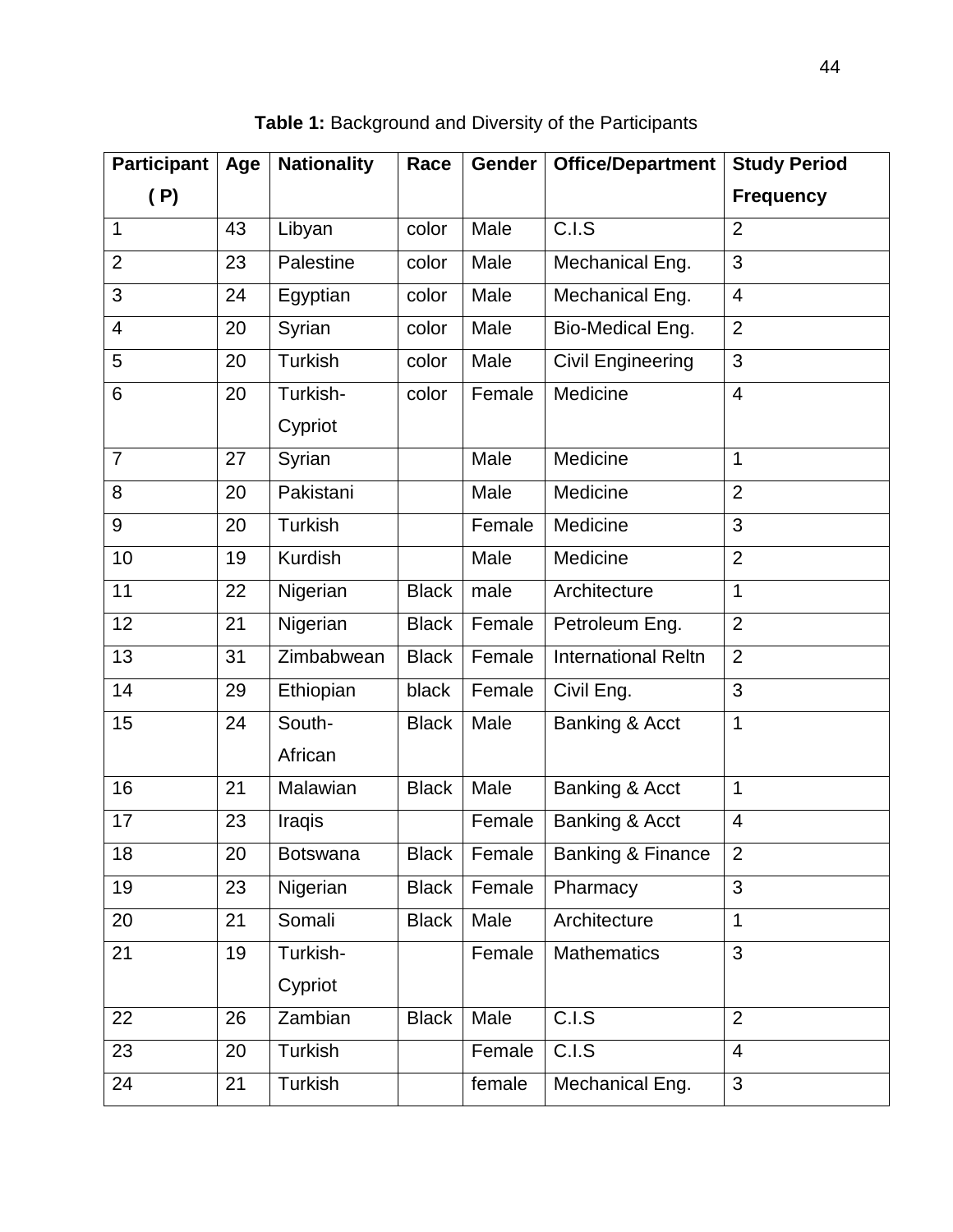**Table 1:** Background and Diversity of the Participants

| Participant (P) | Age | Nationality | Race | Gender | Office/Department | Study Period Frequency |
|---|---|---|---|---|---|---|
| 1 | 43 | Libyan | color | Male | C.I.S | 2 |
| 2 | 23 | Palestine | color | Male | Mechanical Eng. | 3 |
| 3 | 24 | Egyptian | color | Male | Mechanical Eng. | 4 |
| 4 | 20 | Syrian | color | Male | Bio-Medical Eng. | 2 |
| 5 | 20 | Turkish | color | Male | Civil Engineering | 3 |
| 6 | 20 | Turkish-Cypriot | color | Female | Medicine | 4 |
| 7 | 27 | Syrian | | Male | Medicine | 1 |
| 8 | 20 | Pakistani | | Male | Medicine | 2 |
| 9 | 20 | Turkish | | Female | Medicine | 3 |
| 10 | 19 | Kurdish | | Male | Medicine | 2 |
| 11 | 22 | Nigerian | Black | male | Architecture | 1 |
| 12 | 21 | Nigerian | Black | Female | Petroleum Eng. | 2 |
| 13 | 31 | Zimbabwean | Black | Female | International Reltn | 2 |
| 14 | 29 | Ethiopian | black | Female | Civil Eng. | 3 |
| 15 | 24 | South-African | Black | Male | Banking & Acct | 1 |
| 16 | 21 | Malawian | Black | Male | Banking & Acct | 1 |
| 17 | 23 | Iraqis | | Female | Banking & Acct | 4 |
| 18 | 20 | Botswana | Black | Female | Banking & Finance | 2 |
| 19 | 23 | Nigerian | Black | Female | Pharmacy | 3 |
| 20 | 21 | Somali | Black | Male | Architecture | 1 |
| 21 | 19 | Turkish-Cypriot | | Female | Mathematics | 3 |
| 22 | 26 | Zambian | Black | Male | C.I.S | 2 |
| 23 | 20 | Turkish | | Female | C.I.S | 4 |
| 24 | 21 | Turkish | | female | Mechanical Eng. | 3 |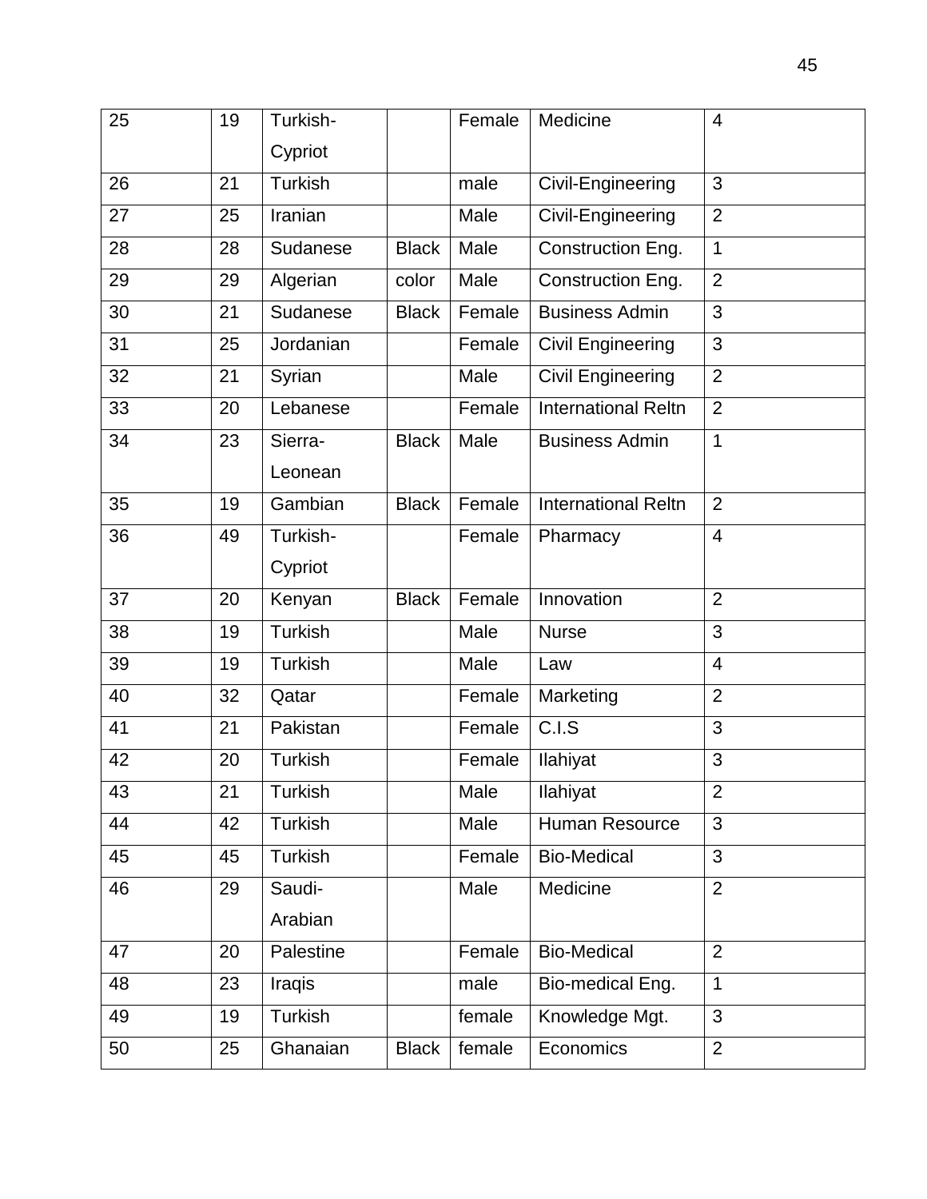| 25 | 19 | Turkish-Cypriot | | Female | Medicine | 4 |
|---|---|---|---|---|---|---|
| 26 | 21 | Turkish | | male | Civil-Engineering | 3 |
| 27 | 25 | Iranian | | Male | Civil-Engineering | 2 |
| 28 | 28 | Sudanese | Black | Male | Construction Eng. | 1 |
| 29 | 29 | Algerian | color | Male | Construction Eng. | 2 |
| 30 | 21 | Sudanese | Black | Female | Business Admin | 3 |
| 31 | 25 | Jordanian | | Female | Civil Engineering | 3 |
| 32 | 21 | Syrian | | Male | Civil Engineering | 2 |
| 33 | 20 | Lebanese | | Female | International Reltn | 2 |
| 34 | 23 | Sierra-Leonean | Black | Male | Business Admin | 1 |
| 35 | 19 | Gambian | Black | Female | International Reltn | 2 |
| 36 | 49 | Turkish-Cypriot | | Female | Pharmacy | 4 |
| 37 | 20 | Kenyan | Black | Female | Innovation | 2 |
| 38 | 19 | Turkish | | Male | Nurse | 3 |
| 39 | 19 | Turkish | | Male | Law | 4 |
| 40 | 32 | Qatar | | Female | Marketing | 2 |
| 41 | 21 | Pakistan | | Female | C.I.S | 3 |
| 42 | 20 | Turkish | | Female | Ilahiyat | 3 |
| 43 | 21 | Turkish | | Male | Ilahiyat | 2 |
| 44 | 42 | Turkish | | Male | Human Resource | 3 |
| 45 | 45 | Turkish | | Female | Bio-Medical | 3 |
| 46 | 29 | Saudi-Arabian | | Male | Medicine | 2 |
| 47 | 20 | Palestine | | Female | Bio-Medical | 2 |
| 48 | 23 | Iraqis | | male | Bio-medical Eng. | 1 |
| 49 | 19 | Turkish | | female | Knowledge Mgt. | 3 |
| 50 | 25 | Ghanaian | Black | female | Economics | 2 |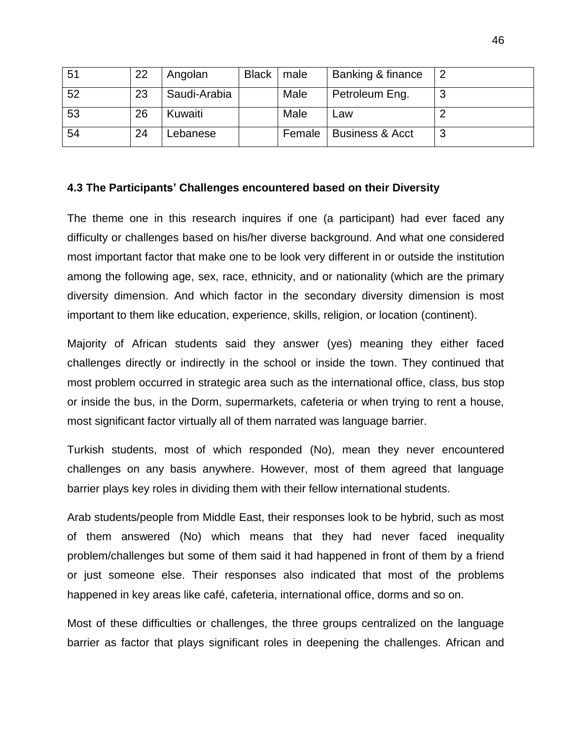| 51 | 22 | Angolan | Black | male | Banking & finance | 2 |
|---|---|---|---|---|---|---|
| 52 | 23 | Saudi-Arabia | | Male | Petroleum Eng. | 3 |
| 53 | 26 | Kuwaiti | | Male | Law | 2 |
| 54 | 24 | Lebanese | | Female | Business & Acct | 3 |

### 4.3 The Participants' Challenges encountered based on their Diversity

The theme one in this research inquires if one (a participant) had ever faced any difficulty or challenges based on his/her diverse background. And what one considered most important factor that make one to be look very different in or outside the institution among the following age, sex, race, ethnicity, and or nationality (which are the primary diversity dimension. And which factor in the secondary diversity dimension is most important to them like education, experience, skills, religion, or location (continent).

Majority of African students said they answer (yes) meaning they either faced challenges directly or indirectly in the school or inside the town. They continued that most problem occurred in strategic area such as the international office, class, bus stop or inside the bus, in the Dorm, supermarkets, cafeteria or when trying to rent a house, most significant factor virtually all of them narrated was language barrier.

Turkish students, most of which responded (No), mean they never encountered challenges on any basis anywhere. However, most of them agreed that language barrier plays key roles in dividing them with their fellow international students.

Arab students/people from Middle East, their responses look to be hybrid, such as most of them answered (No) which means that they had never faced inequality problem/challenges but some of them said it had happened in front of them by a friend or just someone else. Their responses also indicated that most of the problems happened in key areas like café, cafeteria, international office, dorms and so on.

Most of these difficulties or challenges, the three groups centralized on the language barrier as factor that plays significant roles in deepening the challenges. African and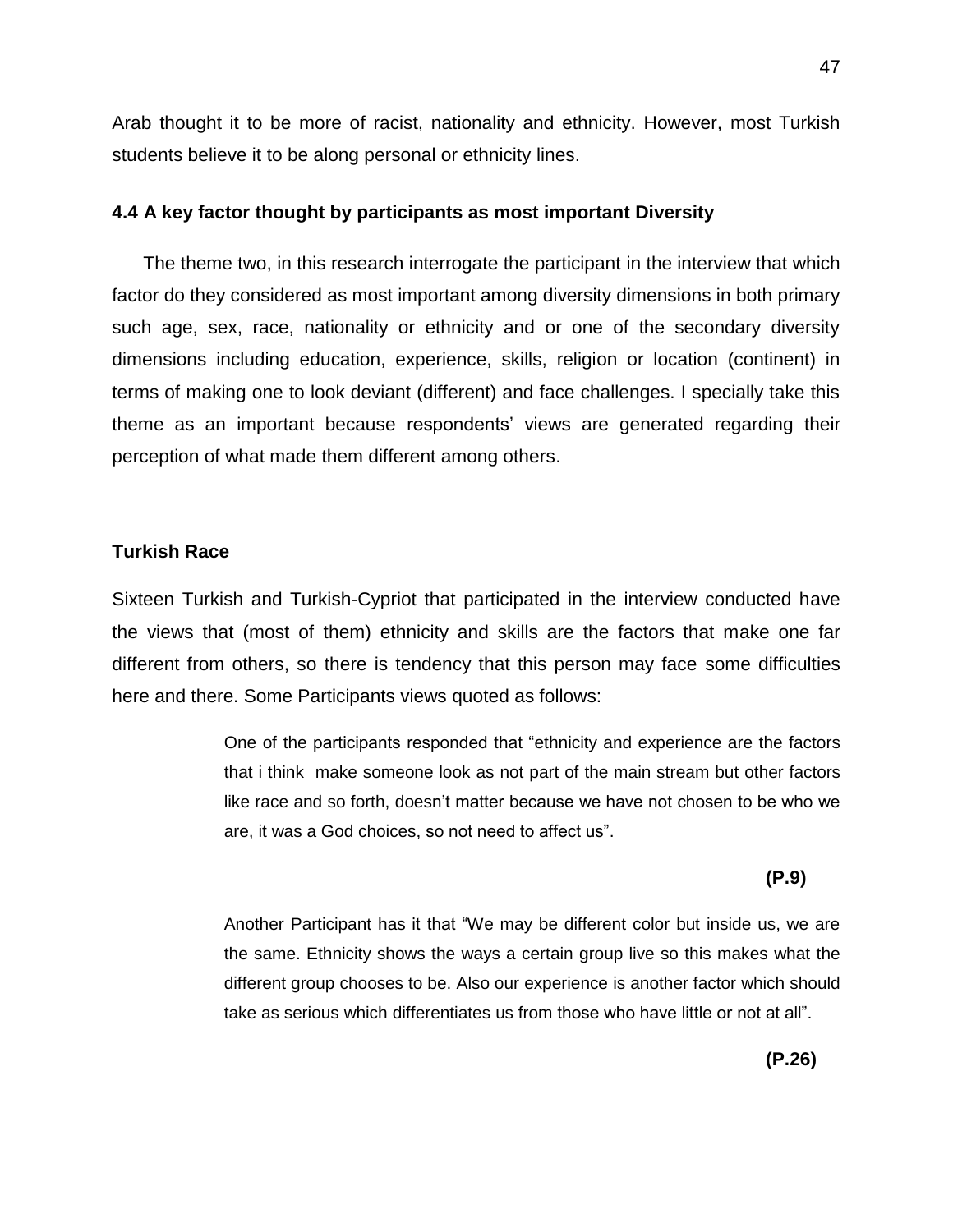Arab thought it to be more of racist, nationality and ethnicity. However, most Turkish students believe it to be along personal or ethnicity lines.

### 4.4 A key factor thought by participants as most important Diversity

The theme two, in this research interrogate the participant in the interview that which factor do they considered as most important among diversity dimensions in both primary such age, sex, race, nationality or ethnicity and or one of the secondary diversity dimensions including education, experience, skills, religion or location (continent) in terms of making one to look deviant (different) and face challenges. I specially take this theme as an important because respondents' views are generated regarding their perception of what made them different among others.

**Turkish Race**

Sixteen Turkish and Turkish-Cypriot that participated in the interview conducted have the views that (most of them) ethnicity and skills are the factors that make one far different from others, so there is tendency that this person may face some difficulties here and there. Some Participants views quoted as follows:

> One of the participants responded that "ethnicity and experience are the factors that i think make someone look as not part of the main stream but other factors like race and so forth, doesn't matter because we have not chosen to be who we are, it was a God choices, so not need to affect us".
>
> **(P.9)**

> Another Participant has it that "We may be different color but inside us, we are the same. Ethnicity shows the ways a certain group live so this makes what the different group chooses to be. Also our experience is another factor which should take as serious which differentiates us from those who have little or not at all".
>
> **(P.26)**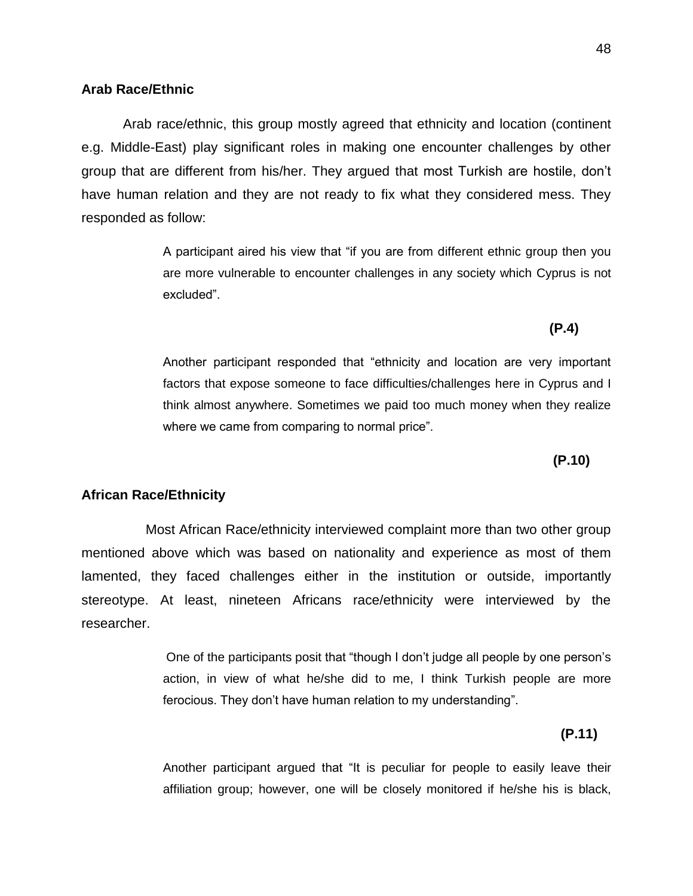**Arab Race/Ethnic**

Arab race/ethnic, this group mostly agreed that ethnicity and location (continent e.g. Middle-East) play significant roles in making one encounter challenges by other group that are different from his/her. They argued that most Turkish are hostile, don't have human relation and they are not ready to fix what they considered mess. They responded as follow:

> A participant aired his view that "if you are from different ethnic group then you are more vulnerable to encounter challenges in any society which Cyprus is not excluded".
>
> **(P.4)**

> Another participant responded that "ethnicity and location are very important factors that expose someone to face difficulties/challenges here in Cyprus and I think almost anywhere. Sometimes we paid too much money when they realize where we came from comparing to normal price".
>
> **(P.10)**

**African Race/Ethnicity**

Most African Race/ethnicity interviewed complaint more than two other group mentioned above which was based on nationality and experience as most of them lamented, they faced challenges either in the institution or outside, importantly stereotype. At least, nineteen Africans race/ethnicity were interviewed by the researcher.

> One of the participants posit that "though I don't judge all people by one person's action, in view of what he/she did to me, I think Turkish people are more ferocious. They don't have human relation to my understanding".
>
> **(P.11)**

> Another participant argued that "It is peculiar for people to easily leave their affiliation group; however, one will be closely monitored if he/she his is black,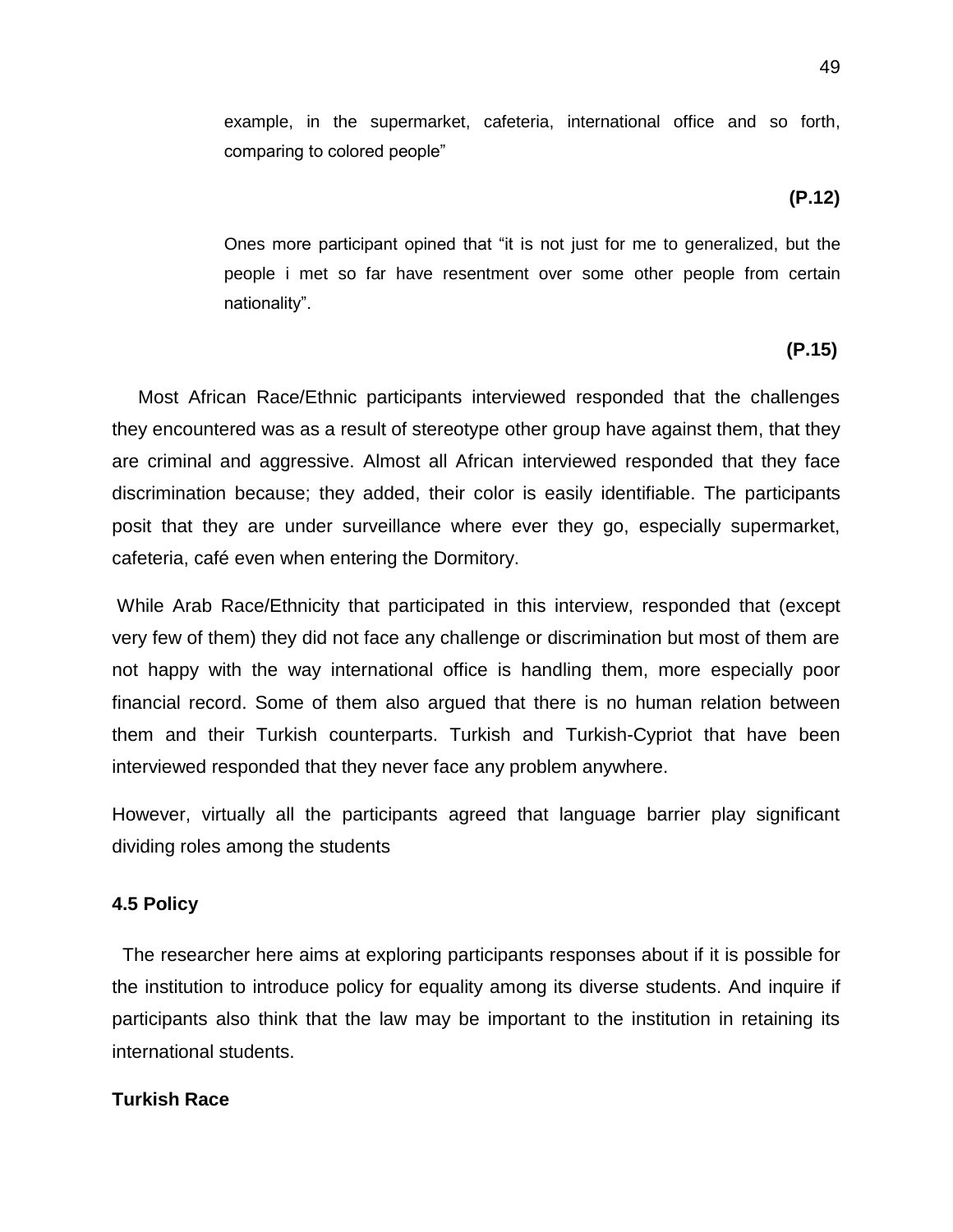> example, in the supermarket, cafeteria, international office and so forth, comparing to colored people"

**(P.12)**

> Ones more participant opined that "it is not just for me to generalized, but the people i met so far have resentment over some other people from certain nationality".

**(P.15)**

Most African Race/Ethnic participants interviewed responded that the challenges they encountered was as a result of stereotype other group have against them, that they are criminal and aggressive. Almost all African interviewed responded that they face discrimination because; they added, their color is easily identifiable. The participants posit that they are under surveillance where ever they go, especially supermarket, cafeteria, café even when entering the Dormitory.

While Arab Race/Ethnicity that participated in this interview, responded that (except very few of them) they did not face any challenge or discrimination but most of them are not happy with the way international office is handling them, more especially poor financial record. Some of them also argued that there is no human relation between them and their Turkish counterparts. Turkish and Turkish-Cypriot that have been interviewed responded that they never face any problem anywhere.

However, virtually all the participants agreed that language barrier play significant dividing roles among the students

### 4.5 Policy

The researcher here aims at exploring participants responses about if it is possible for the institution to introduce policy for equality among its diverse students. And inquire if participants also think that the law may be important to the institution in retaining its international students.

**Turkish Race**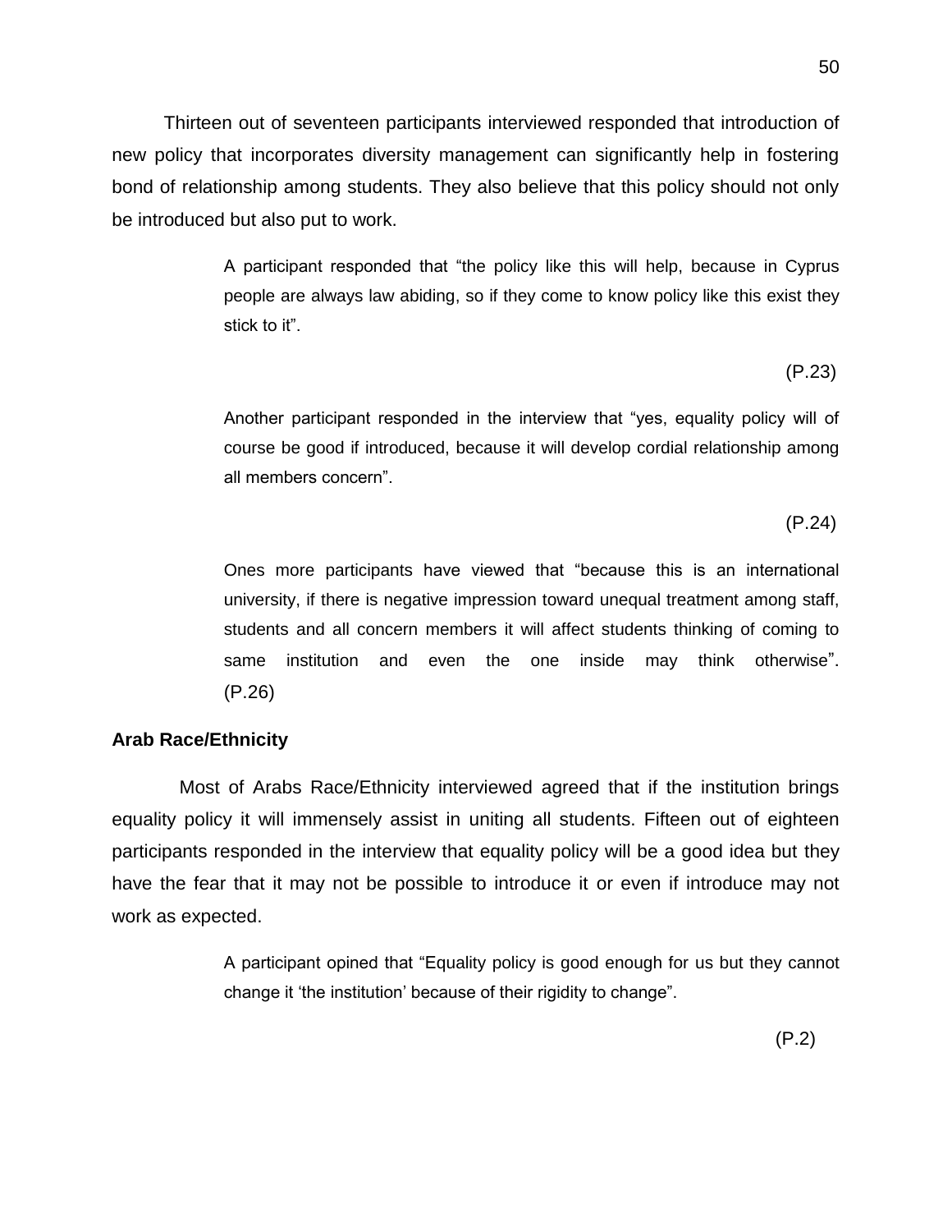Thirteen out of seventeen participants interviewed responded that introduction of new policy that incorporates diversity management can significantly help in fostering bond of relationship among students. They also believe that this policy should not only be introduced but also put to work.

> A participant responded that "the policy like this will help, because in Cyprus people are always law abiding, so if they come to know policy like this exist they stick to it".
>
> (P.23)
>
> Another participant responded in the interview that "yes, equality policy will of course be good if introduced, because it will develop cordial relationship among all members concern".
>
> (P.24)
>
> Ones more participants have viewed that "because this is an international university, if there is negative impression toward unequal treatment among staff, students and all concern members it will affect students thinking of coming to same institution and even the one inside may think otherwise". (P.26)

**Arab Race/Ethnicity**

Most of Arabs Race/Ethnicity interviewed agreed that if the institution brings equality policy it will immensely assist in uniting all students. Fifteen out of eighteen participants responded in the interview that equality policy will be a good idea but they have the fear that it may not be possible to introduce it or even if introduce may not work as expected.

> A participant opined that "Equality policy is good enough for us but they cannot change it 'the institution' because of their rigidity to change".
>
> (P.2)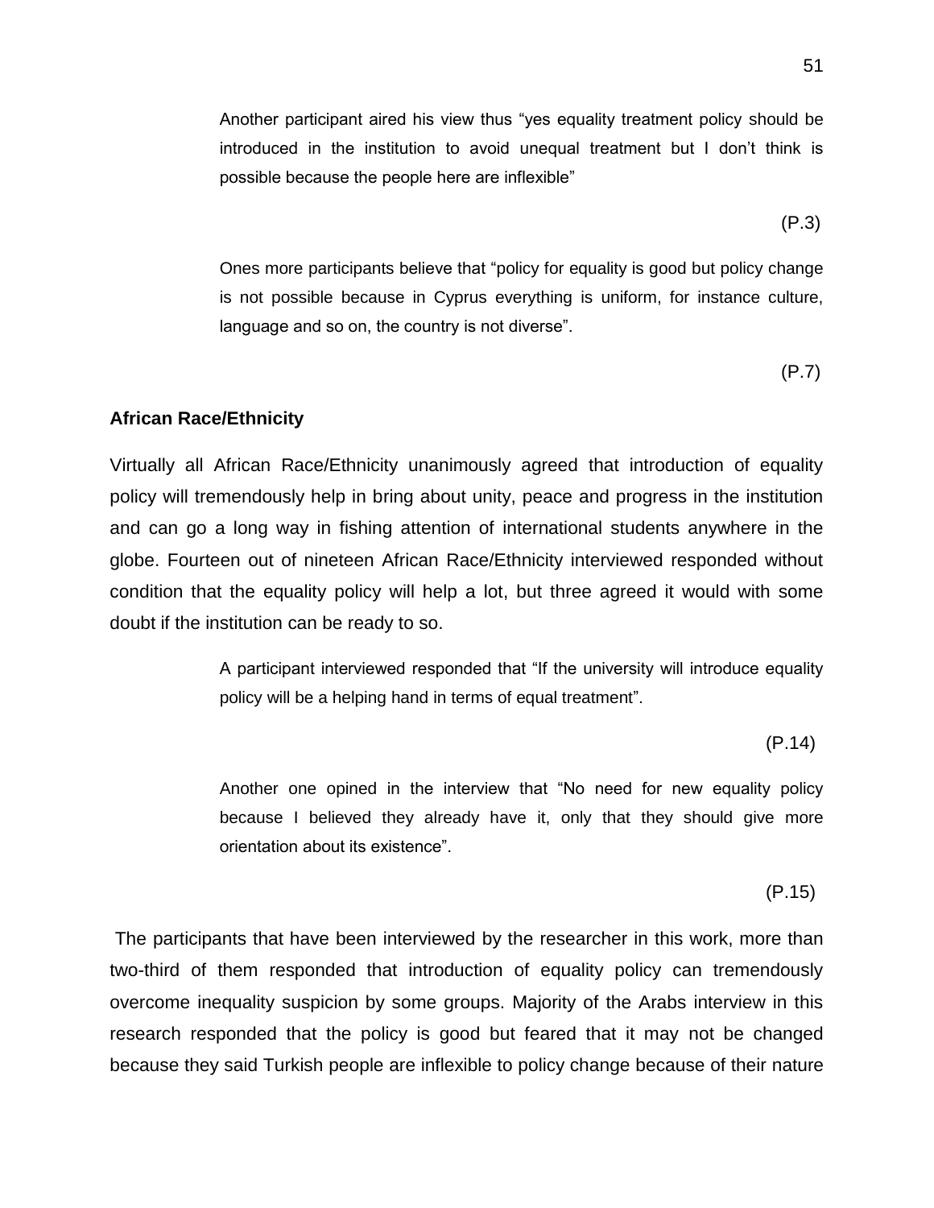> Another participant aired his view thus “yes equality treatment policy should be introduced in the institution to avoid unequal treatment but I don’t think is possible because the people here are inflexible”
>
> (P.3)

> Ones more participants believe that “policy for equality is good but policy change is not possible because in Cyprus everything is uniform, for instance culture, language and so on, the country is not diverse”.
>
> (P.7)

**African Race/Ethnicity**

Virtually all African Race/Ethnicity unanimously agreed that introduction of equality policy will tremendously help in bring about unity, peace and progress in the institution and can go a long way in fishing attention of international students anywhere in the globe. Fourteen out of nineteen African Race/Ethnicity interviewed responded without condition that the equality policy will help a lot, but three agreed it would with some doubt if the institution can be ready to so.

> A participant interviewed responded that “If the university will introduce equality policy will be a helping hand in terms of equal treatment”.
>
> (P.14)

> Another one opined in the interview that “No need for new equality policy because I believed they already have it, only that they should give more orientation about its existence”.
>
> (P.15)

The participants that have been interviewed by the researcher in this work, more than two-third of them responded that introduction of equality policy can tremendously overcome inequality suspicion by some groups. Majority of the Arabs interview in this research responded that the policy is good but feared that it may not be changed because they said Turkish people are inflexible to policy change because of their nature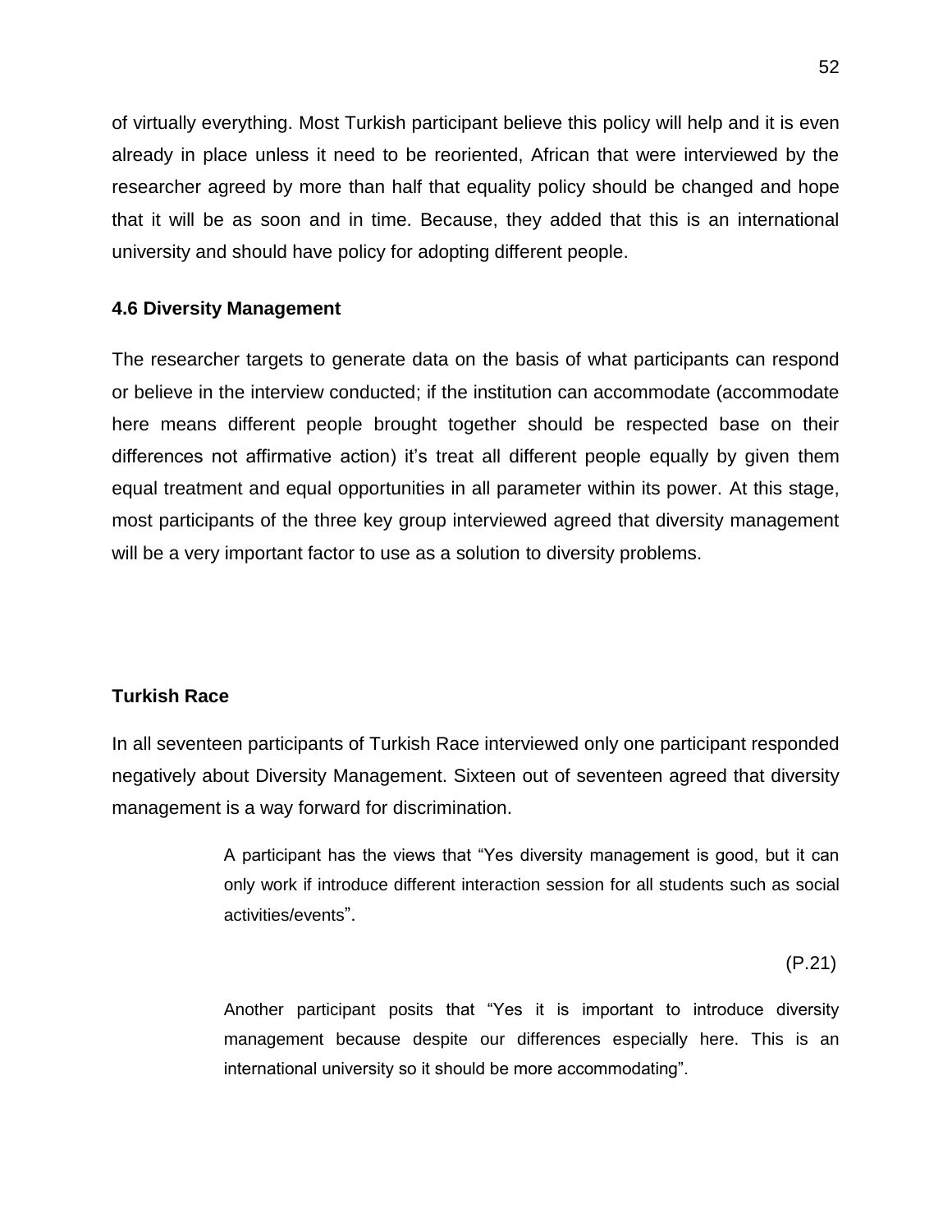of virtually everything. Most Turkish participant believe this policy will help and it is even already in place unless it need to be reoriented, African that were interviewed by the researcher agreed by more than half that equality policy should be changed and hope that it will be as soon and in time. Because, they added that this is an international university and should have policy for adopting different people.

### 4.6 Diversity Management

The researcher targets to generate data on the basis of what participants can respond or believe in the interview conducted; if the institution can accommodate (accommodate here means different people brought together should be respected base on their differences not affirmative action) it's treat all different people equally by given them equal treatment and equal opportunities in all parameter within its power. At this stage, most participants of the three key group interviewed agreed that diversity management will be a very important factor to use as a solution to diversity problems.

#### Turkish Race

In all seventeen participants of Turkish Race interviewed only one participant responded negatively about Diversity Management. Sixteen out of seventeen agreed that diversity management is a way forward for discrimination.

> A participant has the views that "Yes diversity management is good, but it can only work if introduce different interaction session for all students such as social activities/events".
>
> (P.21)

> Another participant posits that "Yes it is important to introduce diversity management because despite our differences especially here. This is an international university so it should be more accommodating".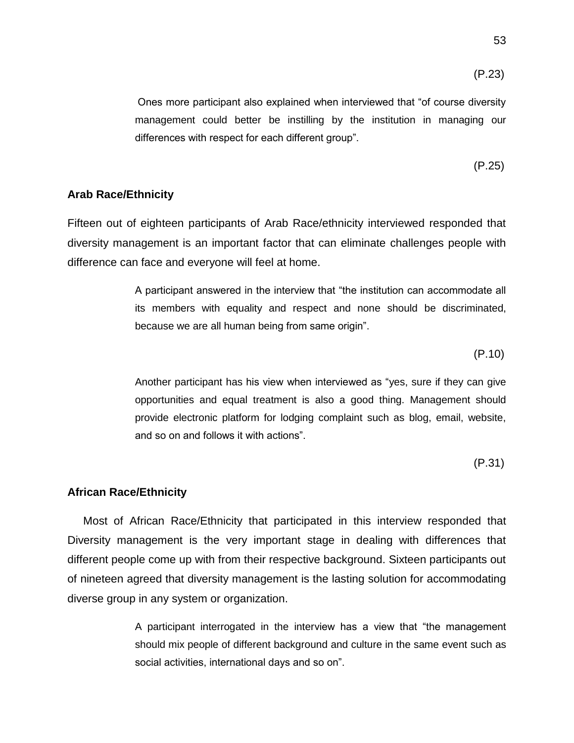(P.23)

> Ones more participant also explained when interviewed that “of course diversity management could better be instilling by the institution in managing our differences with respect for each different group”.

(P.25)

**Arab Race/Ethnicity**

Fifteen out of eighteen participants of Arab Race/ethnicity interviewed responded that diversity management is an important factor that can eliminate challenges people with difference can face and everyone will feel at home.

> A participant answered in the interview that “the institution can accommodate all its members with equality and respect and none should be discriminated, because we are all human being from same origin”.

(P.10)

> Another participant has his view when interviewed as “yes, sure if they can give opportunities and equal treatment is also a good thing. Management should provide electronic platform for lodging complaint such as blog, email, website, and so on and follows it with actions”.

(P.31)

**African Race/Ethnicity**

Most of African Race/Ethnicity that participated in this interview responded that Diversity management is the very important stage in dealing with differences that different people come up with from their respective background. Sixteen participants out of nineteen agreed that diversity management is the lasting solution for accommodating diverse group in any system or organization.

> A participant interrogated in the interview has a view that “the management should mix people of different background and culture in the same event such as social activities, international days and so on”.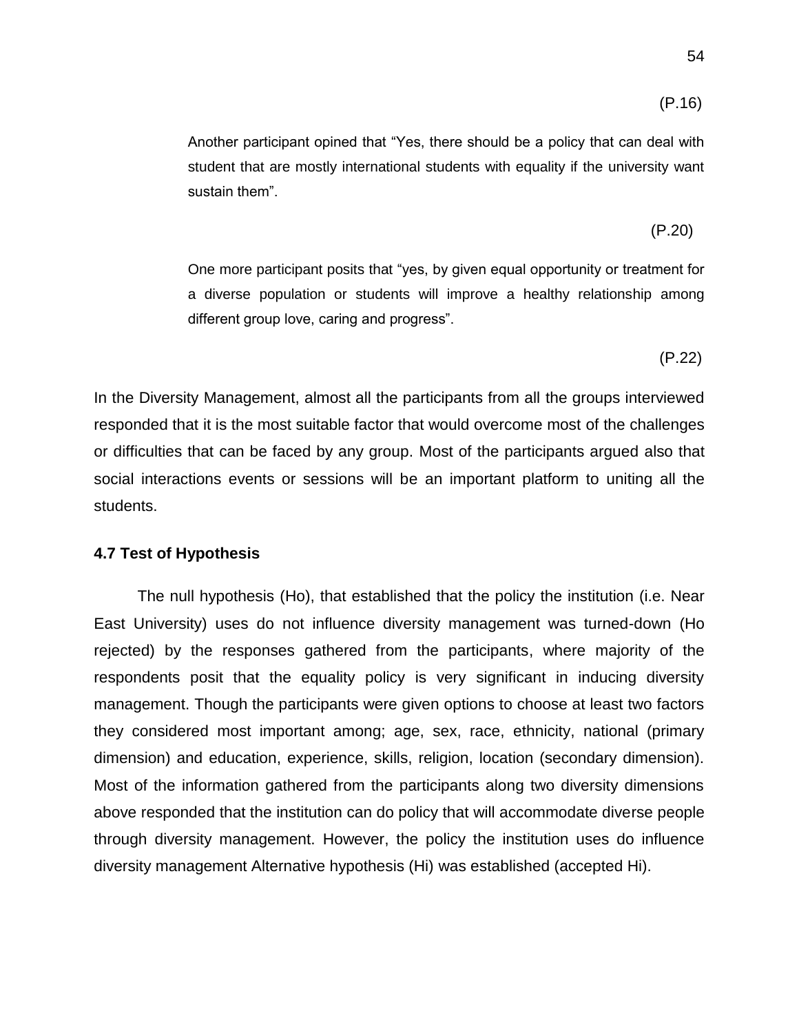(P.16)

Another participant opined that "Yes, there should be a policy that can deal with student that are mostly international students with equality if the university want sustain them".

(P.20)

One more participant posits that "yes, by given equal opportunity or treatment for a diverse population or students will improve a healthy relationship among different group love, caring and progress".

(P.22)

In the Diversity Management, almost all the participants from all the groups interviewed responded that it is the most suitable factor that would overcome most of the challenges or difficulties that can be faced by any group. Most of the participants argued also that social interactions events or sessions will be an important platform to uniting all the students.

### 4.7 Test of Hypothesis

The null hypothesis (Ho), that established that the policy the institution (i.e. Near East University) uses do not influence diversity management was turned-down (Ho rejected) by the responses gathered from the participants, where majority of the respondents posit that the equality policy is very significant in inducing diversity management. Though the participants were given options to choose at least two factors they considered most important among; age, sex, race, ethnicity, national (primary dimension) and education, experience, skills, religion, location (secondary dimension). Most of the information gathered from the participants along two diversity dimensions above responded that the institution can do policy that will accommodate diverse people through diversity management. However, the policy the institution uses do influence diversity management Alternative hypothesis (Hi) was established (accepted Hi).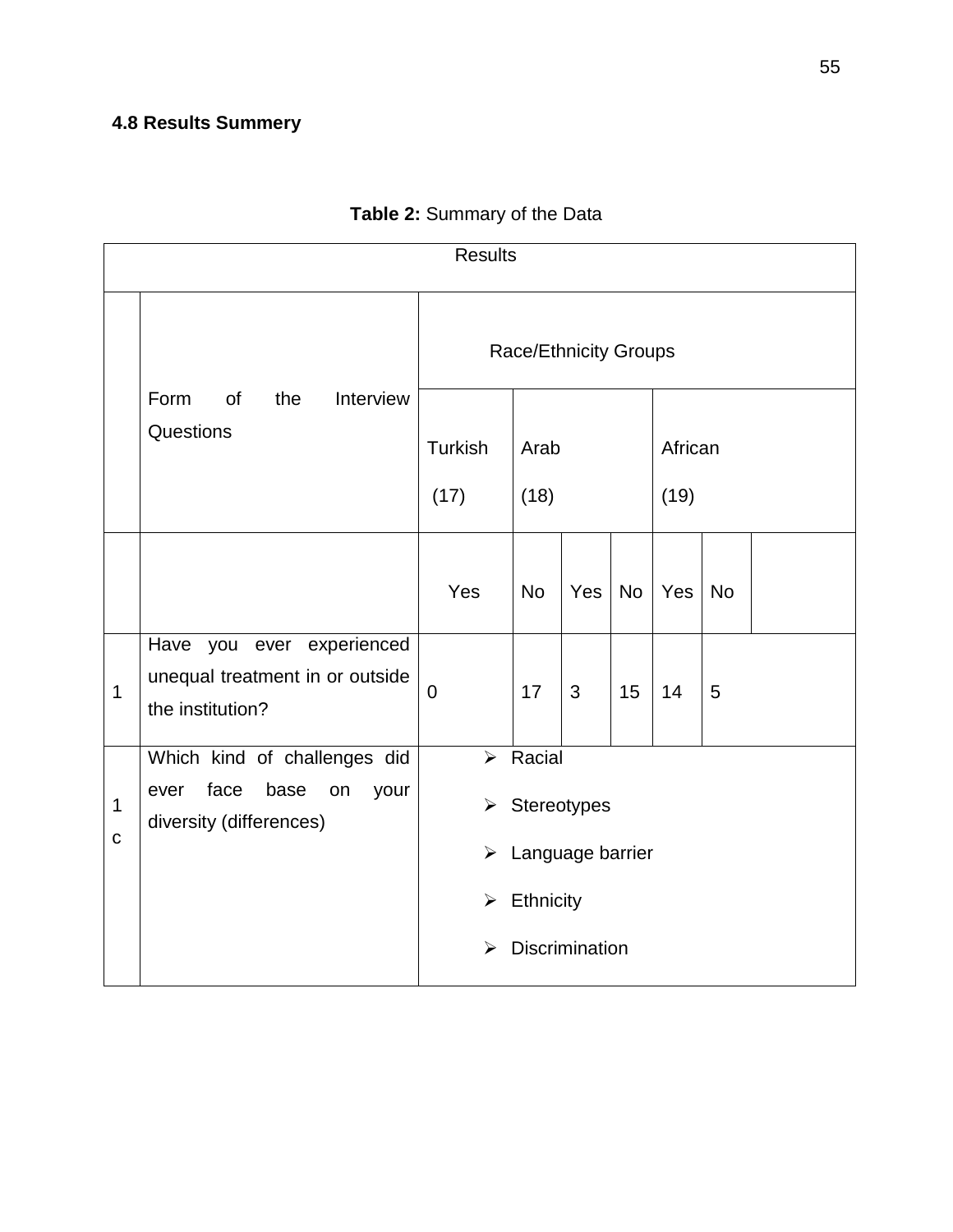### 4.8 Results Summery

**Table 2:** Summary of the Data

| Results | | | | | | | | |
|---|---|---|---|---|---|---|---|---|
| | Form of the Interview Questions | Race/Ethnicity Groups | | | | | | |
| | | Turkish (17) | Arab (18) | | | African (19) | | |
| | | Yes | No | Yes | No | Yes | No | |
| 1 | Have you ever experienced unequal treatment in or outside the institution? | 0 | 17 | 3 | 15 | 14 | 5 | |
| 1 c | Which kind of challenges did ever face base on your diversity (differences) | ➢ Racial<br>➢ Stereotypes<br>➢ Language barrier<br>➢ Ethnicity<br>➢ Discrimination | | | | | | |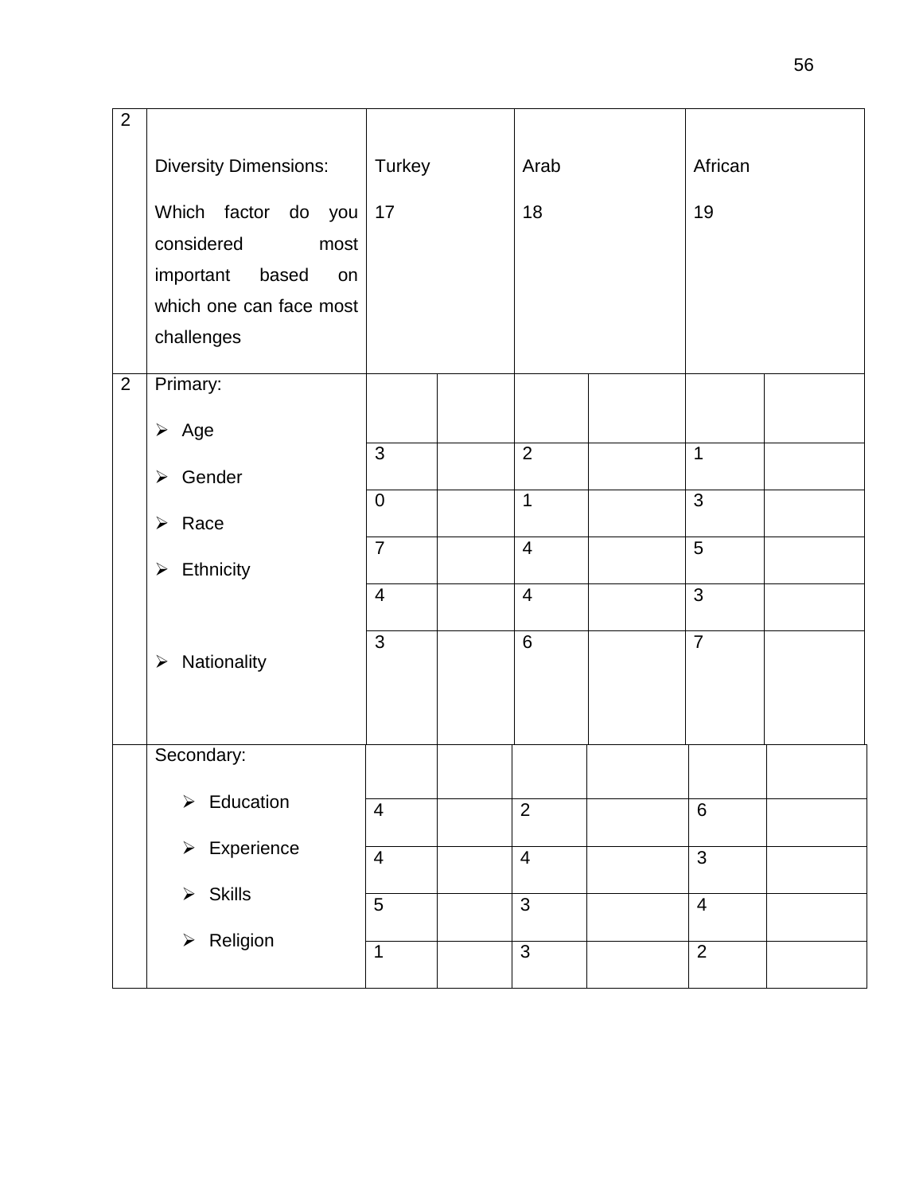| 2 | Diversity Dimensions:<br>Which factor do you considered most important based on which one can face most challenges | Turkey<br>17 | | Arab<br>18 | | African<br>19 | |
|---|---|---|---|---|---|---|---|
| 2 | Primary: | | | | | | |
| | ➢ Age | 3 | | 2 | | 1 | |
| | ➢ Gender | 0 | | 1 | | 3 | |
| | ➢ Race | 7 | | 4 | | 5 | |
| | ➢ Ethnicity | 4 | | 4 | | 3 | |
| | ➢ Nationality | 3 | | 6 | | 7 | |
| | Secondary: | | | | | | |
| | ➢ Education | 4 | | 2 | | 6 | |
| | ➢ Experience | 4 | | 4 | | 3 | |
| | ➢ Skills | 5 | | 3 | | 4 | |
| | ➢ Religion | 1 | | 3 | | 2 | |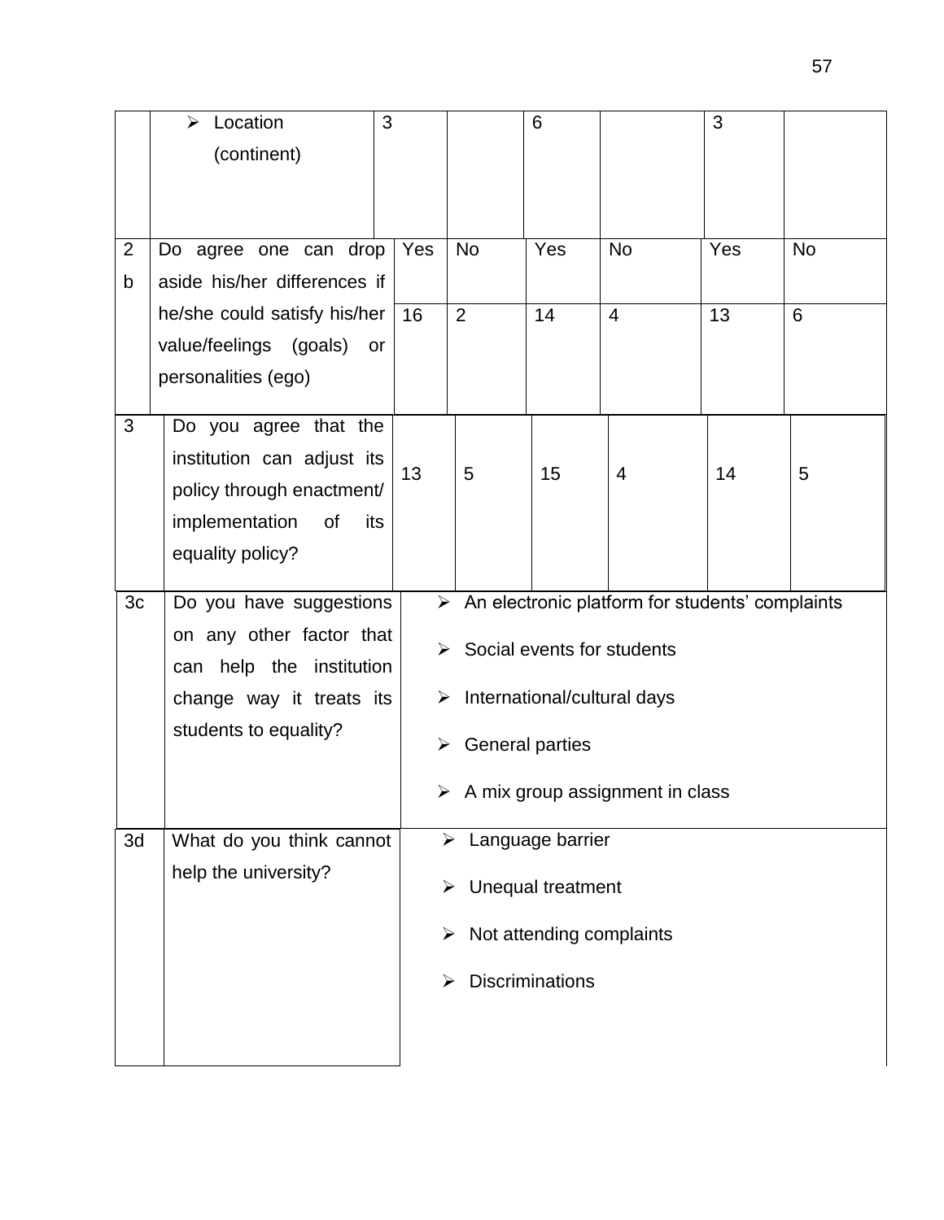| | | | | | | | |
|---|---|---|---|---|---|---|---|
| | ➢ Location (continent) | 3 | | 6 | | 3 | |
| 2b | Do agree one can drop aside his/her differences if he/she could satisfy his/her value/feelings (goals) or personalities (ego) | Yes | No | Yes | No | Yes | No |
| | | 16 | 2 | 14 | 4 | 13 | 6 |
| 3 | Do you agree that the institution can adjust its policy through enactment/ implementation of its equality policy? | 13 | 5 | 15 | 4 | 14 | 5 |
| 3c | Do you have suggestions on any other factor that can help the institution change way it treats its students to equality? | ➢ An electronic platform for students' complaints<br>➢ Social events for students<br>➢ International/cultural days<br>➢ General parties<br>➢ A mix group assignment in class | | | | | |
| 3d | What do you think cannot help the university? | ➢ Language barrier<br>➢ Unequal treatment<br>➢ Not attending complaints<br>➢ Discriminations | | | | | |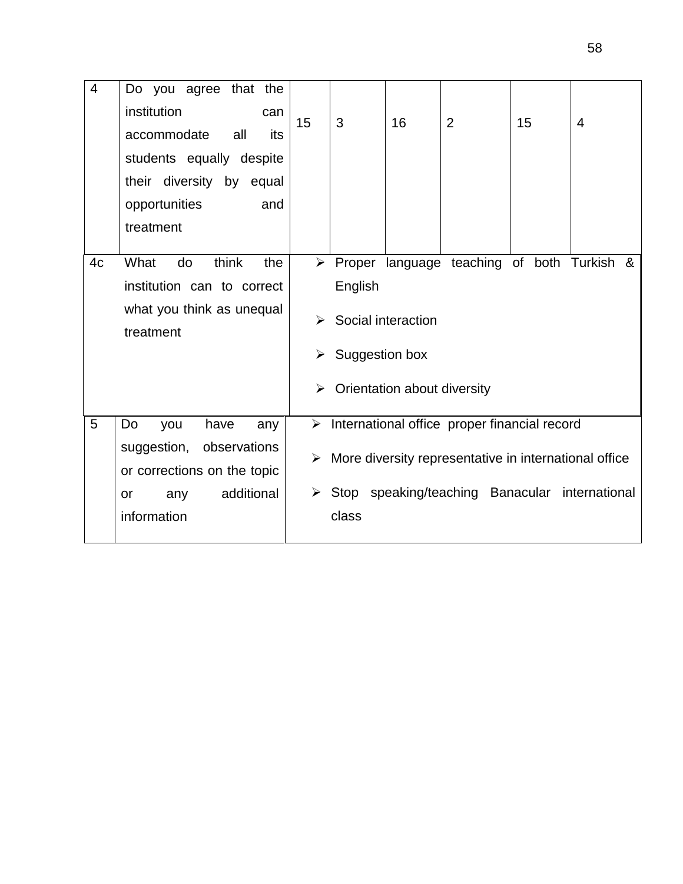| | | | | | | | |
|---|---|---|---|---|---|---|---|
| 4 | Do you agree that the institution can accommodate all its students equally despite their diversity by equal opportunities and treatment | 15 | 3 | 16 | 2 | 15 | 4 |
| 4c | What do think the institution can to correct what you think as unequal treatment | ➢ Proper language teaching of both Turkish & English<br>➢ Social interaction<br>➢ Suggestion box<br>➢ Orientation about diversity | | | | | |
| 5 | Do you have any suggestion, observations or corrections on the topic or any additional information | ➢ International office proper financial record<br>➢ More diversity representative in international office<br>➢ Stop speaking/teaching Banacular international class | | | | | |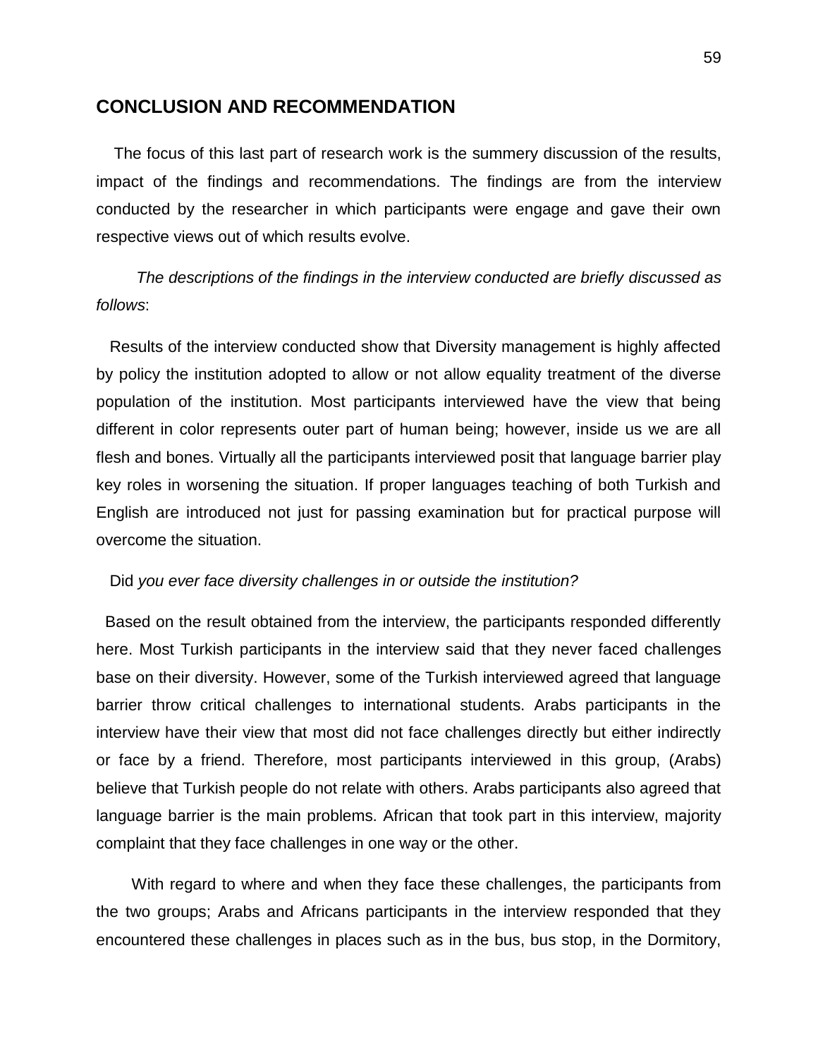## CONCLUSION AND RECOMMENDATION

The focus of this last part of research work is the summery discussion of the results, impact of the findings and recommendations. The findings are from the interview conducted by the researcher in which participants were engage and gave their own respective views out of which results evolve.

*The descriptions of the findings in the interview conducted are briefly discussed as follows*:

Results of the interview conducted show that Diversity management is highly affected by policy the institution adopted to allow or not allow equality treatment of the diverse population of the institution. Most participants interviewed have the view that being different in color represents outer part of human being; however, inside us we are all flesh and bones. Virtually all the participants interviewed posit that language barrier play key roles in worsening the situation. If proper languages teaching of both Turkish and English are introduced not just for passing examination but for practical purpose will overcome the situation.

Did *you ever face diversity challenges in or outside the institution?*

Based on the result obtained from the interview, the participants responded differently here. Most Turkish participants in the interview said that they never faced challenges base on their diversity. However, some of the Turkish interviewed agreed that language barrier throw critical challenges to international students. Arabs participants in the interview have their view that most did not face challenges directly but either indirectly or face by a friend. Therefore, most participants interviewed in this group, (Arabs) believe that Turkish people do not relate with others. Arabs participants also agreed that language barrier is the main problems. African that took part in this interview, majority complaint that they face challenges in one way or the other.

With regard to where and when they face these challenges, the participants from the two groups; Arabs and Africans participants in the interview responded that they encountered these challenges in places such as in the bus, bus stop, in the Dormitory,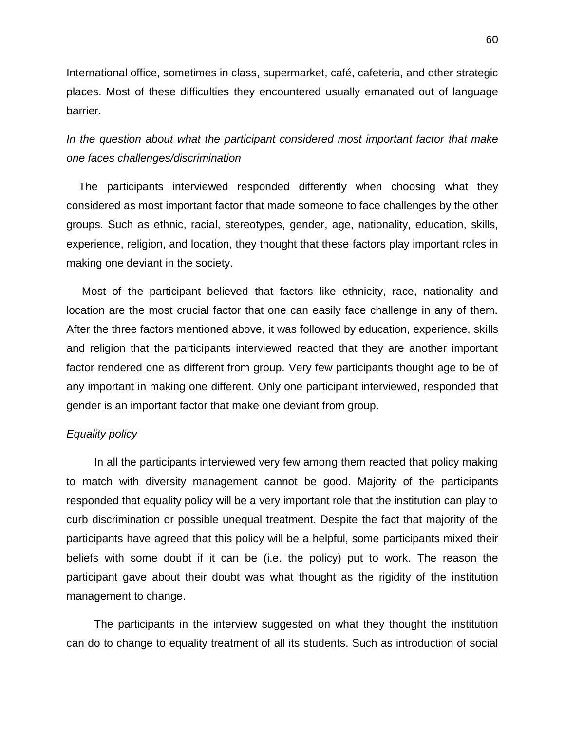International office, sometimes in class, supermarket, café, cafeteria, and other strategic places. Most of these difficulties they encountered usually emanated out of language barrier.

*In the question about what the participant considered most important factor that make one faces challenges/discrimination*

The participants interviewed responded differently when choosing what they considered as most important factor that made someone to face challenges by the other groups. Such as ethnic, racial, stereotypes, gender, age, nationality, education, skills, experience, religion, and location, they thought that these factors play important roles in making one deviant in the society.

Most of the participant believed that factors like ethnicity, race, nationality and location are the most crucial factor that one can easily face challenge in any of them. After the three factors mentioned above, it was followed by education, experience, skills and religion that the participants interviewed reacted that they are another important factor rendered one as different from group. Very few participants thought age to be of any important in making one different. Only one participant interviewed, responded that gender is an important factor that make one deviant from group.

*Equality policy*

In all the participants interviewed very few among them reacted that policy making to match with diversity management cannot be good. Majority of the participants responded that equality policy will be a very important role that the institution can play to curb discrimination or possible unequal treatment. Despite the fact that majority of the participants have agreed that this policy will be a helpful, some participants mixed their beliefs with some doubt if it can be (i.e. the policy) put to work. The reason the participant gave about their doubt was what thought as the rigidity of the institution management to change.

The participants in the interview suggested on what they thought the institution can do to change to equality treatment of all its students. Such as introduction of social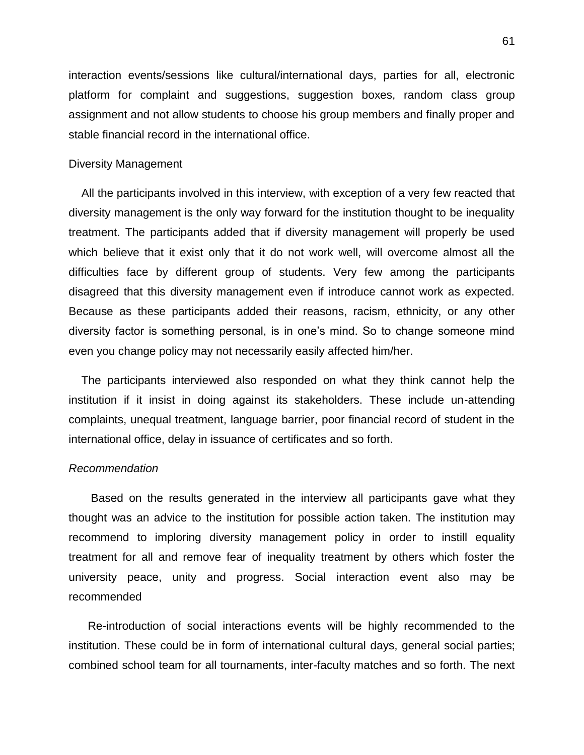interaction events/sessions like cultural/international days, parties for all, electronic platform for complaint and suggestions, suggestion boxes, random class group assignment and not allow students to choose his group members and finally proper and stable financial record in the international office.

Diversity Management

All the participants involved in this interview, with exception of a very few reacted that diversity management is the only way forward for the institution thought to be inequality treatment. The participants added that if diversity management will properly be used which believe that it exist only that it do not work well, will overcome almost all the difficulties face by different group of students. Very few among the participants disagreed that this diversity management even if introduce cannot work as expected. Because as these participants added their reasons, racism, ethnicity, or any other diversity factor is something personal, is in one's mind. So to change someone mind even you change policy may not necessarily easily affected him/her.

The participants interviewed also responded on what they think cannot help the institution if it insist in doing against its stakeholders. These include un-attending complaints, unequal treatment, language barrier, poor financial record of student in the international office, delay in issuance of certificates and so forth.

*Recommendation*

Based on the results generated in the interview all participants gave what they thought was an advice to the institution for possible action taken. The institution may recommend to imploring diversity management policy in order to instill equality treatment for all and remove fear of inequality treatment by others which foster the university peace, unity and progress. Social interaction event also may be recommended

Re-introduction of social interactions events will be highly recommended to the institution. These could be in form of international cultural days, general social parties; combined school team for all tournaments, inter-faculty matches and so forth. The next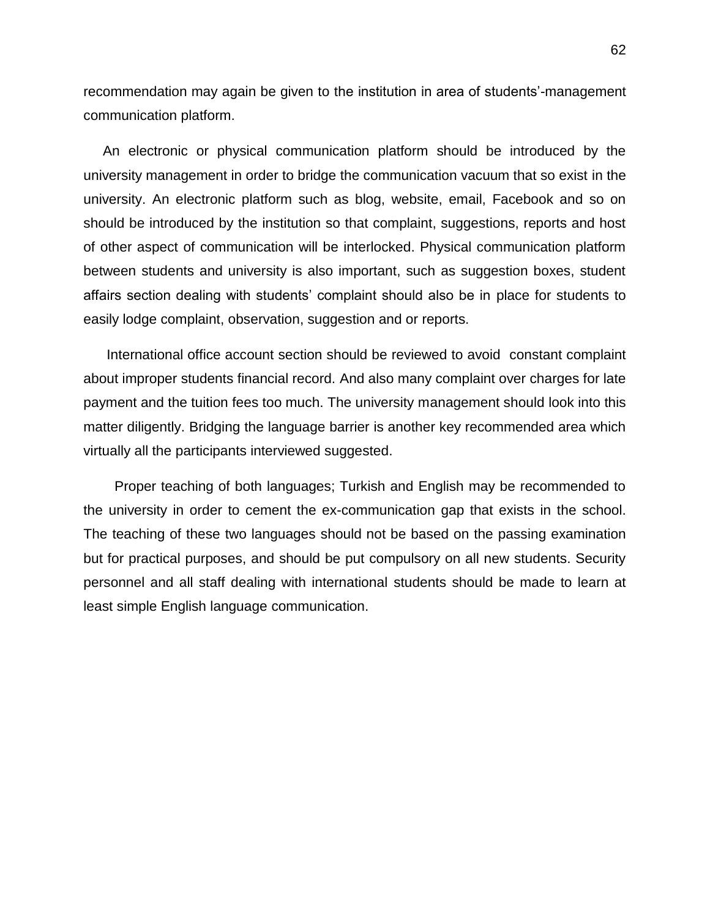recommendation may again be given to the institution in area of students'-management communication platform.

An electronic or physical communication platform should be introduced by the university management in order to bridge the communication vacuum that so exist in the university. An electronic platform such as blog, website, email, Facebook and so on should be introduced by the institution so that complaint, suggestions, reports and host of other aspect of communication will be interlocked. Physical communication platform between students and university is also important, such as suggestion boxes, student affairs section dealing with students' complaint should also be in place for students to easily lodge complaint, observation, suggestion and or reports.

International office account section should be reviewed to avoid constant complaint about improper students financial record. And also many complaint over charges for late payment and the tuition fees too much. The university management should look into this matter diligently. Bridging the language barrier is another key recommended area which virtually all the participants interviewed suggested.

Proper teaching of both languages; Turkish and English may be recommended to the university in order to cement the ex-communication gap that exists in the school. The teaching of these two languages should not be based on the passing examination but for practical purposes, and should be put compulsory on all new students. Security personnel and all staff dealing with international students should be made to learn at least simple English language communication.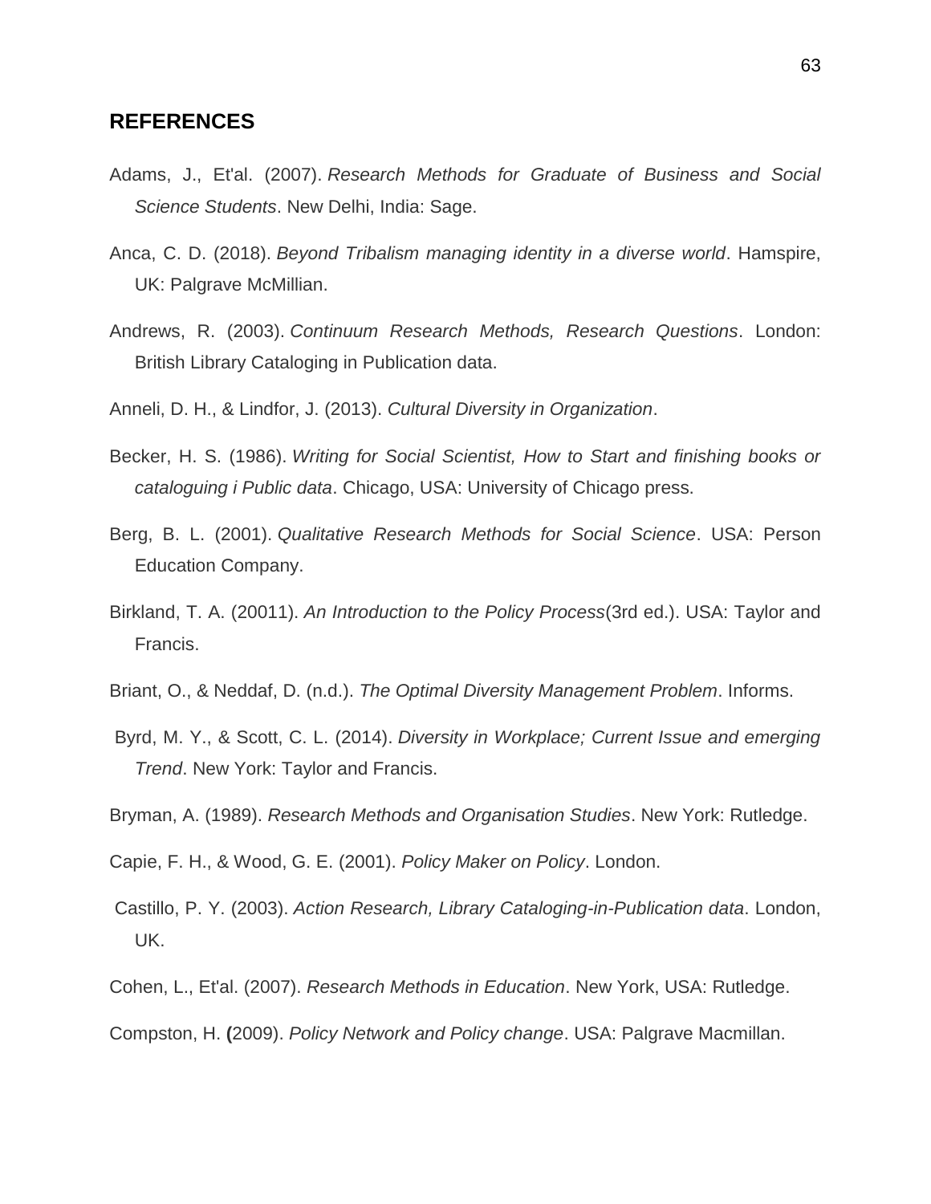## REFERENCES

Adams, J., Et'al. (2007). *Research Methods for Graduate of Business and Social Science Students*. New Delhi, India: Sage.

Anca, C. D. (2018). *Beyond Tribalism managing identity in a diverse world*. Hamspire, UK: Palgrave McMillian.

Andrews, R. (2003). *Continuum Research Methods, Research Questions*. London: British Library Cataloging in Publication data.

Anneli, D. H., & Lindfor, J. (2013). *Cultural Diversity in Organization*.

Becker, H. S. (1986). *Writing for Social Scientist, How to Start and finishing books or cataloguing i Public data*. Chicago, USA: University of Chicago press.

Berg, B. L. (2001). *Qualitative Research Methods for Social Science*. USA: Person Education Company.

Birkland, T. A. (20011). *An Introduction to the Policy Process*(3rd ed.). USA: Taylor and Francis.

Briant, O., & Neddaf, D. (n.d.). *The Optimal Diversity Management Problem*. Informs.

Byrd, M. Y., & Scott, C. L. (2014). *Diversity in Workplace; Current Issue and emerging Trend*. New York: Taylor and Francis.

Bryman, A. (1989). *Research Methods and Organisation Studies*. New York: Rutledge.

Capie, F. H., & Wood, G. E. (2001). *Policy Maker on Policy*. London.

Castillo, P. Y. (2003). *Action Research, Library Cataloging-in-Publication data*. London, UK.

Cohen, L., Et'al. (2007). *Research Methods in Education*. New York, USA: Rutledge.

Compston, H. **(**2009). *Policy Network and Policy change*. USA: Palgrave Macmillan.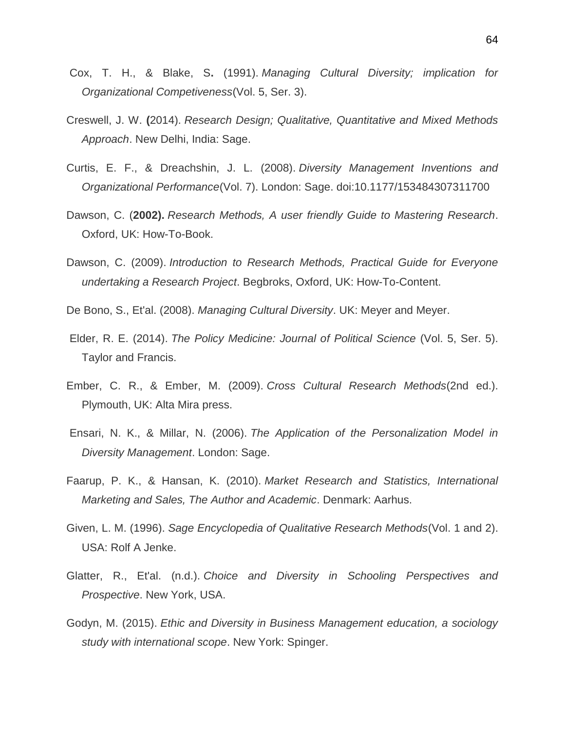Cox, T. H., & Blake, S**.** (1991). *Managing Cultural Diversity; implication for Organizational Competiveness*(Vol. 5, Ser. 3).

Creswell, J. W. **(**2014). *Research Design; Qualitative, Quantitative and Mixed Methods Approach*. New Delhi, India: Sage.

Curtis, E. F., & Dreachshin, J. L. (2008). *Diversity Management Inventions and Organizational Performance*(Vol. 7). London: Sage. doi:10.1177/153484307311700

Dawson, C. (**2002).** *Research Methods, A user friendly Guide to Mastering Research*. Oxford, UK: How-To-Book.

Dawson, C. (2009). *Introduction to Research Methods, Practical Guide for Everyone undertaking a Research Project*. Begbroks, Oxford, UK: How-To-Content.

De Bono, S., Et'al. (2008). *Managing Cultural Diversity*. UK: Meyer and Meyer.

Elder, R. E. (2014). *The Policy Medicine: Journal of Political Science* (Vol. 5, Ser. 5). Taylor and Francis.

Ember, C. R., & Ember, M. (2009). *Cross Cultural Research Methods*(2nd ed.). Plymouth, UK: Alta Mira press.

Ensari, N. K., & Millar, N. (2006). *The Application of the Personalization Model in Diversity Management*. London: Sage.

Faarup, P. K., & Hansan, K. (2010). *Market Research and Statistics, International Marketing and Sales, The Author and Academic*. Denmark: Aarhus.

Given, L. M. (1996). *Sage Encyclopedia of Qualitative Research Methods*(Vol. 1 and 2). USA: Rolf A Jenke.

Glatter, R., Et'al. (n.d.). *Choice and Diversity in Schooling Perspectives and Prospective*. New York, USA.

Godyn, M. (2015). *Ethic and Diversity in Business Management education, a sociology study with international scope*. New York: Spinger.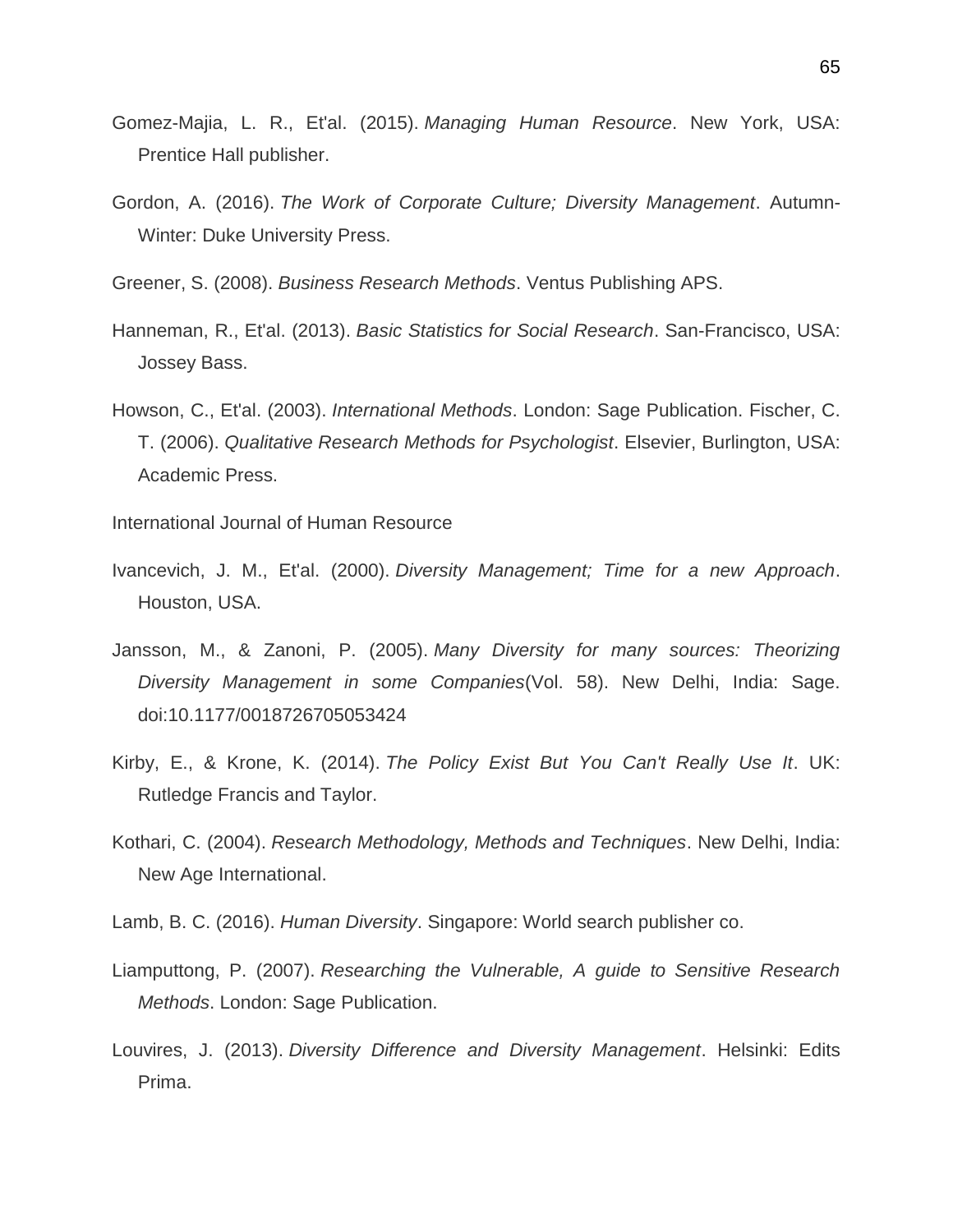Gomez-Majia, L. R., Et'al. (2015). *Managing Human Resource*. New York, USA: Prentice Hall publisher.

Gordon, A. (2016). *The Work of Corporate Culture; Diversity Management*. Autumn-Winter: Duke University Press.

Greener, S. (2008). *Business Research Methods*. Ventus Publishing APS.

Hanneman, R., Et'al. (2013). *Basic Statistics for Social Research*. San-Francisco, USA: Jossey Bass.

Howson, C., Et'al. (2003). *International Methods*. London: Sage Publication. Fischer, C. T. (2006). *Qualitative Research Methods for Psychologist*. Elsevier, Burlington, USA: Academic Press.

International Journal of Human Resource

Ivancevich, J. M., Et'al. (2000). *Diversity Management; Time for a new Approach*. Houston, USA.

Jansson, M., & Zanoni, P. (2005). *Many Diversity for many sources: Theorizing Diversity Management in some Companies*(Vol. 58). New Delhi, India: Sage. doi:10.1177/0018726705053424

Kirby, E., & Krone, K. (2014). *The Policy Exist But You Can't Really Use It*. UK: Rutledge Francis and Taylor.

Kothari, C. (2004). *Research Methodology, Methods and Techniques*. New Delhi, India: New Age International.

Lamb, B. C. (2016). *Human Diversity*. Singapore: World search publisher co.

Liamputtong, P. (2007). *Researching the Vulnerable, A guide to Sensitive Research Methods*. London: Sage Publication.

Louvires, J. (2013). *Diversity Difference and Diversity Management*. Helsinki: Edits Prima.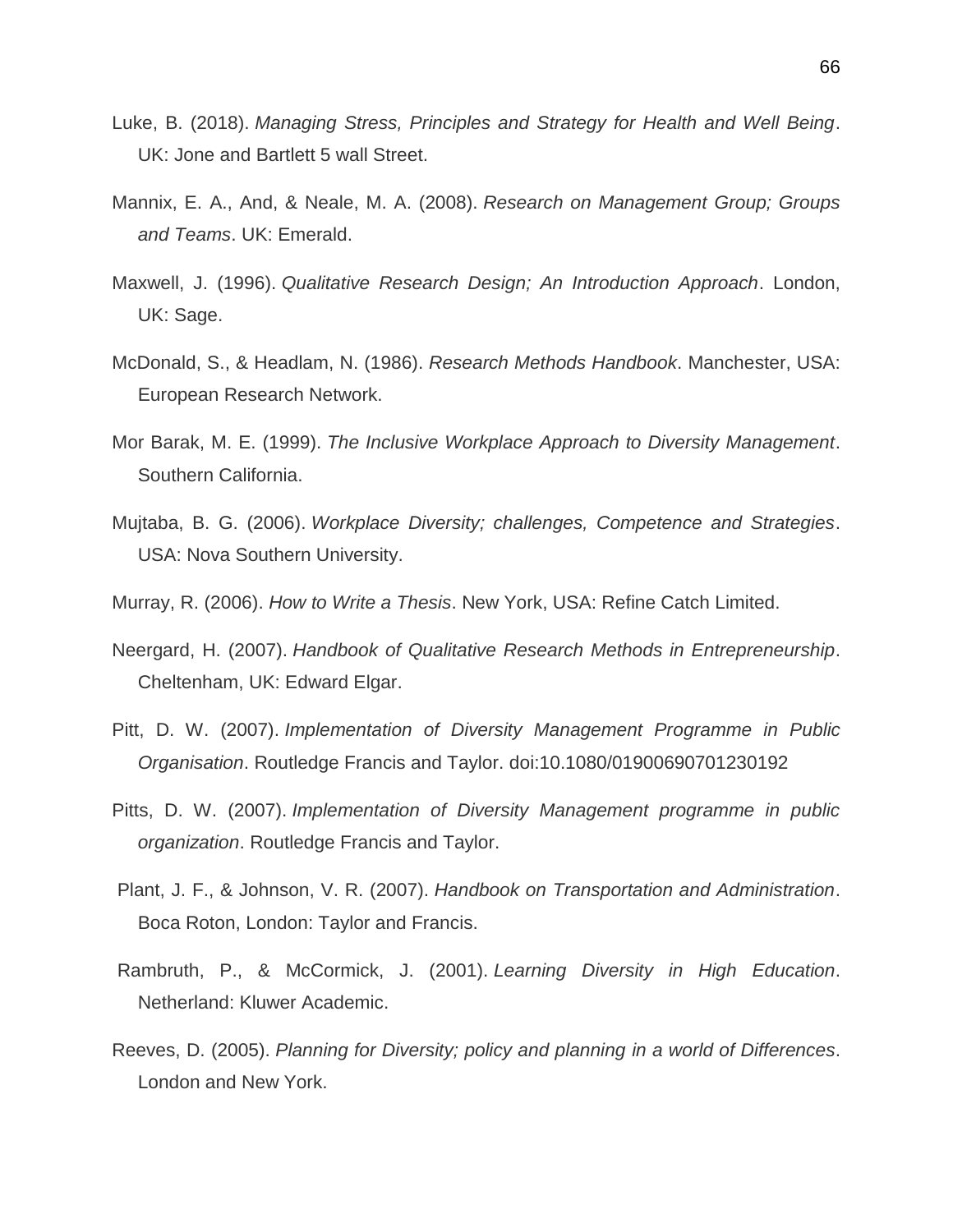Luke, B. (2018). *Managing Stress, Principles and Strategy for Health and Well Being*. UK: Jone and Bartlett 5 wall Street.

Mannix, E. A., And, & Neale, M. A. (2008). *Research on Management Group; Groups and Teams*. UK: Emerald.

Maxwell, J. (1996). *Qualitative Research Design; An Introduction Approach*. London, UK: Sage.

McDonald, S., & Headlam, N. (1986). *Research Methods Handbook*. Manchester, USA: European Research Network.

Mor Barak, M. E. (1999). *The Inclusive Workplace Approach to Diversity Management*. Southern California.

Mujtaba, B. G. (2006). *Workplace Diversity; challenges, Competence and Strategies*. USA: Nova Southern University.

Murray, R. (2006). *How to Write a Thesis*. New York, USA: Refine Catch Limited.

Neergard, H. (2007). *Handbook of Qualitative Research Methods in Entrepreneurship*. Cheltenham, UK: Edward Elgar.

Pitt, D. W. (2007). *Implementation of Diversity Management Programme in Public Organisation*. Routledge Francis and Taylor. doi:10.1080/01900690701230192

Pitts, D. W. (2007). *Implementation of Diversity Management programme in public organization*. Routledge Francis and Taylor.

Plant, J. F., & Johnson, V. R. (2007). *Handbook on Transportation and Administration*. Boca Roton, London: Taylor and Francis.

Rambruth, P., & McCormick, J. (2001). *Learning Diversity in High Education*. Netherland: Kluwer Academic.

Reeves, D. (2005). *Planning for Diversity; policy and planning in a world of Differences*. London and New York.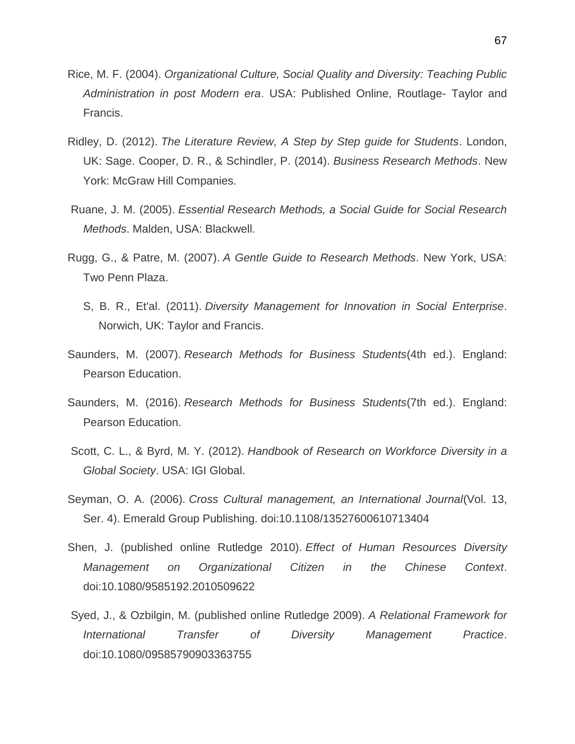Rice, M. F. (2004). *Organizational Culture, Social Quality and Diversity: Teaching Public Administration in post Modern era*. USA: Published Online, Routlage- Taylor and Francis.

Ridley, D. (2012). *The Literature Review, A Step by Step guide for Students*. London, UK: Sage. Cooper, D. R., & Schindler, P. (2014). *Business Research Methods*. New York: McGraw Hill Companies.

Ruane, J. M. (2005). *Essential Research Methods, a Social Guide for Social Research Methods*. Malden, USA: Blackwell.

Rugg, G., & Patre, M. (2007). *A Gentle Guide to Research Methods*. New York, USA: Two Penn Plaza.

S, B. R., Et'al. (2011). *Diversity Management for Innovation in Social Enterprise*. Norwich, UK: Taylor and Francis.

Saunders, M. (2007). *Research Methods for Business Students*(4th ed.). England: Pearson Education.

Saunders, M. (2016). *Research Methods for Business Students*(7th ed.). England: Pearson Education.

Scott, C. L., & Byrd, M. Y. (2012). *Handbook of Research on Workforce Diversity in a Global Society*. USA: IGI Global.

Seyman, O. A. (2006). *Cross Cultural management, an International Journal*(Vol. 13, Ser. 4). Emerald Group Publishing. doi:10.1108/13527600610713404

Shen, J. (published online Rutledge 2010). *Effect of Human Resources Diversity Management on Organizational Citizen in the Chinese Context*. doi:10.1080/9585192.2010509622

Syed, J., & Ozbilgin, M. (published online Rutledge 2009). *A Relational Framework for International Transfer of Diversity Management Practice*. doi:10.1080/09585790903363755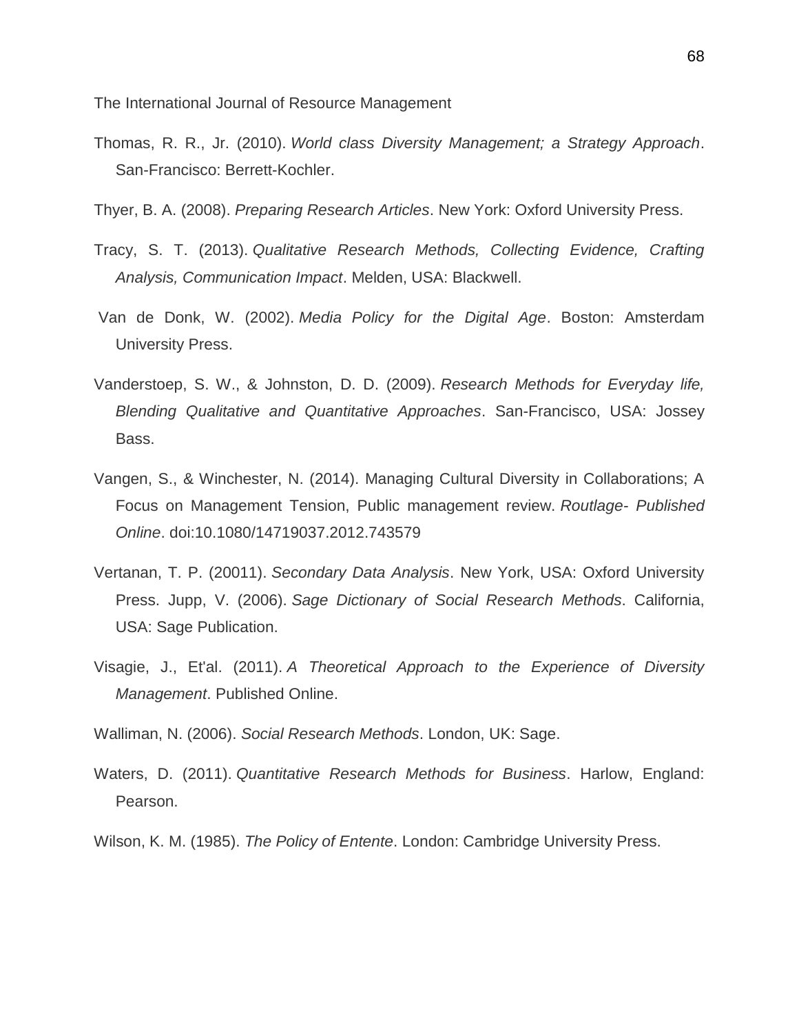The International Journal of Resource Management

Thomas, R. R., Jr. (2010). *World class Diversity Management; a Strategy Approach*. San-Francisco: Berrett-Kochler.

Thyer, B. A. (2008). *Preparing Research Articles*. New York: Oxford University Press.

Tracy, S. T. (2013). *Qualitative Research Methods, Collecting Evidence, Crafting Analysis, Communication Impact*. Melden, USA: Blackwell.

Van de Donk, W. (2002). *Media Policy for the Digital Age*. Boston: Amsterdam University Press.

Vanderstoep, S. W., & Johnston, D. D. (2009). *Research Methods for Everyday life, Blending Qualitative and Quantitative Approaches*. San-Francisco, USA: Jossey Bass.

Vangen, S., & Winchester, N. (2014). Managing Cultural Diversity in Collaborations; A Focus on Management Tension, Public management review. *Routlage- Published Online*. doi:10.1080/14719037.2012.743579

Vertanan, T. P. (20011). *Secondary Data Analysis*. New York, USA: Oxford University Press. Jupp, V. (2006). *Sage Dictionary of Social Research Methods*. California, USA: Sage Publication.

Visagie, J., Et'al. (2011). *A Theoretical Approach to the Experience of Diversity Management*. Published Online.

Walliman, N. (2006). *Social Research Methods*. London, UK: Sage.

Waters, D. (2011). *Quantitative Research Methods for Business*. Harlow, England: Pearson.

Wilson, K. M. (1985). *The Policy of Entente*. London: Cambridge University Press.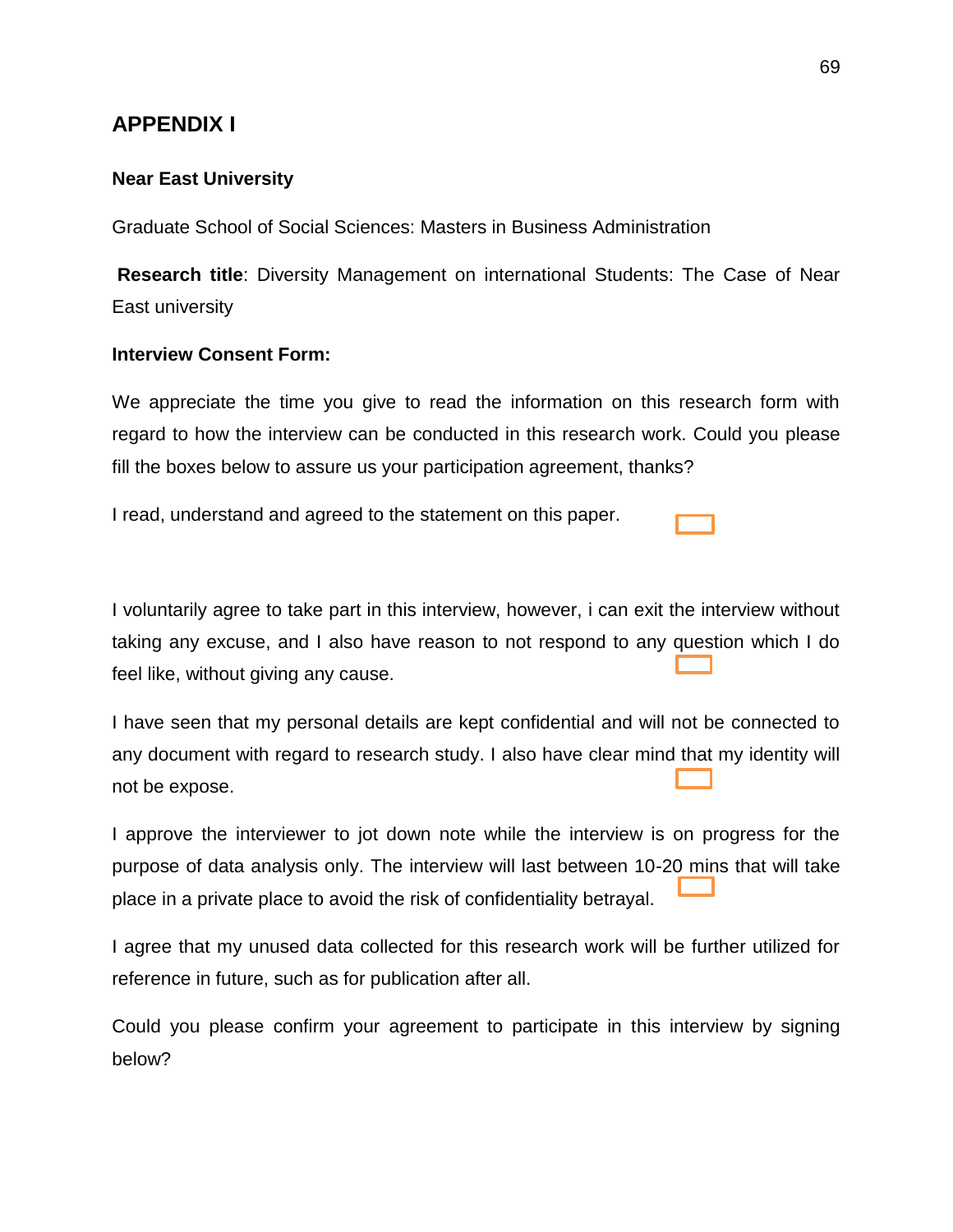## APPENDIX I

**Near East University**

Graduate School of Social Sciences: Masters in Business Administration

**Research title**: Diversity Management on international Students: The Case of Near East university

**Interview Consent Form:**

We appreciate the time you give to read the information on this research form with regard to how the interview can be conducted in this research work. Could you please fill the boxes below to assure us your participation agreement, thanks?

I read, understand and agreed to the statement on this paper. ☐

I voluntarily agree to take part in this interview, however, i can exit the interview without taking any excuse, and I also have reason to not respond to any question which I do feel like, without giving any cause. ☐

I have seen that my personal details are kept confidential and will not be connected to any document with regard to research study. I also have clear mind that my identity will not be expose. ☐

I approve the interviewer to jot down note while the interview is on progress for the purpose of data analysis only. The interview will last between 10-20 mins that will take place in a private place to avoid the risk of confidentiality betrayal. ☐

I agree that my unused data collected for this research work will be further utilized for reference in future, such as for publication after all.

Could you please confirm your agreement to participate in this interview by signing below?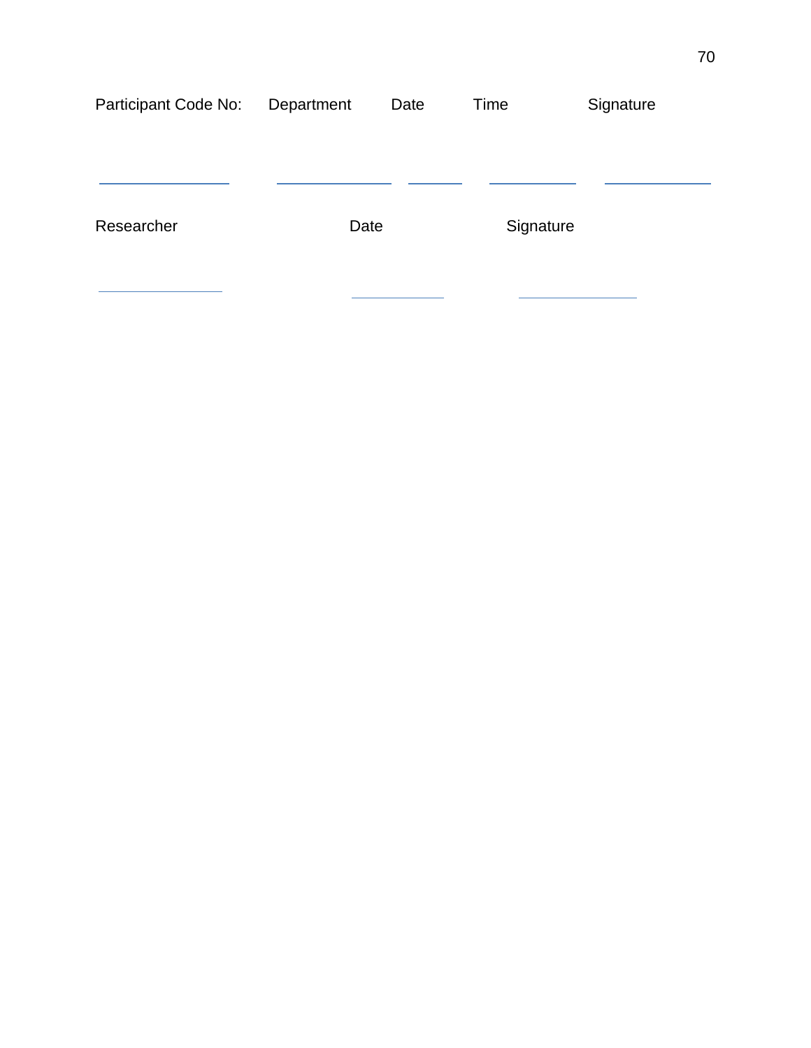| Participant Code No: | Department | Date | Time | Signature |
|---|---|---|---|---|
| ______________ | ______________ | ______ | __________ | ____________ |

| Researcher | Date | Signature |
|---|---|---|
| ______________ | __________ | ______________ |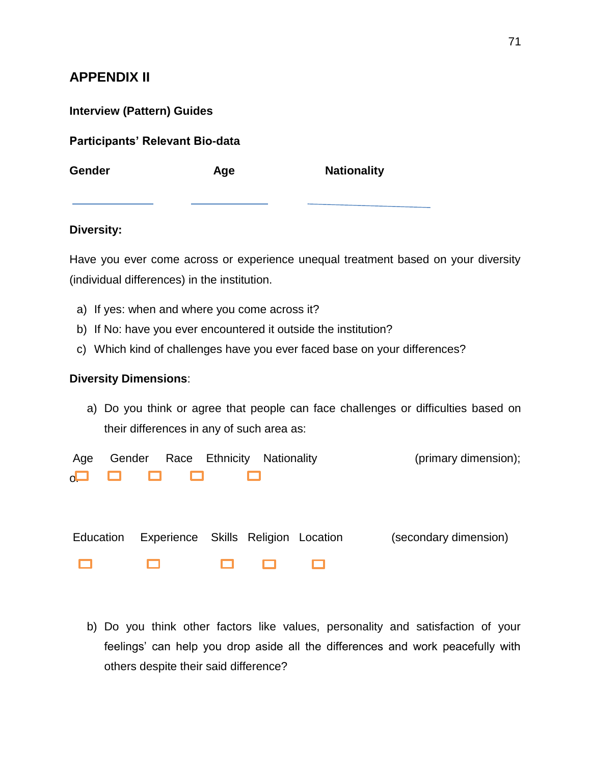# APPENDIX II

**Interview (Pattern) Guides**

**Participants' Relevant Bio-data**

| **Gender** | **Age** | **Nationality** |
|---|---|---|
| ____________ | ____________ | ____________ |

**Diversity:**

Have you ever come across or experience unequal treatment based on your diversity (individual differences) in the institution.

a) If yes: when and where you come across it?
b) If No: have you ever encountered it outside the institution?
c) Which kind of challenges have you ever faced base on your differences?

**Diversity Dimensions**:

a) Do you think or agree that people can face challenges or difficulties based on their differences in any of such area as:

| Age | Gender | Race | Ethnicity | Nationality | (primary dimension); |
|---|---|---|---|---|---|
| ☐ | ☐ | ☐ | ☐ | ☐ | |

or

| Education | Experience | Skills | Religion | Location | (secondary dimension) |
|---|---|---|---|---|---|
| ☐ | ☐ | ☐ | ☐ | ☐ | |

b) Do you think other factors like values, personality and satisfaction of your feelings' can help you drop aside all the differences and work peacefully with others despite their said difference?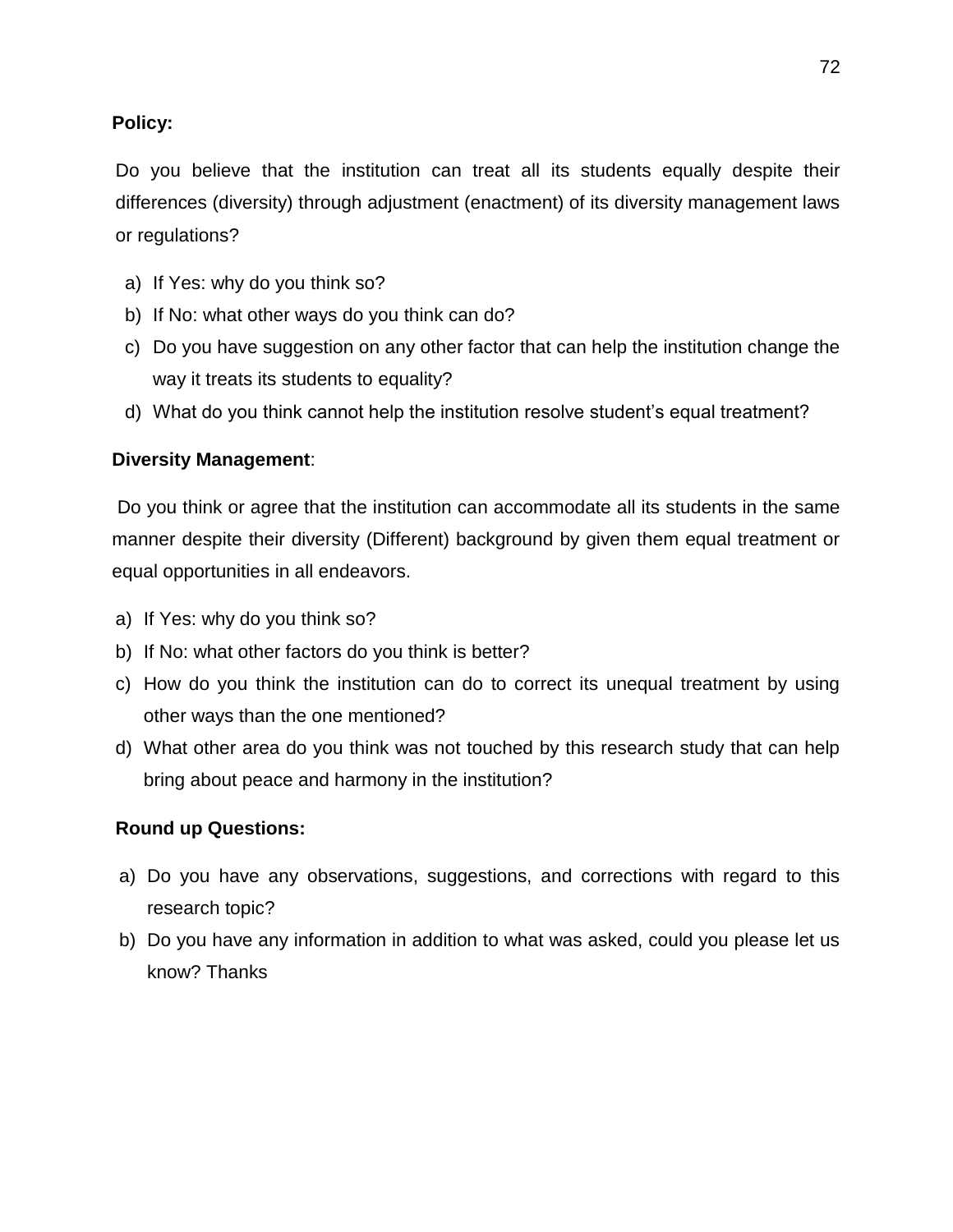**Policy:**

Do you believe that the institution can treat all its students equally despite their differences (diversity) through adjustment (enactment) of its diversity management laws or regulations?

a) If Yes: why do you think so?
b) If No: what other ways do you think can do?
c) Do you have suggestion on any other factor that can help the institution change the way it treats its students to equality?
d) What do you think cannot help the institution resolve student's equal treatment?

**Diversity Management**:

Do you think or agree that the institution can accommodate all its students in the same manner despite their diversity (Different) background by given them equal treatment or equal opportunities in all endeavors.

a) If Yes: why do you think so?
b) If No: what other factors do you think is better?
c) How do you think the institution can do to correct its unequal treatment by using other ways than the one mentioned?
d) What other area do you think was not touched by this research study that can help bring about peace and harmony in the institution?

**Round up Questions:**

a) Do you have any observations, suggestions, and corrections with regard to this research topic?
b) Do you have any information in addition to what was asked, could you please let us know? Thanks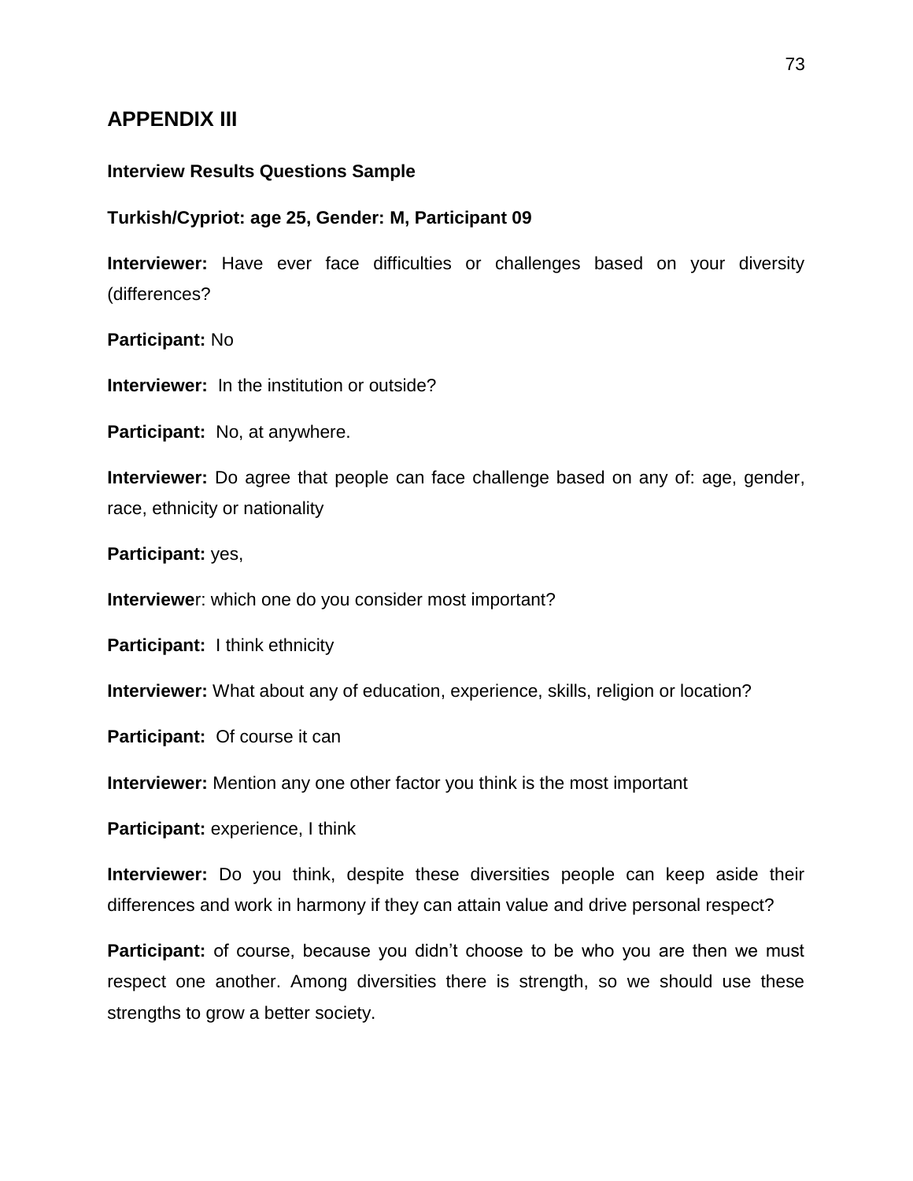## APPENDIX III

**Interview Results Questions Sample**

**Turkish/Cypriot: age 25, Gender: M, Participant 09**

**Interviewer:** Have ever face difficulties or challenges based on your diversity (differences?

**Participant:** No

**Interviewer:** In the institution or outside?

**Participant:** No, at anywhere.

**Interviewer:** Do agree that people can face challenge based on any of: age, gender, race, ethnicity or nationality

**Participant:** yes,

**Interviewe**r: which one do you consider most important?

**Participant:** I think ethnicity

**Interviewer:** What about any of education, experience, skills, religion or location?

**Participant:** Of course it can

**Interviewer:** Mention any one other factor you think is the most important

**Participant:** experience, I think

**Interviewer:** Do you think, despite these diversities people can keep aside their differences and work in harmony if they can attain value and drive personal respect?

**Participant:** of course, because you didn't choose to be who you are then we must respect one another. Among diversities there is strength, so we should use these strengths to grow a better society.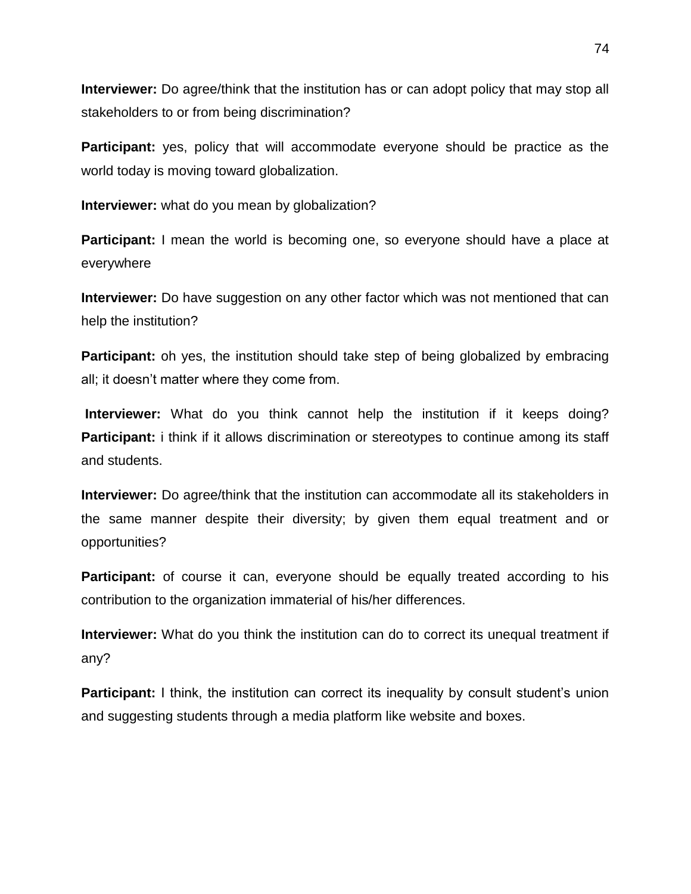**Interviewer:** Do agree/think that the institution has or can adopt policy that may stop all stakeholders to or from being discrimination?

**Participant:** yes, policy that will accommodate everyone should be practice as the world today is moving toward globalization.

**Interviewer:** what do you mean by globalization?

**Participant:** I mean the world is becoming one, so everyone should have a place at everywhere

**Interviewer:** Do have suggestion on any other factor which was not mentioned that can help the institution?

**Participant:** oh yes, the institution should take step of being globalized by embracing all; it doesn't matter where they come from.

**Interviewer:** What do you think cannot help the institution if it keeps doing?
**Participant:** i think if it allows discrimination or stereotypes to continue among its staff and students.

**Interviewer:** Do agree/think that the institution can accommodate all its stakeholders in the same manner despite their diversity; by given them equal treatment and or opportunities?

**Participant:** of course it can, everyone should be equally treated according to his contribution to the organization immaterial of his/her differences.

**Interviewer:** What do you think the institution can do to correct its unequal treatment if any?

**Participant:** I think, the institution can correct its inequality by consult student's union and suggesting students through a media platform like website and boxes.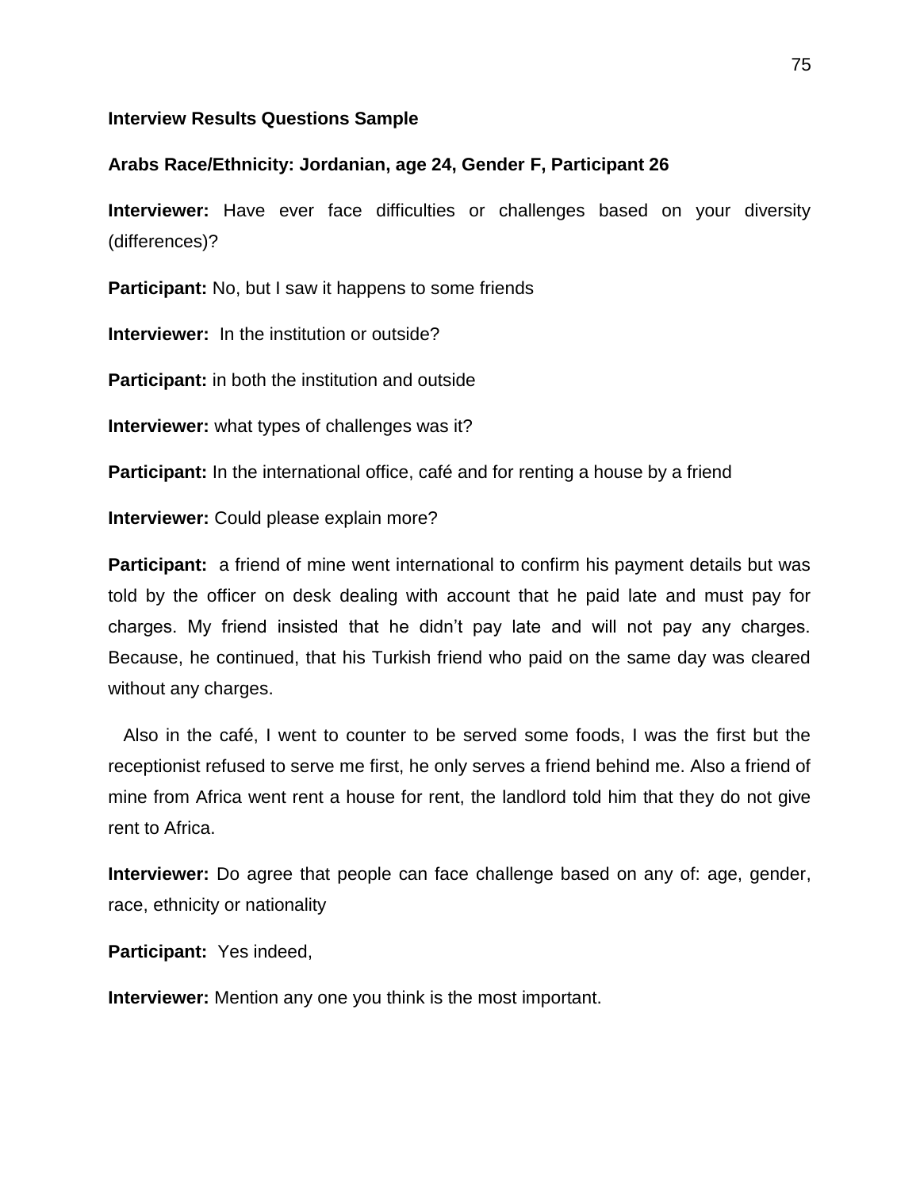**Interview Results Questions Sample**

**Arabs Race/Ethnicity: Jordanian, age 24, Gender F, Participant 26**

**Interviewer:** Have ever face difficulties or challenges based on your diversity (differences)?

**Participant:** No, but I saw it happens to some friends

**Interviewer:** In the institution or outside?

**Participant:** in both the institution and outside

**Interviewer:** what types of challenges was it?

**Participant:** In the international office, café and for renting a house by a friend

**Interviewer:** Could please explain more?

**Participant:** a friend of mine went international to confirm his payment details but was told by the officer on desk dealing with account that he paid late and must pay for charges. My friend insisted that he didn't pay late and will not pay any charges. Because, he continued, that his Turkish friend who paid on the same day was cleared without any charges.

Also in the café, I went to counter to be served some foods, I was the first but the receptionist refused to serve me first, he only serves a friend behind me. Also a friend of mine from Africa went rent a house for rent, the landlord told him that they do not give rent to Africa.

**Interviewer:** Do agree that people can face challenge based on any of: age, gender, race, ethnicity or nationality

**Participant:** Yes indeed,

**Interviewer:** Mention any one you think is the most important.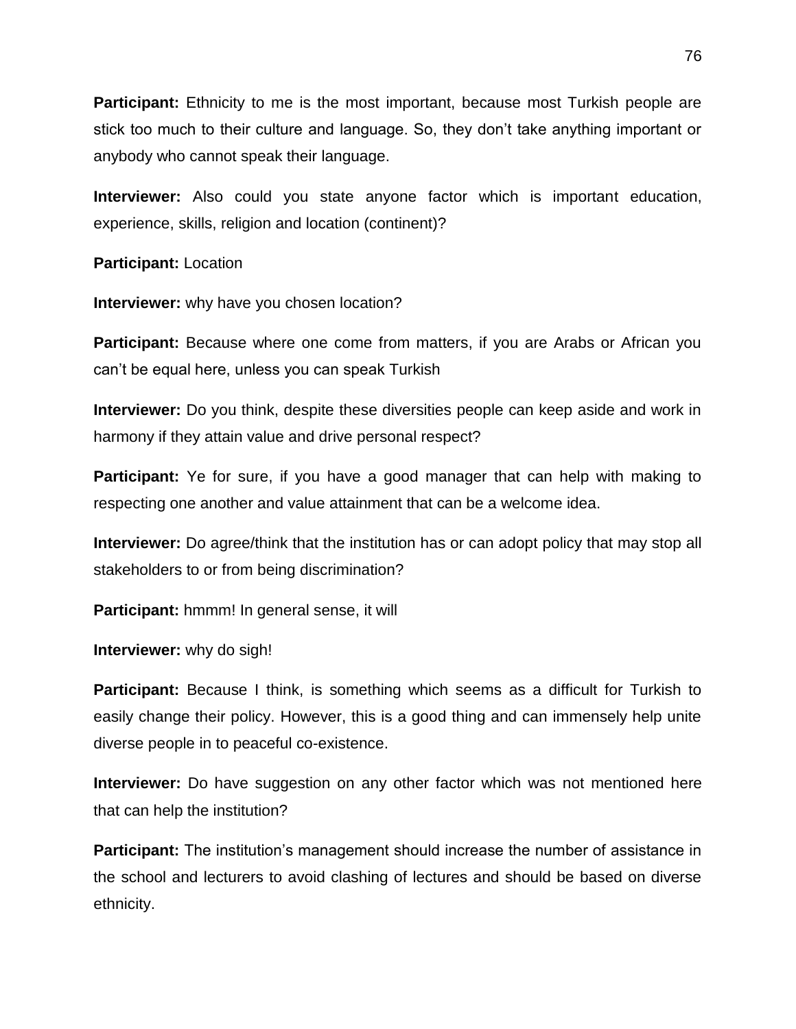**Participant:** Ethnicity to me is the most important, because most Turkish people are stick too much to their culture and language. So, they don't take anything important or anybody who cannot speak their language.

**Interviewer:** Also could you state anyone factor which is important education, experience, skills, religion and location (continent)?

**Participant:** Location

**Interviewer:** why have you chosen location?

**Participant:** Because where one come from matters, if you are Arabs or African you can't be equal here, unless you can speak Turkish

**Interviewer:** Do you think, despite these diversities people can keep aside and work in harmony if they attain value and drive personal respect?

**Participant:** Ye for sure, if you have a good manager that can help with making to respecting one another and value attainment that can be a welcome idea.

**Interviewer:** Do agree/think that the institution has or can adopt policy that may stop all stakeholders to or from being discrimination?

**Participant:** hmmm! In general sense, it will

**Interviewer:** why do sigh!

**Participant:** Because I think, is something which seems as a difficult for Turkish to easily change their policy. However, this is a good thing and can immensely help unite diverse people in to peaceful co-existence.

**Interviewer:** Do have suggestion on any other factor which was not mentioned here that can help the institution?

**Participant:** The institution's management should increase the number of assistance in the school and lecturers to avoid clashing of lectures and should be based on diverse ethnicity.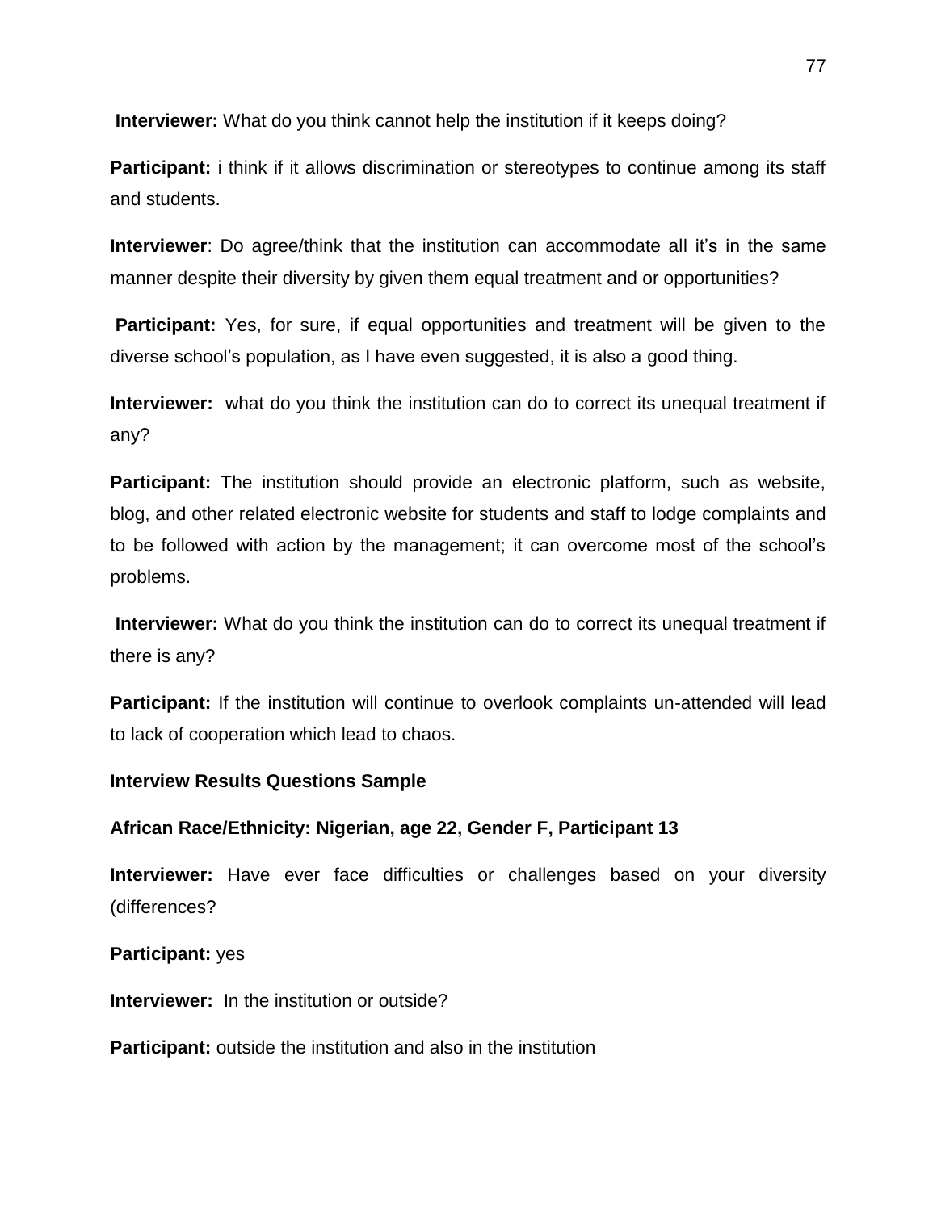**Interviewer:** What do you think cannot help the institution if it keeps doing?

**Participant:** i think if it allows discrimination or stereotypes to continue among its staff and students.

**Interviewer**: Do agree/think that the institution can accommodate all it's in the same manner despite their diversity by given them equal treatment and or opportunities?

**Participant:** Yes, for sure, if equal opportunities and treatment will be given to the diverse school's population, as I have even suggested, it is also a good thing.

**Interviewer:** what do you think the institution can do to correct its unequal treatment if any?

**Participant:** The institution should provide an electronic platform, such as website, blog, and other related electronic website for students and staff to lodge complaints and to be followed with action by the management; it can overcome most of the school's problems.

**Interviewer:** What do you think the institution can do to correct its unequal treatment if there is any?

**Participant:** If the institution will continue to overlook complaints un-attended will lead to lack of cooperation which lead to chaos.

**Interview Results Questions Sample**

**African Race/Ethnicity: Nigerian, age 22, Gender F, Participant 13**

**Interviewer:** Have ever face difficulties or challenges based on your diversity (differences?

**Participant:** yes

**Interviewer:** In the institution or outside?

**Participant:** outside the institution and also in the institution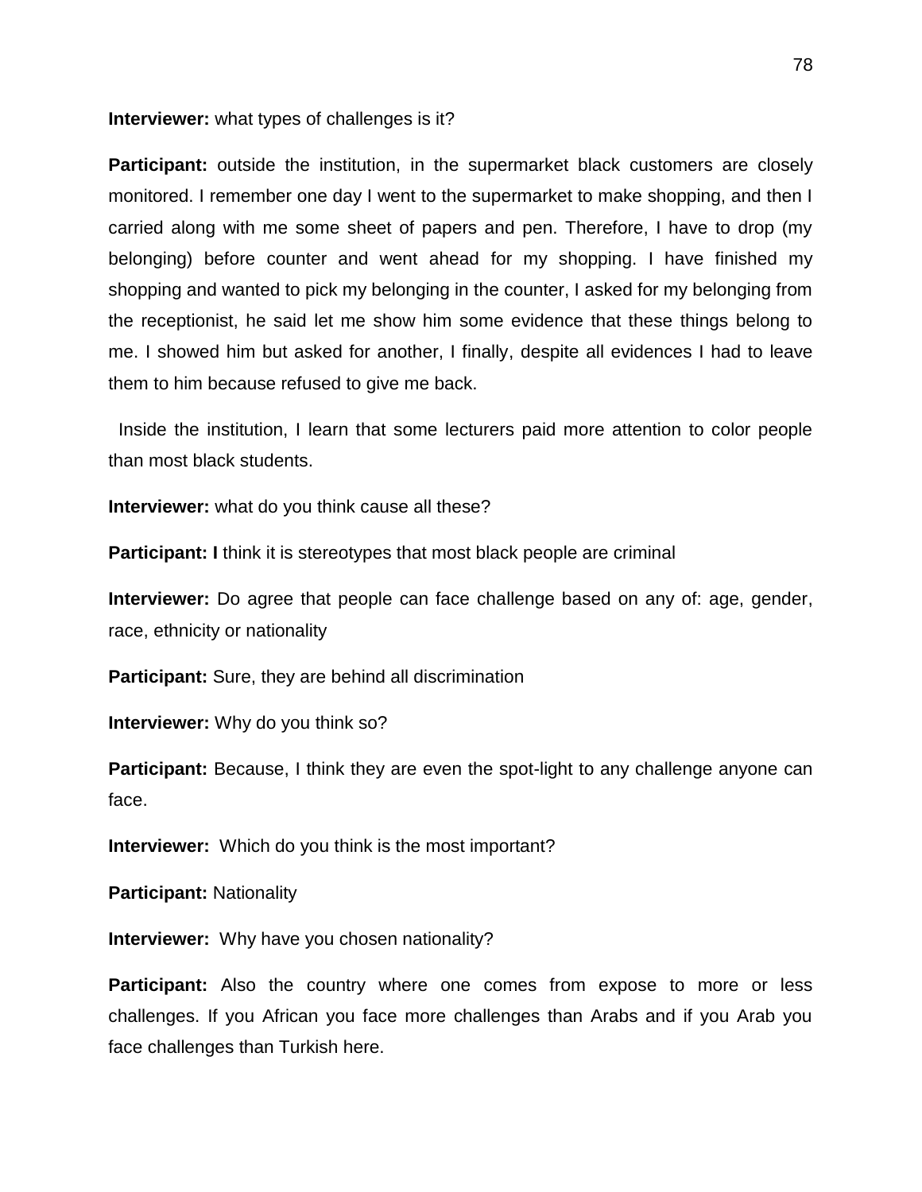**Interviewer:** what types of challenges is it?

**Participant:** outside the institution, in the supermarket black customers are closely monitored. I remember one day I went to the supermarket to make shopping, and then I carried along with me some sheet of papers and pen. Therefore, I have to drop (my belonging) before counter and went ahead for my shopping. I have finished my shopping and wanted to pick my belonging in the counter, I asked for my belonging from the receptionist, he said let me show him some evidence that these things belong to me. I showed him but asked for another, I finally, despite all evidences I had to leave them to him because refused to give me back.

Inside the institution, I learn that some lecturers paid more attention to color people than most black students.

**Interviewer:** what do you think cause all these?

**Participant: I** think it is stereotypes that most black people are criminal

**Interviewer:** Do agree that people can face challenge based on any of: age, gender, race, ethnicity or nationality

**Participant:** Sure, they are behind all discrimination

**Interviewer:** Why do you think so?

**Participant:** Because, I think they are even the spot-light to any challenge anyone can face.

**Interviewer:** Which do you think is the most important?

**Participant:** Nationality

**Interviewer:** Why have you chosen nationality?

**Participant:** Also the country where one comes from expose to more or less challenges. If you African you face more challenges than Arabs and if you Arab you face challenges than Turkish here.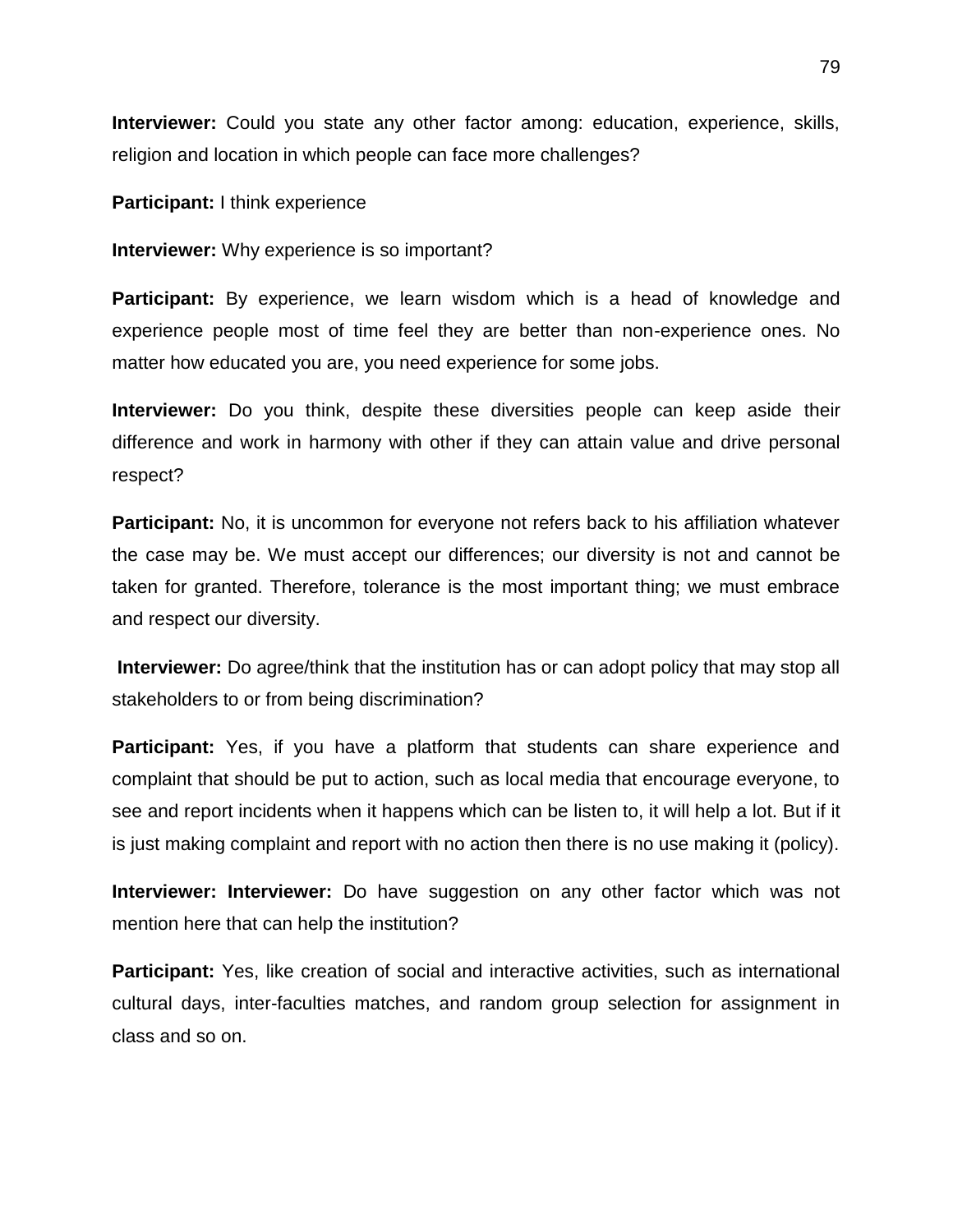**Interviewer:** Could you state any other factor among: education, experience, skills, religion and location in which people can face more challenges?

**Participant:** I think experience

**Interviewer:** Why experience is so important?

**Participant:** By experience, we learn wisdom which is a head of knowledge and experience people most of time feel they are better than non-experience ones. No matter how educated you are, you need experience for some jobs.

**Interviewer:** Do you think, despite these diversities people can keep aside their difference and work in harmony with other if they can attain value and drive personal respect?

**Participant:** No, it is uncommon for everyone not refers back to his affiliation whatever the case may be. We must accept our differences; our diversity is not and cannot be taken for granted. Therefore, tolerance is the most important thing; we must embrace and respect our diversity.

**Interviewer:** Do agree/think that the institution has or can adopt policy that may stop all stakeholders to or from being discrimination?

**Participant:** Yes, if you have a platform that students can share experience and complaint that should be put to action, such as local media that encourage everyone, to see and report incidents when it happens which can be listen to, it will help a lot. But if it is just making complaint and report with no action then there is no use making it (policy).

**Interviewer: Interviewer:** Do have suggestion on any other factor which was not mention here that can help the institution?

**Participant:** Yes, like creation of social and interactive activities, such as international cultural days, inter-faculties matches, and random group selection for assignment in class and so on.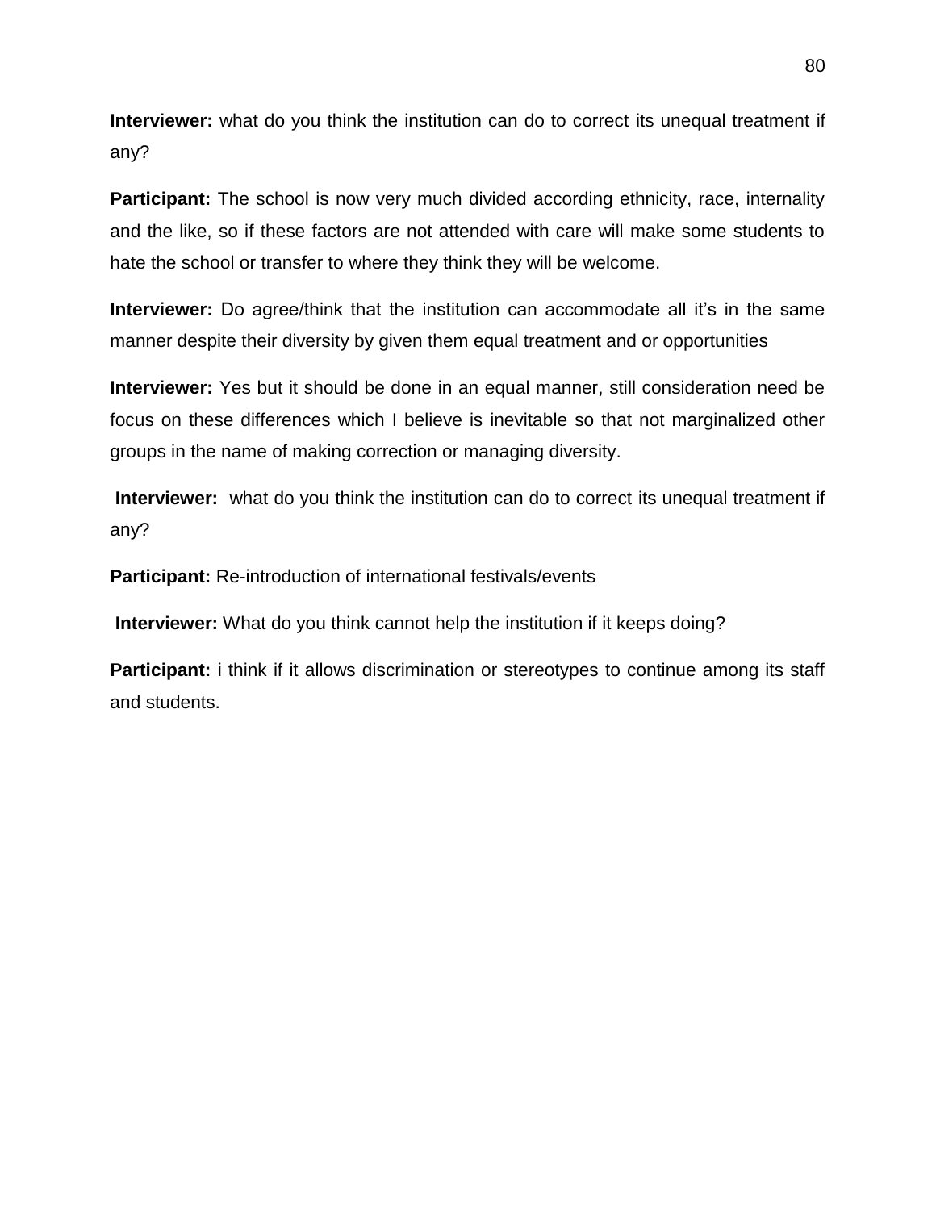**Interviewer:** what do you think the institution can do to correct its unequal treatment if any?

**Participant:** The school is now very much divided according ethnicity, race, internality and the like, so if these factors are not attended with care will make some students to hate the school or transfer to where they think they will be welcome.

**Interviewer:** Do agree/think that the institution can accommodate all it's in the same manner despite their diversity by given them equal treatment and or opportunities

**Interviewer:** Yes but it should be done in an equal manner, still consideration need be focus on these differences which I believe is inevitable so that not marginalized other groups in the name of making correction or managing diversity.

**Interviewer:** what do you think the institution can do to correct its unequal treatment if any?

**Participant:** Re-introduction of international festivals/events

**Interviewer:** What do you think cannot help the institution if it keeps doing?

**Participant:** i think if it allows discrimination or stereotypes to continue among its staff and students.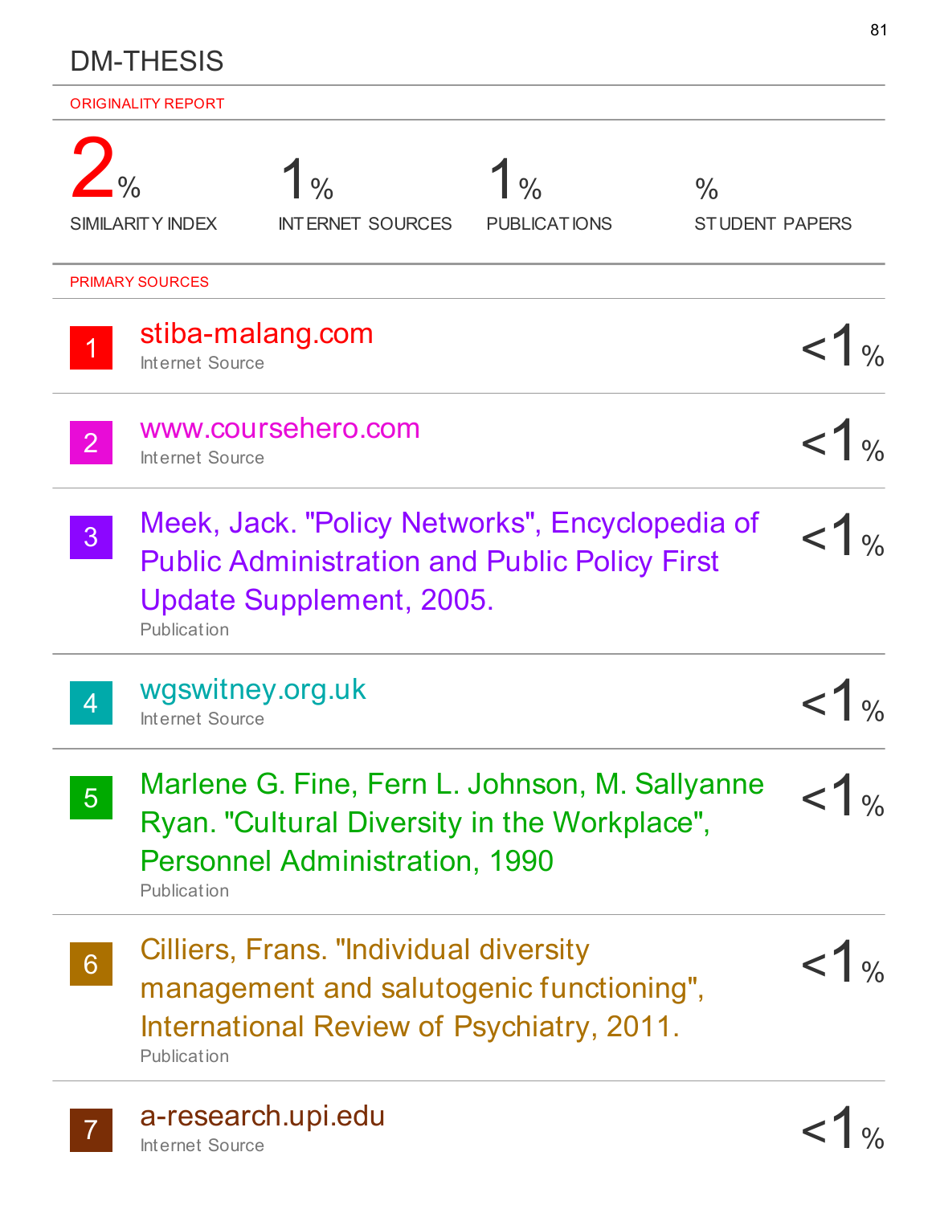# DM-THESIS

ORIGINALITY REPORT

| 2% | 1% | 1% | % |
|---|---|---|---|
| SIMILARITY INDEX | INTERNET SOURCES | PUBLICATIONS | STUDENT PAPERS |

PRIMARY SOURCES

| # | Source | % |
|---|---|---|
| 1 | stiba-malang.com<br>Internet Source | <1% |
| 2 | www.coursehero.com<br>Internet Source | <1% |
| 3 | Meek, Jack. "Policy Networks", Encyclopedia of Public Administration and Public Policy First Update Supplement, 2005.<br>Publication | <1% |
| 4 | wgswitney.org.uk<br>Internet Source | <1% |
| 5 | Marlene G. Fine, Fern L. Johnson, M. Sallyanne Ryan. "Cultural Diversity in the Workplace", Personnel Administration, 1990<br>Publication | <1% |
| 6 | Cilliers, Frans. "Individual diversity management and salutogenic functioning", International Review of Psychiatry, 2011.<br>Publication | <1% |
| 7 | a-research.upi.edu<br>Internet Source | <1% |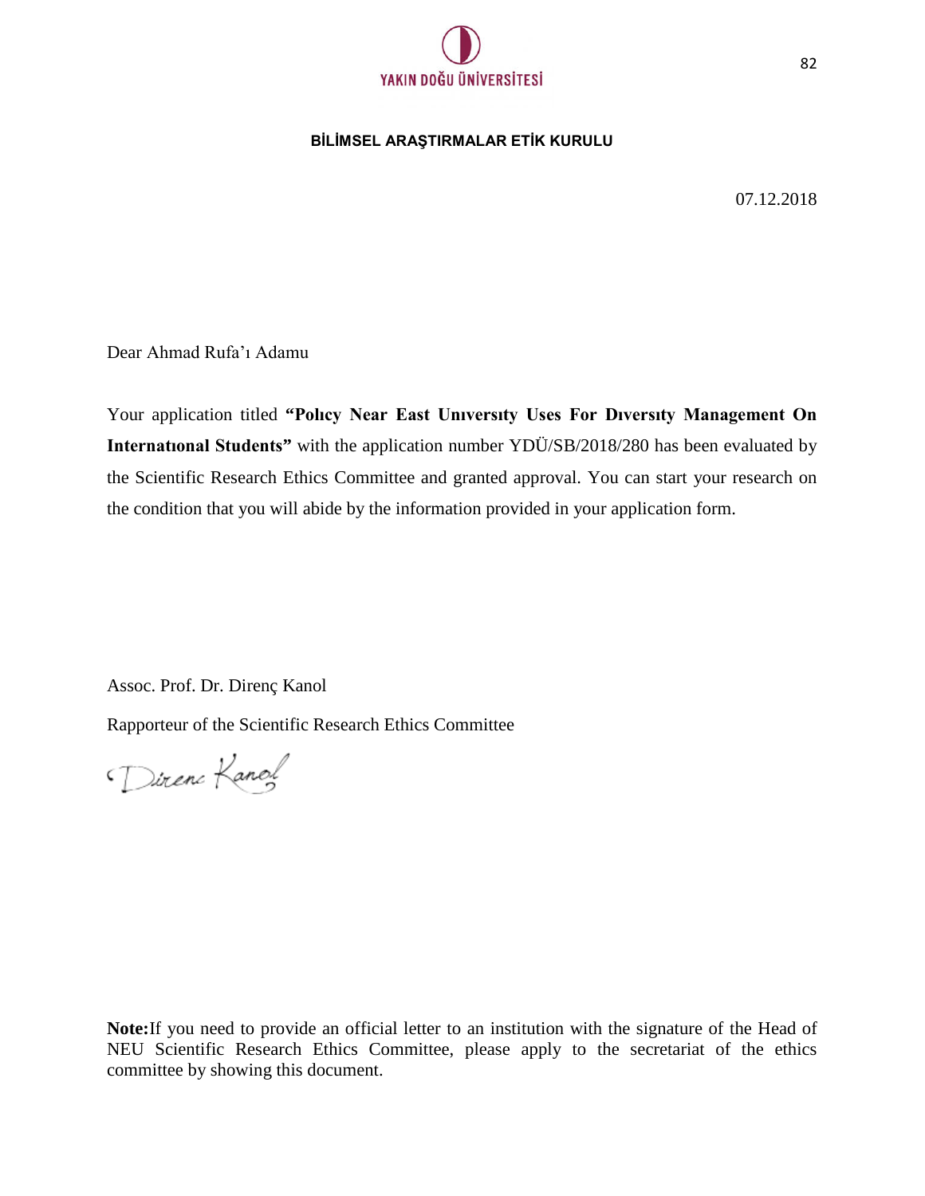YAKIN DOĞU ÜNİVERSİTESİ

**BİLİMSEL ARAŞTIRMALAR ETİK KURULU**

07.12.2018

Dear Ahmad Rufa'ı Adamu

Your application titled **"Polıcy Near East Unıversıty Uses For Dıversıty Management On Internatıonal Students"** with the application number YDÜ/SB/2018/280 has been evaluated by the Scientific Research Ethics Committee and granted approval. You can start your research on the condition that you will abide by the information provided in your application form.

Assoc. Prof. Dr. Direnç Kanol

Rapporteur of the Scientific Research Ethics Committee

Direnc Kanol

**Note:** If you need to provide an official letter to an institution with the signature of the Head of NEU Scientific Research Ethics Committee, please apply to the secretariat of the ethics committee by showing this document.